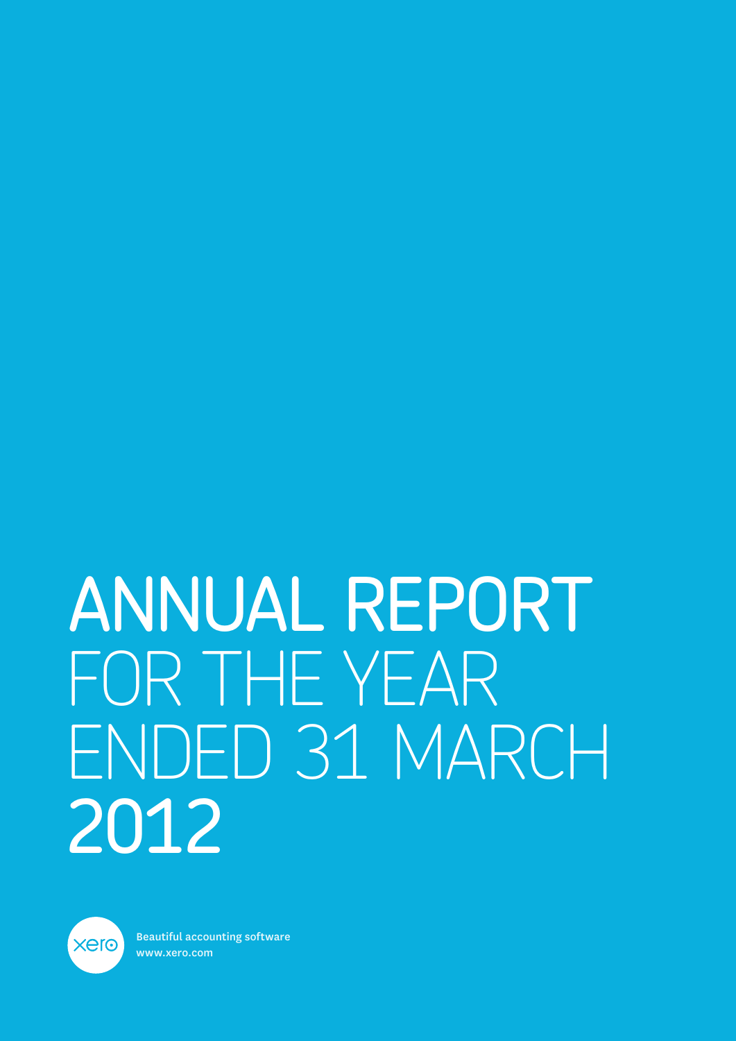# ANNUAL REPORT FOR THE YEAR ENDED 31 MARCH 2012

xero

Beautiful accounting software
www.xero.com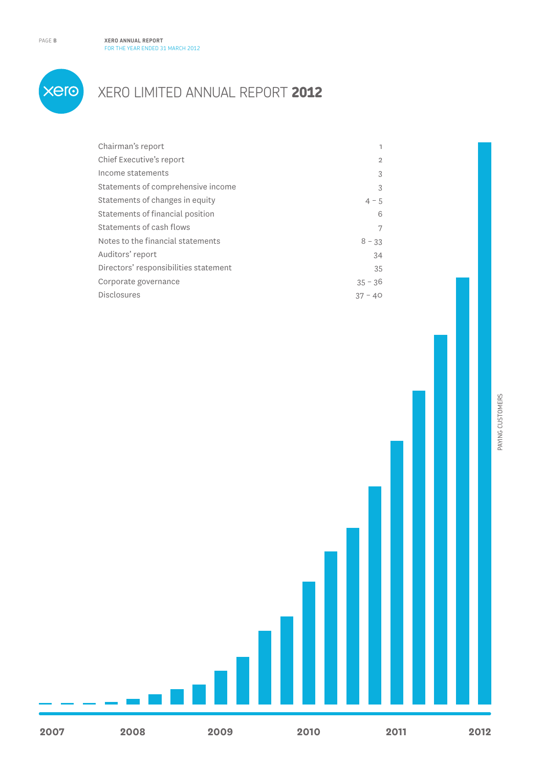# XERO LIMITED ANNUAL REPORT **2012**

| | |
|---|---|
| Chairman's report | 1 |
| Chief Executive's report | 2 |
| Income statements | 3 |
| Statements of comprehensive income | 3 |
| Statements of changes in equity | 4 – 5 |
| Statements of financial position | 6 |
| Statements of cash flows | 7 |
| Notes to the financial statements | 8 – 33 |
| Auditors' report | 34 |
| Directors' responsibilities statement | 35 |
| Corporate governance | 35 – 36 |
| Disclosures | 37 – 40 |

PAYING CUSTOMERS

**2007** **2008** **2009** **2010** **2011** **2012**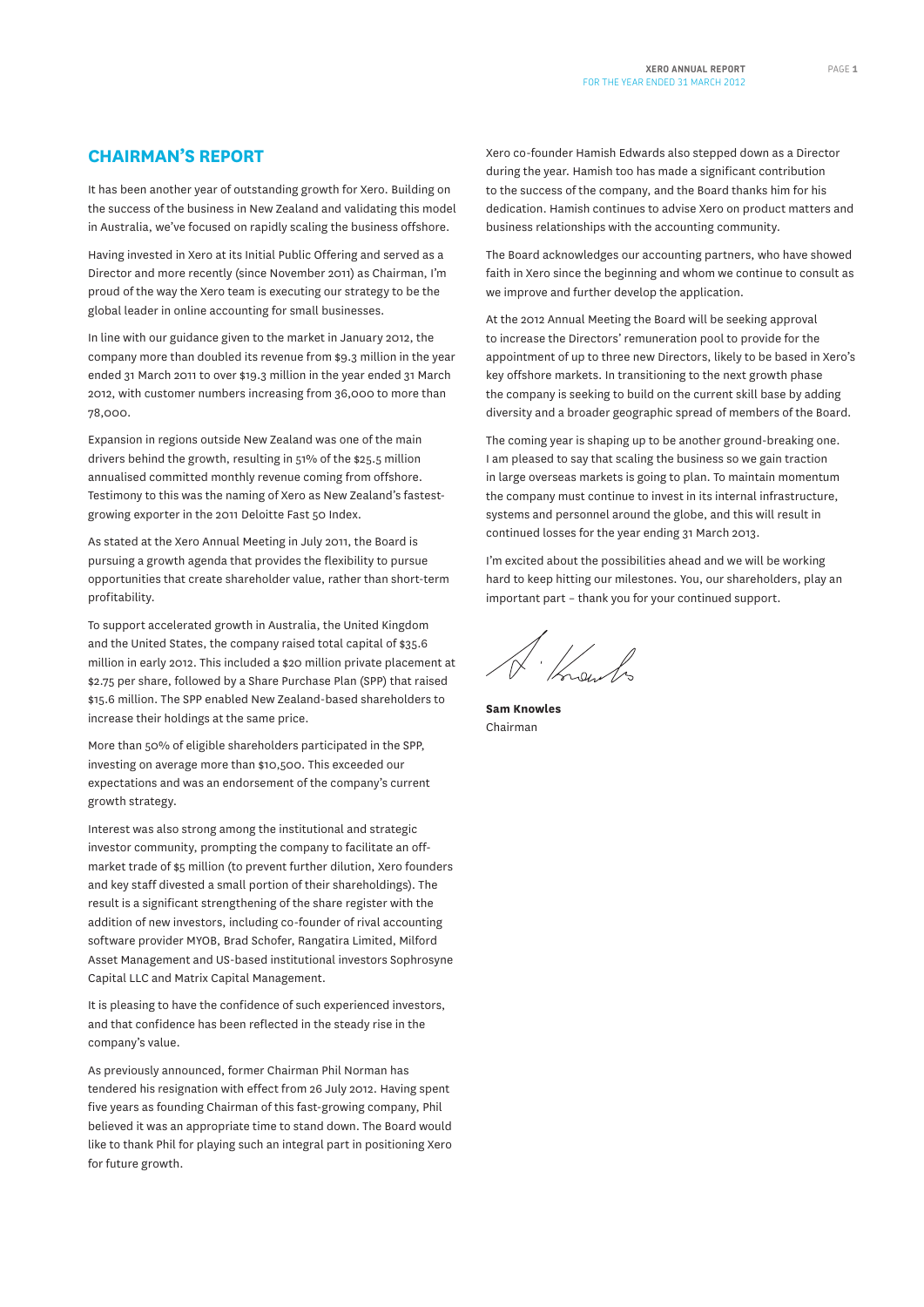## CHAIRMAN'S REPORT

It has been another year of outstanding growth for Xero. Building on the success of the business in New Zealand and validating this model in Australia, we've focused on rapidly scaling the business offshore.

Having invested in Xero at its Initial Public Offering and served as a Director and more recently (since November 2011) as Chairman, I'm proud of the way the Xero team is executing our strategy to be the global leader in online accounting for small businesses.

In line with our guidance given to the market in January 2012, the company more than doubled its revenue from $9.3 million in the year ended 31 March 2011 to over $19.3 million in the year ended 31 March 2012, with customer numbers increasing from 36,000 to more than 78,000.

Expansion in regions outside New Zealand was one of the main drivers behind the growth, resulting in 51% of the $25.5 million annualised committed monthly revenue coming from offshore. Testimony to this was the naming of Xero as New Zealand's fastest-growing exporter in the 2011 Deloitte Fast 50 Index.

As stated at the Xero Annual Meeting in July 2011, the Board is pursuing a growth agenda that provides the flexibility to pursue opportunities that create shareholder value, rather than short-term profitability.

To support accelerated growth in Australia, the United Kingdom and the United States, the company raised total capital of $35.6 million in early 2012. This included a $20 million private placement at $2.75 per share, followed by a Share Purchase Plan (SPP) that raised $15.6 million. The SPP enabled New Zealand-based shareholders to increase their holdings at the same price.

More than 50% of eligible shareholders participated in the SPP, investing on average more than $10,500. This exceeded our expectations and was an endorsement of the company's current growth strategy.

Interest was also strong among the institutional and strategic investor community, prompting the company to facilitate an off-market trade of $5 million (to prevent further dilution, Xero founders and key staff divested a small portion of their shareholdings). The result is a significant strengthening of the share register with the addition of new investors, including co-founder of rival accounting software provider MYOB, Brad Schofer, Rangatira Limited, Milford Asset Management and US-based institutional investors Sophrosyne Capital LLC and Matrix Capital Management.

It is pleasing to have the confidence of such experienced investors, and that confidence has been reflected in the steady rise in the company's value.

As previously announced, former Chairman Phil Norman has tendered his resignation with effect from 26 July 2012. Having spent five years as founding Chairman of this fast-growing company, Phil believed it was an appropriate time to stand down. The Board would like to thank Phil for playing such an integral part in positioning Xero for future growth.

Xero co-founder Hamish Edwards also stepped down as a Director during the year. Hamish too has made a significant contribution to the success of the company, and the Board thanks him for his dedication. Hamish continues to advise Xero on product matters and business relationships with the accounting community.

The Board acknowledges our accounting partners, who have showed faith in Xero since the beginning and whom we continue to consult as we improve and further develop the application.

At the 2012 Annual Meeting the Board will be seeking approval to increase the Directors' remuneration pool to provide for the appointment of up to three new Directors, likely to be based in Xero's key offshore markets. In transitioning to the next growth phase the company is seeking to build on the current skill base by adding diversity and a broader geographic spread of members of the Board.

The coming year is shaping up to be another ground-breaking one. I am pleased to say that scaling the business so we gain traction in large overseas markets is going to plan. To maintain momentum the company must continue to invest in its internal infrastructure, systems and personnel around the globe, and this will result in continued losses for the year ending 31 March 2013.

I'm excited about the possibilities ahead and we will be working hard to keep hitting our milestones. You, our shareholders, play an important part – thank you for your continued support.

**Sam Knowles**
Chairman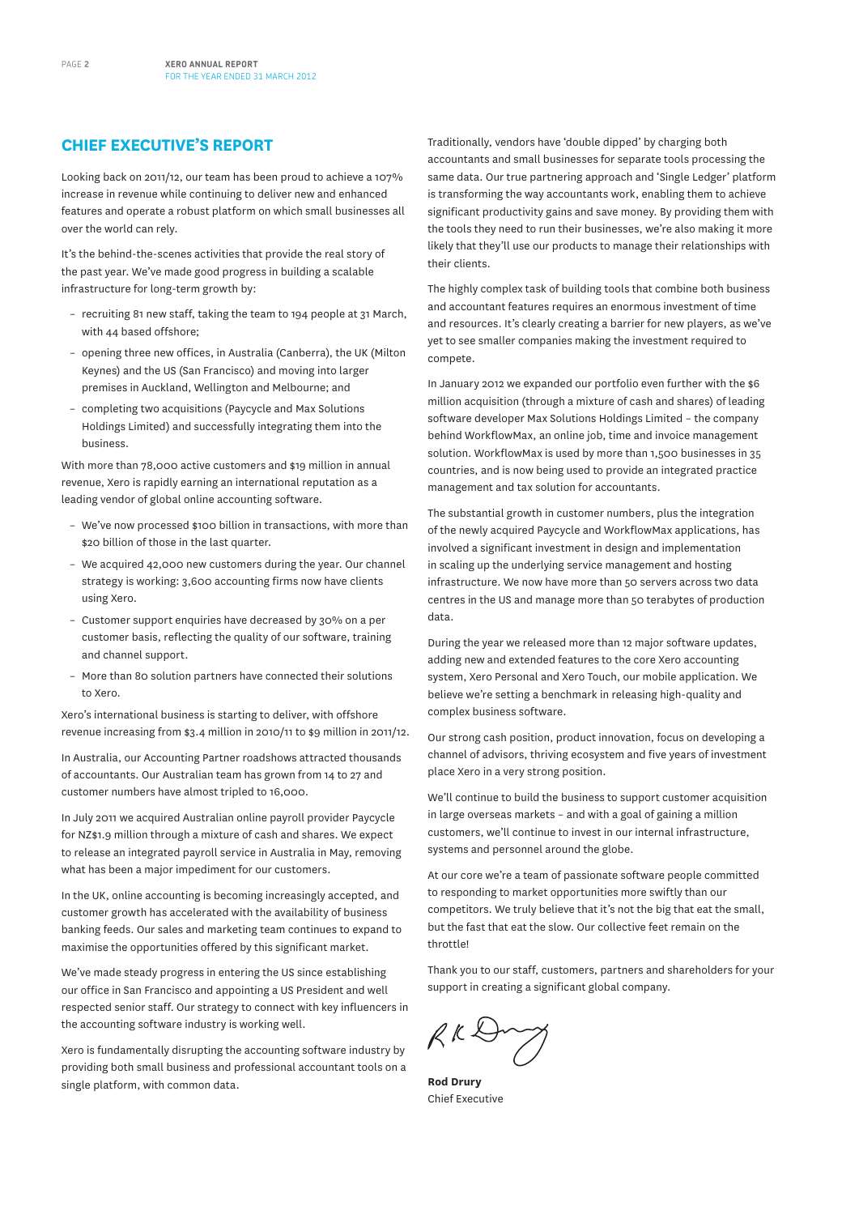## CHIEF EXECUTIVE'S REPORT

Looking back on 2011/12, our team has been proud to achieve a 107% increase in revenue while continuing to deliver new and enhanced features and operate a robust platform on which small businesses all over the world can rely.

It's the behind-the-scenes activities that provide the real story of the past year. We've made good progress in building a scalable infrastructure for long-term growth by:

- recruiting 81 new staff, taking the team to 194 people at 31 March, with 44 based offshore;
- opening three new offices, in Australia (Canberra), the UK (Milton Keynes) and the US (San Francisco) and moving into larger premises in Auckland, Wellington and Melbourne; and
- completing two acquisitions (Paycycle and Max Solutions Holdings Limited) and successfully integrating them into the business.

With more than 78,000 active customers and $19 million in annual revenue, Xero is rapidly earning an international reputation as a leading vendor of global online accounting software.

- We've now processed $100 billion in transactions, with more than $20 billion of those in the last quarter.
- We acquired 42,000 new customers during the year. Our channel strategy is working: 3,600 accounting firms now have clients using Xero.
- Customer support enquiries have decreased by 30% on a per customer basis, reflecting the quality of our software, training and channel support.
- More than 80 solution partners have connected their solutions to Xero.

Xero's international business is starting to deliver, with offshore revenue increasing from $3.4 million in 2010/11 to $9 million in 2011/12.

In Australia, our Accounting Partner roadshows attracted thousands of accountants. Our Australian team has grown from 14 to 27 and customer numbers have almost tripled to 16,000.

In July 2011 we acquired Australian online payroll provider Paycycle for NZ$1.9 million through a mixture of cash and shares. We expect to release an integrated payroll service in Australia in May, removing what has been a major impediment for our customers.

In the UK, online accounting is becoming increasingly accepted, and customer growth has accelerated with the availability of business banking feeds. Our sales and marketing team continues to expand to maximise the opportunities offered by this significant market.

We've made steady progress in entering the US since establishing our office in San Francisco and appointing a US President and well respected senior staff. Our strategy to connect with key influencers in the accounting software industry is working well.

Xero is fundamentally disrupting the accounting software industry by providing both small business and professional accountant tools on a single platform, with common data.

Traditionally, vendors have 'double dipped' by charging both accountants and small businesses for separate tools processing the same data. Our true partnering approach and 'Single Ledger' platform is transforming the way accountants work, enabling them to achieve significant productivity gains and save money. By providing them with the tools they need to run their businesses, we're also making it more likely that they'll use our products to manage their relationships with their clients.

The highly complex task of building tools that combine both business and accountant features requires an enormous investment of time and resources. It's clearly creating a barrier for new players, as we've yet to see smaller companies making the investment required to compete.

In January 2012 we expanded our portfolio even further with the $6 million acquisition (through a mixture of cash and shares) of leading software developer Max Solutions Holdings Limited – the company behind WorkflowMax, an online job, time and invoice management solution. WorkflowMax is used by more than 1,500 businesses in 35 countries, and is now being used to provide an integrated practice management and tax solution for accountants.

The substantial growth in customer numbers, plus the integration of the newly acquired Paycycle and WorkflowMax applications, has involved a significant investment in design and implementation in scaling up the underlying service management and hosting infrastructure. We now have more than 50 servers across two data centres in the US and manage more than 50 terabytes of production data.

During the year we released more than 12 major software updates, adding new and extended features to the core Xero accounting system, Xero Personal and Xero Touch, our mobile application. We believe we're setting a benchmark in releasing high-quality and complex business software.

Our strong cash position, product innovation, focus on developing a channel of advisors, thriving ecosystem and five years of investment place Xero in a very strong position.

We'll continue to build the business to support customer acquisition in large overseas markets – and with a goal of gaining a million customers, we'll continue to invest in our internal infrastructure, systems and personnel around the globe.

At our core we're a team of passionate software people committed to responding to market opportunities more swiftly than our competitors. We truly believe that it's not the big that eat the small, but the fast that eat the slow. Our collective feet remain on the throttle!

Thank you to our staff, customers, partners and shareholders for your support in creating a significant global company.

**Rod Drury**
Chief Executive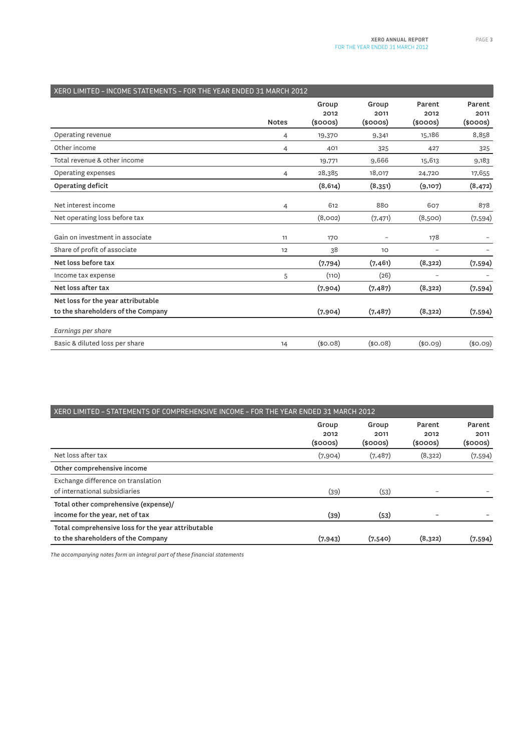## XERO LIMITED – INCOME STATEMENTS – FOR THE YEAR ENDED 31 MARCH 2012

| | Notes | Group 2012 ($000s) | Group 2011 ($000s) | Parent 2012 ($000s) | Parent 2011 ($000s) |
|---|---|---|---|---|---|
| Operating revenue | 4 | 19,370 | 9,341 | 15,186 | 8,858 |
| Other income | 4 | 401 | 325 | 427 | 325 |
| Total revenue & other income | | 19,771 | 9,666 | 15,613 | 9,183 |
| Operating expenses | 4 | 28,385 | 18,017 | 24,720 | 17,655 |
| **Operating deficit** | | **(8,614)** | **(8,351)** | **(9,107)** | **(8,472)** |
| Net interest income | 4 | 612 | 880 | 607 | 878 |
| Net operating loss before tax | | (8,002) | (7,471) | (8,500) | (7,594) |
| Gain on investment in associate | 11 | 170 | – | 178 | – |
| Share of profit of associate | 12 | 38 | 10 | – | – |
| **Net loss before tax** | | **(7,794)** | **(7,461)** | **(8,322)** | **(7,594)** |
| Income tax expense | 5 | (110) | (26) | – | – |
| **Net loss after tax** | | **(7,904)** | **(7,487)** | **(8,322)** | **(7,594)** |
| **Net loss for the year attributable to the shareholders of the Company** | | **(7,904)** | **(7,487)** | **(8,322)** | **(7,594)** |
| *Earnings per share* | | | | | |
| Basic & diluted loss per share | 14 | ($0.08) | ($0.08) | ($0.09) | ($0.09) |

## XERO LIMITED – STATEMENTS OF COMPREHENSIVE INCOME – FOR THE YEAR ENDED 31 MARCH 2012

| | Group 2012 ($000s) | Group 2011 ($000s) | Parent 2012 ($000s) | Parent 2011 ($000s) |
|---|---|---|---|---|
| Net loss after tax | (7,904) | (7,487) | (8,322) | (7,594) |
| **Other comprehensive income** | | | | |
| Exchange difference on translation of international subsidiaries | (39) | (53) | – | – |
| **Total other comprehensive (expense)/ income for the year, net of tax** | **(39)** | **(53)** | **–** | **–** |
| **Total comprehensive loss for the year attributable to the shareholders of the Company** | **(7,943)** | **(7,540)** | **(8,322)** | **(7,594)** |

*The accompanying notes form an integral part of these financial statements*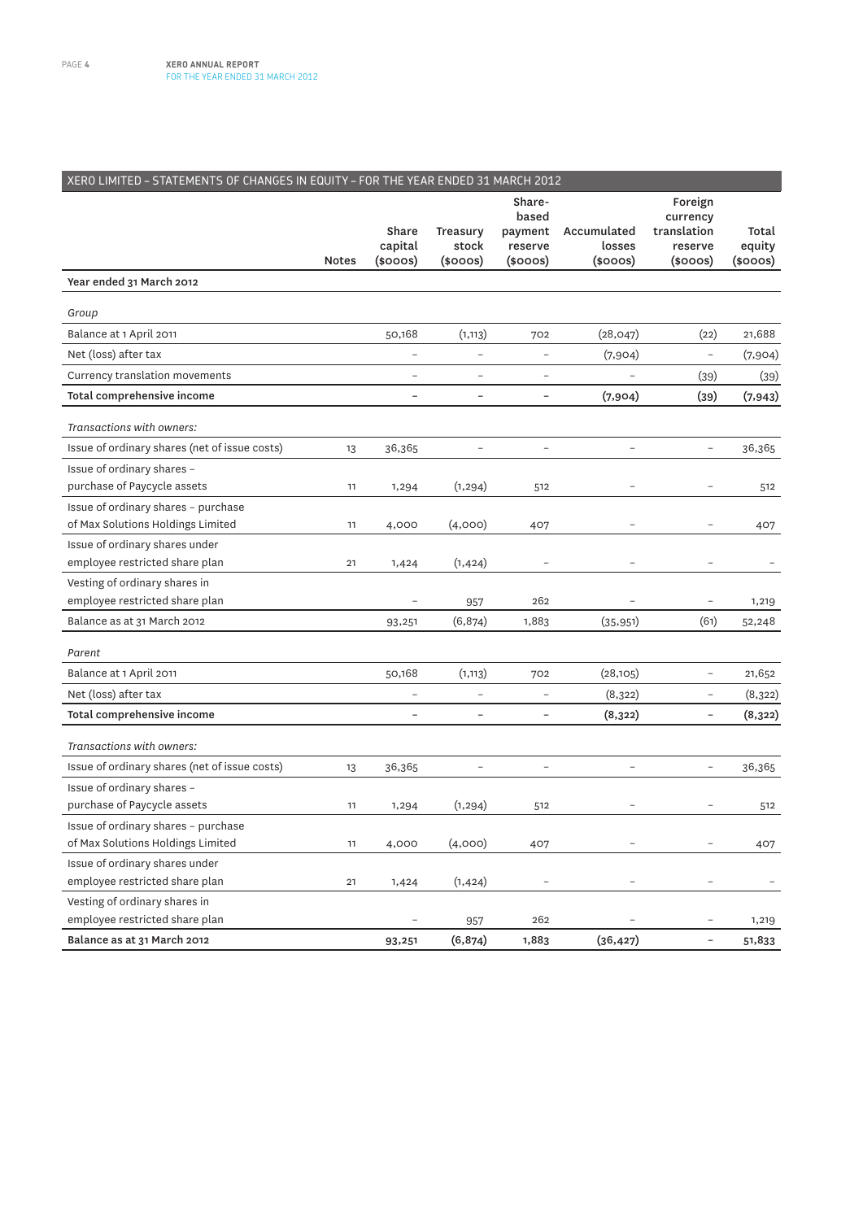## XERO LIMITED – STATEMENTS OF CHANGES IN EQUITY – FOR THE YEAR ENDED 31 MARCH 2012

| | Notes | Share capital ($000s) | Treasury stock ($000s) | Share-based payment reserve ($000s) | Accumulated losses ($000s) | Foreign currency translation reserve ($000s) | Total equity ($000s) |
|---|---|---|---|---|---|---|---|
| **Year ended 31 March 2012** | | | | | | | |
| *Group* | | | | | | | |
| Balance at 1 April 2011 | | 50,168 | (1,113) | 702 | (28,047) | (22) | 21,688 |
| Net (loss) after tax | | – | – | – | (7,904) | – | (7,904) |
| Currency translation movements | | – | – | – | – | (39) | (39) |
| **Total comprehensive income** | | **–** | **–** | **–** | **(7,904)** | **(39)** | **(7,943)** |
| *Transactions with owners:* | | | | | | | |
| Issue of ordinary shares (net of issue costs) | 13 | 36,365 | – | – | – | – | 36,365 |
| Issue of ordinary shares – purchase of Paycycle assets | 11 | 1,294 | (1,294) | 512 | – | – | 512 |
| Issue of ordinary shares – purchase of Max Solutions Holdings Limited | 11 | 4,000 | (4,000) | 407 | – | – | 407 |
| Issue of ordinary shares under employee restricted share plan | 21 | 1,424 | (1,424) | – | – | – | – |
| Vesting of ordinary shares in employee restricted share plan | | – | 957 | 262 | – | – | 1,219 |
| Balance as at 31 March 2012 | | 93,251 | (6,874) | 1,883 | (35,951) | (61) | 52,248 |
| *Parent* | | | | | | | |
| Balance at 1 April 2011 | | 50,168 | (1,113) | 702 | (28,105) | – | 21,652 |
| Net (loss) after tax | | – | – | – | (8,322) | – | (8,322) |
| **Total comprehensive income** | | **–** | **–** | **–** | **(8,322)** | **–** | **(8,322)** |
| *Transactions with owners:* | | | | | | | |
| Issue of ordinary shares (net of issue costs) | 13 | 36,365 | – | – | – | – | 36,365 |
| Issue of ordinary shares – purchase of Paycycle assets | 11 | 1,294 | (1,294) | 512 | – | – | 512 |
| Issue of ordinary shares – purchase of Max Solutions Holdings Limited | 11 | 4,000 | (4,000) | 407 | – | – | 407 |
| Issue of ordinary shares under employee restricted share plan | 21 | 1,424 | (1,424) | – | – | – | – |
| Vesting of ordinary shares in employee restricted share plan | | – | 957 | 262 | – | – | 1,219 |
| **Balance as at 31 March 2012** | | **93,251** | **(6,874)** | **1,883** | **(36,427)** | **–** | **51,833** |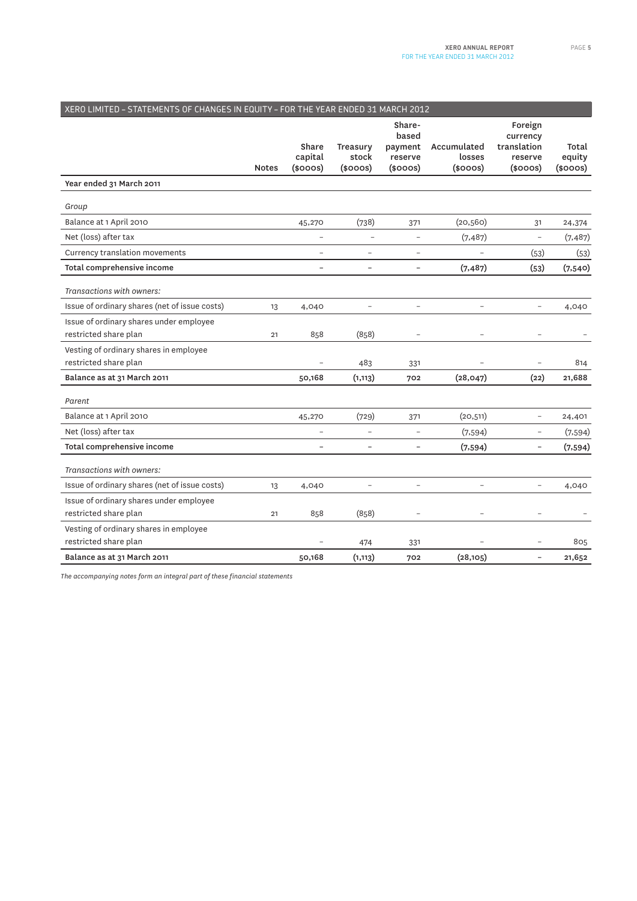## XERO LIMITED – STATEMENTS OF CHANGES IN EQUITY – FOR THE YEAR ENDED 31 MARCH 2012

| | Notes | Share capital ($000s) | Treasury stock ($000s) | Share-based payment reserve ($000s) | Accumulated losses ($000s) | Foreign currency translation reserve ($000s) | Total equity ($000s) |
|---|---|---|---|---|---|---|---|
| **Year ended 31 March 2011** | | | | | | | |
| *Group* | | | | | | | |
| Balance at 1 April 2010 | | 45,270 | (738) | 371 | (20,560) | 31 | 24,374 |
| Net (loss) after tax | | – | – | – | (7,487) | – | (7,487) |
| Currency translation movements | | – | – | – | – | (53) | (53) |
| **Total comprehensive income** | | **–** | **–** | **–** | **(7,487)** | **(53)** | **(7,540)** |
| *Transactions with owners:* | | | | | | | |
| Issue of ordinary shares (net of issue costs) | 13 | 4,040 | – | – | – | – | 4,040 |
| Issue of ordinary shares under employee restricted share plan | 21 | 858 | (858) | – | – | – | – |
| Vesting of ordinary shares in employee restricted share plan | | – | 483 | 331 | – | – | 814 |
| **Balance as at 31 March 2011** | | **50,168** | **(1,113)** | **702** | **(28,047)** | **(22)** | **21,688** |
| *Parent* | | | | | | | |
| Balance at 1 April 2010 | | 45,270 | (729) | 371 | (20,511) | – | 24,401 |
| Net (loss) after tax | | – | – | – | (7,594) | – | (7,594) |
| **Total comprehensive income** | | **–** | **–** | **–** | **(7,594)** | **–** | **(7,594)** |
| *Transactions with owners:* | | | | | | | |
| Issue of ordinary shares (net of issue costs) | 13 | 4,040 | – | – | – | – | 4,040 |
| Issue of ordinary shares under employee restricted share plan | 21 | 858 | (858) | – | – | – | – |
| Vesting of ordinary shares in employee restricted share plan | | – | 474 | 331 | – | – | 805 |
| **Balance as at 31 March 2011** | | **50,168** | **(1,113)** | **702** | **(28,105)** | **–** | **21,652** |

*The accompanying notes form an integral part of these financial statements*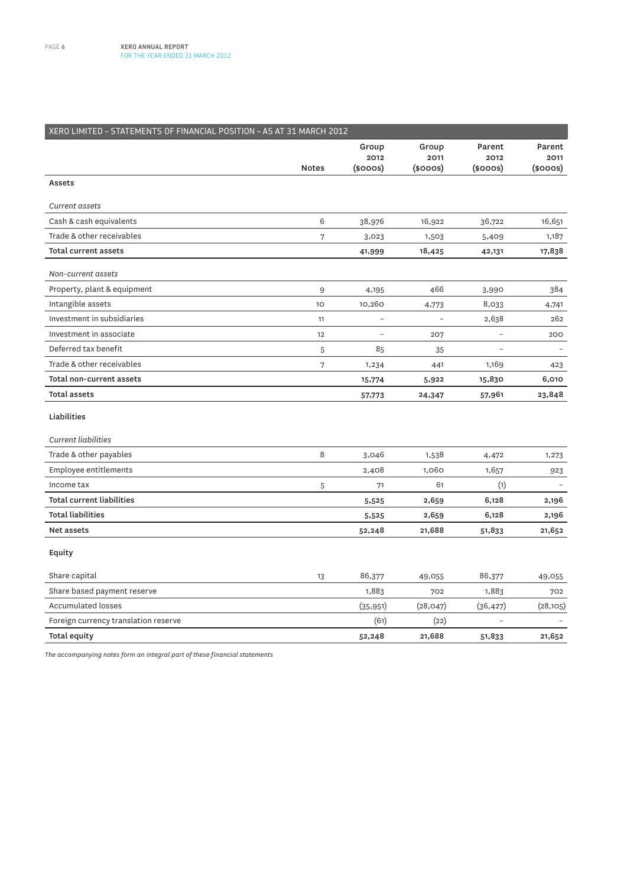## XERO LIMITED – STATEMENTS OF FINANCIAL POSITION – AS AT 31 MARCH 2012

| | Notes | Group 2012 ($000s) | Group 2011 ($000s) | Parent 2012 ($000s) | Parent 2011 ($000s) |
|---|---|---|---|---|---|
| **Assets** | | | | | |
| *Current assets* | | | | | |
| Cash & cash equivalents | 6 | 38,976 | 16,922 | 36,722 | 16,651 |
| Trade & other receivables | 7 | 3,023 | 1,503 | 5,409 | 1,187 |
| **Total current assets** | | **41,999** | **18,425** | **42,131** | **17,838** |
| *Non-current assets* | | | | | |
| Property, plant & equipment | 9 | 4,195 | 466 | 3,990 | 384 |
| Intangible assets | 10 | 10,260 | 4,773 | 8,033 | 4,741 |
| Investment in subsidiaries | 11 | – | – | 2,638 | 262 |
| Investment in associate | 12 | – | 207 | – | 200 |
| Deferred tax benefit | 5 | 85 | 35 | – | – |
| Trade & other receivables | 7 | 1,234 | 441 | 1,169 | 423 |
| **Total non-current assets** | | **15,774** | **5,922** | **15,830** | **6,010** |
| **Total assets** | | **57,773** | **24,347** | **57,961** | **23,848** |
| **Liabilities** | | | | | |
| *Current liabilities* | | | | | |
| Trade & other payables | 8 | 3,046 | 1,538 | 4,472 | 1,273 |
| Employee entitlements | | 2,408 | 1,060 | 1,657 | 923 |
| Income tax | 5 | 71 | 61 | (1) | – |
| **Total current liabilities** | | **5,525** | **2,659** | **6,128** | **2,196** |
| **Total liabilities** | | **5,525** | **2,659** | **6,128** | **2,196** |
| **Net assets** | | **52,248** | **21,688** | **51,833** | **21,652** |
| **Equity** | | | | | |
| Share capital | 13 | 86,377 | 49,055 | 86,377 | 49,055 |
| Share based payment reserve | | 1,883 | 702 | 1,883 | 702 |
| Accumulated losses | | (35,951) | (28,047) | (36,427) | (28,105) |
| Foreign currency translation reserve | | (61) | (22) | – | – |
| **Total equity** | | **52,248** | **21,688** | **51,833** | **21,652** |

*The accompanying notes form an integral part of these financial statements*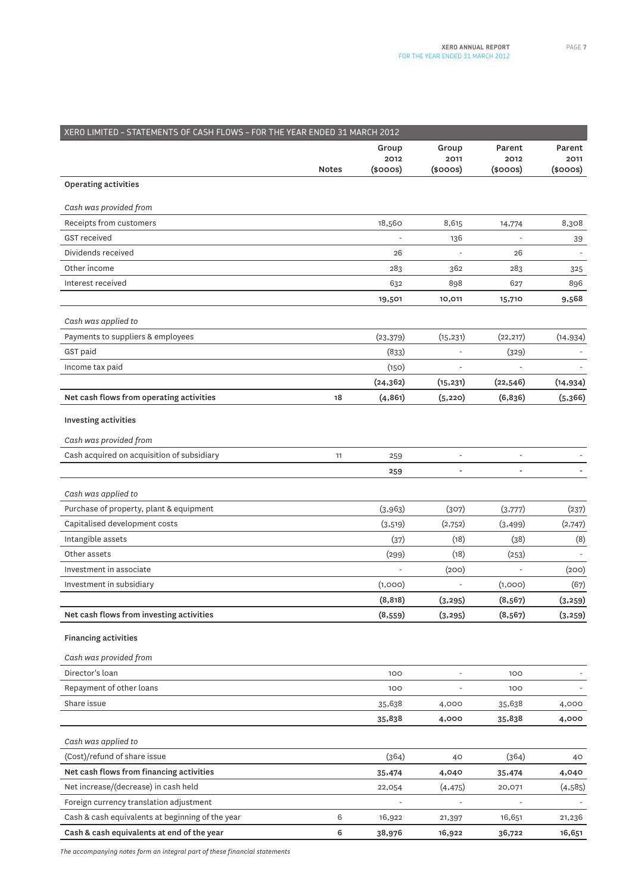## XERO LIMITED – STATEMENTS OF CASH FLOWS – FOR THE YEAR ENDED 31 MARCH 2012

| | Notes | Group 2012 ($000s) | Group 2011 ($000s) | Parent 2012 ($000s) | Parent 2011 ($000s) |
|---|---|---|---|---|---|
| **Operating activities** | | | | | |
| *Cash was provided from* | | | | | |
| Receipts from customers | | 18,560 | 8,615 | 14,774 | 8,308 |
| GST received | | - | 136 | - | 39 |
| Dividends received | | 26 | - | 26 | - |
| Other income | | 283 | 362 | 283 | 325 |
| Interest received | | 632 | 898 | 627 | 896 |
| | | **19,501** | **10,011** | **15,710** | **9,568** |
| *Cash was applied to* | | | | | |
| Payments to suppliers & employees | | (23,379) | (15,231) | (22,217) | (14,934) |
| GST paid | | (833) | - | (329) | - |
| Income tax paid | | (150) | - | - | - |
| | | **(24,362)** | **(15,231)** | **(22,546)** | **(14,934)** |
| **Net cash flows from operating activities** | 18 | **(4,861)** | **(5,220)** | **(6,836)** | **(5,366)** |
| **Investing activities** | | | | | |
| *Cash was provided from* | | | | | |
| Cash acquired on acquisition of subsidiary | 11 | 259 | - | - | - |
| | | **259** | **-** | **-** | **-** |
| *Cash was applied to* | | | | | |
| Purchase of property, plant & equipment | | (3,963) | (307) | (3,777) | (237) |
| Capitalised development costs | | (3,519) | (2,752) | (3,499) | (2,747) |
| Intangible assets | | (37) | (18) | (38) | (8) |
| Other assets | | (299) | (18) | (253) | - |
| Investment in associate | | - | (200) | - | (200) |
| Investment in subsidiary | | (1,000) | - | (1,000) | (67) |
| | | **(8,818)** | **(3,295)** | **(8,567)** | **(3,259)** |
| **Net cash flows from investing activities** | | **(8,559)** | **(3,295)** | **(8,567)** | **(3,259)** |
| **Financing activities** | | | | | |
| *Cash was provided from* | | | | | |
| Director's loan | | 100 | - | 100 | - |
| Repayment of other loans | | 100 | - | 100 | - |
| Share issue | | 35,638 | 4,000 | 35,638 | 4,000 |
| | | **35,838** | **4,000** | **35,838** | **4,000** |
| *Cash was applied to* | | | | | |
| (Cost)/refund of share issue | | (364) | 40 | (364) | 40 |
| **Net cash flows from financing activities** | | **35,474** | **4,040** | **35,474** | **4,040** |
| Net increase/(decrease) in cash held | | 22,054 | (4,475) | 20,071 | (4,585) |
| Foreign currency translation adjustment | | - | - | - | - |
| Cash & cash equivalents at beginning of the year | 6 | 16,922 | 21,397 | 16,651 | 21,236 |
| **Cash & cash equivalents at end of the year** | 6 | **38,976** | **16,922** | **36,722** | **16,651** |

*The accompanying notes form an integral part of these financial statements*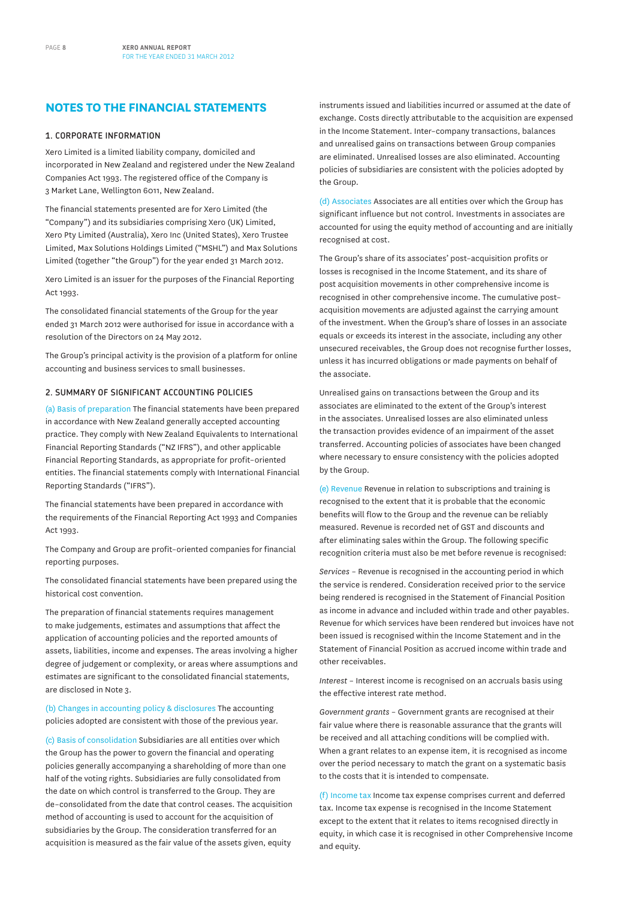## NOTES TO THE FINANCIAL STATEMENTS

### 1. CORPORATE INFORMATION

Xero Limited is a limited liability company, domiciled and incorporated in New Zealand and registered under the New Zealand Companies Act 1993. The registered office of the Company is 3 Market Lane, Wellington 6011, New Zealand.

The financial statements presented are for Xero Limited (the "Company") and its subsidiaries comprising Xero (UK) Limited, Xero Pty Limited (Australia), Xero Inc (United States), Xero Trustee Limited, Max Solutions Holdings Limited ("MSHL") and Max Solutions Limited (together "the Group") for the year ended 31 March 2012.

Xero Limited is an issuer for the purposes of the Financial Reporting Act 1993.

The consolidated financial statements of the Group for the year ended 31 March 2012 were authorised for issue in accordance with a resolution of the Directors on 24 May 2012.

The Group's principal activity is the provision of a platform for online accounting and business services to small businesses.

### 2. SUMMARY OF SIGNIFICANT ACCOUNTING POLICIES

(a) Basis of preparation The financial statements have been prepared in accordance with New Zealand generally accepted accounting practice. They comply with New Zealand Equivalents to International Financial Reporting Standards ("NZ IFRS"), and other applicable Financial Reporting Standards, as appropriate for profit-oriented entities. The financial statements comply with International Financial Reporting Standards ("IFRS").

The financial statements have been prepared in accordance with the requirements of the Financial Reporting Act 1993 and Companies Act 1993.

The Company and Group are profit-oriented companies for financial reporting purposes.

The consolidated financial statements have been prepared using the historical cost convention.

The preparation of financial statements requires management to make judgements, estimates and assumptions that affect the application of accounting policies and the reported amounts of assets, liabilities, income and expenses. The areas involving a higher degree of judgement or complexity, or areas where assumptions and estimates are significant to the consolidated financial statements, are disclosed in Note 3.

(b) Changes in accounting policy & disclosures The accounting policies adopted are consistent with those of the previous year.

(c) Basis of consolidation Subsidiaries are all entities over which the Group has the power to govern the financial and operating policies generally accompanying a shareholding of more than one half of the voting rights. Subsidiaries are fully consolidated from the date on which control is transferred to the Group. They are de-consolidated from the date that control ceases. The acquisition method of accounting is used to account for the acquisition of subsidiaries by the Group. The consideration transferred for an acquisition is measured as the fair value of the assets given, equity instruments issued and liabilities incurred or assumed at the date of exchange. Costs directly attributable to the acquisition are expensed in the Income Statement. Inter-company transactions, balances and unrealised gains on transactions between Group companies are eliminated. Unrealised losses are also eliminated. Accounting policies of subsidiaries are consistent with the policies adopted by the Group.

(d) Associates Associates are all entities over which the Group has significant influence but not control. Investments in associates are accounted for using the equity method of accounting and are initially recognised at cost.

The Group's share of its associates' post-acquisition profits or losses is recognised in the Income Statement, and its share of post acquisition movements in other comprehensive income is recognised in other comprehensive income. The cumulative post-acquisition movements are adjusted against the carrying amount of the investment. When the Group's share of losses in an associate equals or exceeds its interest in the associate, including any other unsecured receivables, the Group does not recognise further losses, unless it has incurred obligations or made payments on behalf of the associate.

Unrealised gains on transactions between the Group and its associates are eliminated to the extent of the Group's interest in the associates. Unrealised losses are also eliminated unless the transaction provides evidence of an impairment of the asset transferred. Accounting policies of associates have been changed where necessary to ensure consistency with the policies adopted by the Group.

(e) Revenue Revenue in relation to subscriptions and training is recognised to the extent that it is probable that the economic benefits will flow to the Group and the revenue can be reliably measured. Revenue is recorded net of GST and discounts and after eliminating sales within the Group. The following specific recognition criteria must also be met before revenue is recognised:

*Services* – Revenue is recognised in the accounting period in which the service is rendered. Consideration received prior to the service being rendered is recognised in the Statement of Financial Position as income in advance and included within trade and other payables. Revenue for which services have been rendered but invoices have not been issued is recognised within the Income Statement and in the Statement of Financial Position as accrued income within trade and other receivables.

*Interest* – Interest income is recognised on an accruals basis using the effective interest rate method.

*Government grants* – Government grants are recognised at their fair value where there is reasonable assurance that the grants will be received and all attaching conditions will be complied with. When a grant relates to an expense item, it is recognised as income over the period necessary to match the grant on a systematic basis to the costs that it is intended to compensate.

(f) Income tax Income tax expense comprises current and deferred tax. Income tax expense is recognised in the Income Statement except to the extent that it relates to items recognised directly in equity, in which case it is recognised in other Comprehensive Income and equity.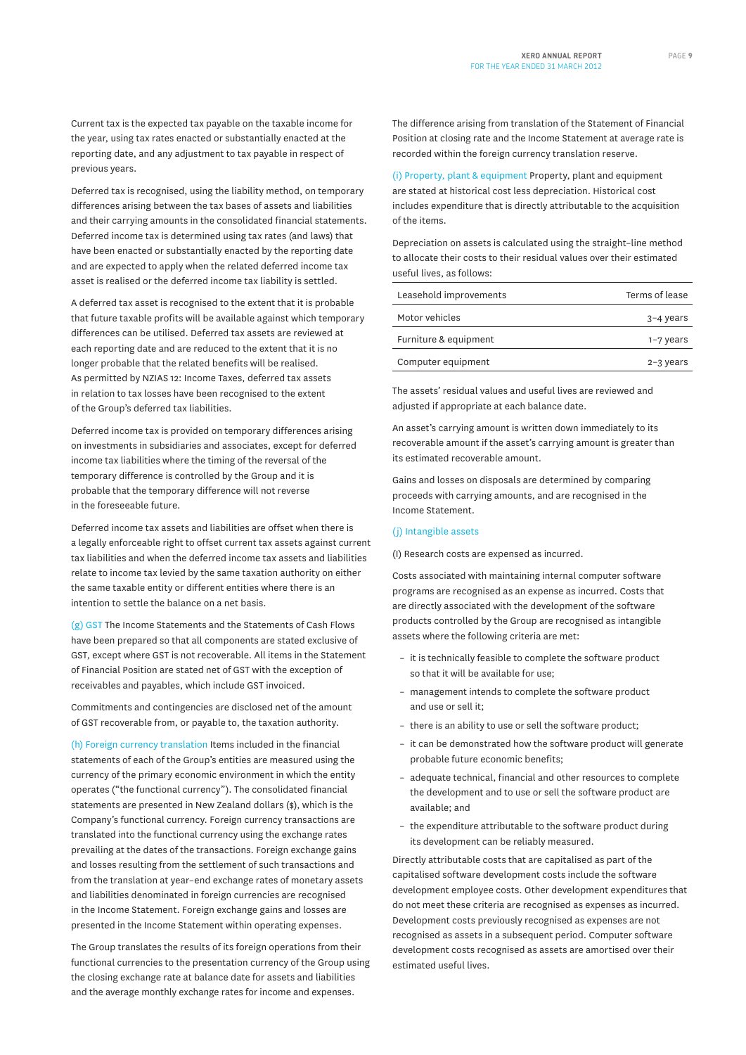Current tax is the expected tax payable on the taxable income for the year, using tax rates enacted or substantially enacted at the reporting date, and any adjustment to tax payable in respect of previous years.

Deferred tax is recognised, using the liability method, on temporary differences arising between the tax bases of assets and liabilities and their carrying amounts in the consolidated financial statements. Deferred income tax is determined using tax rates (and laws) that have been enacted or substantially enacted by the reporting date and are expected to apply when the related deferred income tax asset is realised or the deferred income tax liability is settled.

A deferred tax asset is recognised to the extent that it is probable that future taxable profits will be available against which temporary differences can be utilised. Deferred tax assets are reviewed at each reporting date and are reduced to the extent that it is no longer probable that the related benefits will be realised. As permitted by NZIAS 12: Income Taxes, deferred tax assets in relation to tax losses have been recognised to the extent of the Group's deferred tax liabilities.

Deferred income tax is provided on temporary differences arising on investments in subsidiaries and associates, except for deferred income tax liabilities where the timing of the reversal of the temporary difference is controlled by the Group and it is probable that the temporary difference will not reverse in the foreseeable future.

Deferred income tax assets and liabilities are offset when there is a legally enforceable right to offset current tax assets against current tax liabilities and when the deferred income tax assets and liabilities relate to income tax levied by the same taxation authority on either the same taxable entity or different entities where there is an intention to settle the balance on a net basis.

(g) GST The Income Statements and the Statements of Cash Flows have been prepared so that all components are stated exclusive of GST, except where GST is not recoverable. All items in the Statement of Financial Position are stated net of GST with the exception of receivables and payables, which include GST invoiced.

Commitments and contingencies are disclosed net of the amount of GST recoverable from, or payable to, the taxation authority.

(h) Foreign currency translation Items included in the financial statements of each of the Group's entities are measured using the currency of the primary economic environment in which the entity operates ("the functional currency"). The consolidated financial statements are presented in New Zealand dollars ($), which is the Company's functional currency. Foreign currency transactions are translated into the functional currency using the exchange rates prevailing at the dates of the transactions. Foreign exchange gains and losses resulting from the settlement of such transactions and from the translation at year-end exchange rates of monetary assets and liabilities denominated in foreign currencies are recognised in the Income Statement. Foreign exchange gains and losses are presented in the Income Statement within operating expenses.

The Group translates the results of its foreign operations from their functional currencies to the presentation currency of the Group using the closing exchange rate at balance date for assets and liabilities and the average monthly exchange rates for income and expenses.

The difference arising from translation of the Statement of Financial Position at closing rate and the Income Statement at average rate is recorded within the foreign currency translation reserve.

(i) Property, plant & equipment Property, plant and equipment are stated at historical cost less depreciation. Historical cost includes expenditure that is directly attributable to the acquisition of the items.

Depreciation on assets is calculated using the straight-line method to allocate their costs to their residual values over their estimated useful lives, as follows:

| | |
|---|---|
| Leasehold improvements | Terms of lease |
| Motor vehicles | 3–4 years |
| Furniture & equipment | 1–7 years |
| Computer equipment | 2–3 years |

The assets' residual values and useful lives are reviewed and adjusted if appropriate at each balance date.

An asset's carrying amount is written down immediately to its recoverable amount if the asset's carrying amount is greater than its estimated recoverable amount.

Gains and losses on disposals are determined by comparing proceeds with carrying amounts, and are recognised in the Income Statement.

(j) Intangible assets

(I) Research costs are expensed as incurred.

Costs associated with maintaining internal computer software programs are recognised as an expense as incurred. Costs that are directly associated with the development of the software products controlled by the Group are recognised as intangible assets where the following criteria are met:

- it is technically feasible to complete the software product so that it will be available for use;
- management intends to complete the software product and use or sell it;
- there is an ability to use or sell the software product;
- it can be demonstrated how the software product will generate probable future economic benefits;
- adequate technical, financial and other resources to complete the development and to use or sell the software product are available; and
- the expenditure attributable to the software product during its development can be reliably measured.

Directly attributable costs that are capitalised as part of the capitalised software development costs include the software development employee costs. Other development expenditures that do not meet these criteria are recognised as expenses as incurred. Development costs previously recognised as expenses are not recognised as assets in a subsequent period. Computer software development costs recognised as assets are amortised over their estimated useful lives.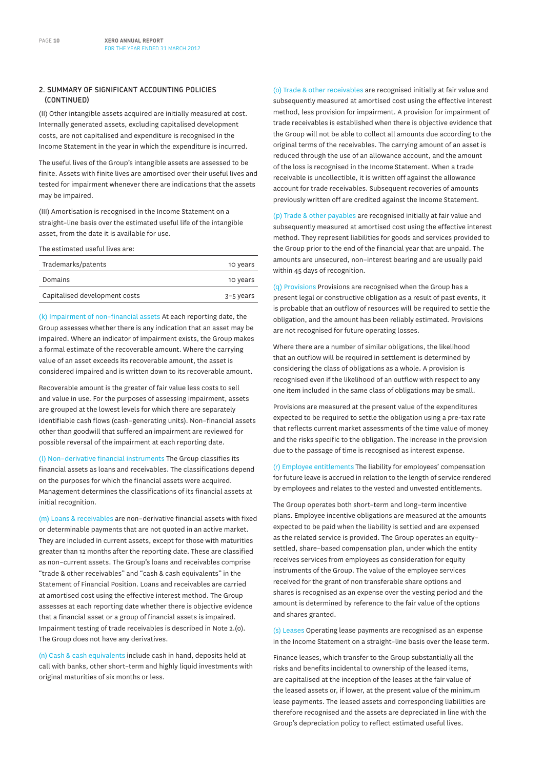## 2. SUMMARY OF SIGNIFICANT ACCOUNTING POLICIES (CONTINUED)

(II) Other intangible assets acquired are initially measured at cost. Internally generated assets, excluding capitalised development costs, are not capitalised and expenditure is recognised in the Income Statement in the year in which the expenditure is incurred.

The useful lives of the Group's intangible assets are assessed to be finite. Assets with finite lives are amortised over their useful lives and tested for impairment whenever there are indications that the assets may be impaired.

(III) Amortisation is recognised in the Income Statement on a straight-line basis over the estimated useful life of the intangible asset, from the date it is available for use.

The estimated useful lives are:

| | |
|---|---|
| Trademarks/patents | 10 years |
| Domains | 10 years |
| Capitalised development costs | 3–5 years |

(k) Impairment of non-financial assets At each reporting date, the Group assesses whether there is any indication that an asset may be impaired. Where an indicator of impairment exists, the Group makes a formal estimate of the recoverable amount. Where the carrying value of an asset exceeds its recoverable amount, the asset is considered impaired and is written down to its recoverable amount.

Recoverable amount is the greater of fair value less costs to sell and value in use. For the purposes of assessing impairment, assets are grouped at the lowest levels for which there are separately identifiable cash flows (cash-generating units). Non-financial assets other than goodwill that suffered an impairment are reviewed for possible reversal of the impairment at each reporting date.

(l) Non-derivative financial instruments The Group classifies its financial assets as loans and receivables. The classifications depend on the purposes for which the financial assets were acquired. Management determines the classifications of its financial assets at initial recognition.

(m) Loans & receivables are non-derivative financial assets with fixed or determinable payments that are not quoted in an active market. They are included in current assets, except for those with maturities greater than 12 months after the reporting date. These are classified as non-current assets. The Group's loans and receivables comprise "trade & other receivables" and "cash & cash equivalents" in the Statement of Financial Position. Loans and receivables are carried at amortised cost using the effective interest method. The Group assesses at each reporting date whether there is objective evidence that a financial asset or a group of financial assets is impaired. Impairment testing of trade receivables is described in Note 2.(o). The Group does not have any derivatives.

(n) Cash & cash equivalents include cash in hand, deposits held at call with banks, other short-term and highly liquid investments with original maturities of six months or less.

(o) Trade & other receivables are recognised initially at fair value and subsequently measured at amortised cost using the effective interest method, less provision for impairment. A provision for impairment of trade receivables is established when there is objective evidence that the Group will not be able to collect all amounts due according to the original terms of the receivables. The carrying amount of an asset is reduced through the use of an allowance account, and the amount of the loss is recognised in the Income Statement. When a trade receivable is uncollectible, it is written off against the allowance account for trade receivables. Subsequent recoveries of amounts previously written off are credited against the Income Statement.

(p) Trade & other payables are recognised initially at fair value and subsequently measured at amortised cost using the effective interest method. They represent liabilities for goods and services provided to the Group prior to the end of the financial year that are unpaid. The amounts are unsecured, non-interest bearing and are usually paid within 45 days of recognition.

(q) Provisions Provisions are recognised when the Group has a present legal or constructive obligation as a result of past events, it is probable that an outflow of resources will be required to settle the obligation, and the amount has been reliably estimated. Provisions are not recognised for future operating losses.

Where there are a number of similar obligations, the likelihood that an outflow will be required in settlement is determined by considering the class of obligations as a whole. A provision is recognised even if the likelihood of an outflow with respect to any one item included in the same class of obligations may be small.

Provisions are measured at the present value of the expenditures expected to be required to settle the obligation using a pre-tax rate that reflects current market assessments of the time value of money and the risks specific to the obligation. The increase in the provision due to the passage of time is recognised as interest expense.

(r) Employee entitlements The liability for employees' compensation for future leave is accrued in relation to the length of service rendered by employees and relates to the vested and unvested entitlements.

The Group operates both short-term and long-term incentive plans. Employee incentive obligations are measured at the amounts expected to be paid when the liability is settled and are expensed as the related service is provided. The Group operates an equity-settled, share-based compensation plan, under which the entity receives services from employees as consideration for equity instruments of the Group. The value of the employee services received for the grant of non transferable share options and shares is recognised as an expense over the vesting period and the amount is determined by reference to the fair value of the options and shares granted.

(s) Leases Operating lease payments are recognised as an expense in the Income Statement on a straight-line basis over the lease term.

Finance leases, which transfer to the Group substantially all the risks and benefits incidental to ownership of the leased items, are capitalised at the inception of the leases at the fair value of the leased assets or, if lower, at the present value of the minimum lease payments. The leased assets and corresponding liabilities are therefore recognised and the assets are depreciated in line with the Group's depreciation policy to reflect estimated useful lives.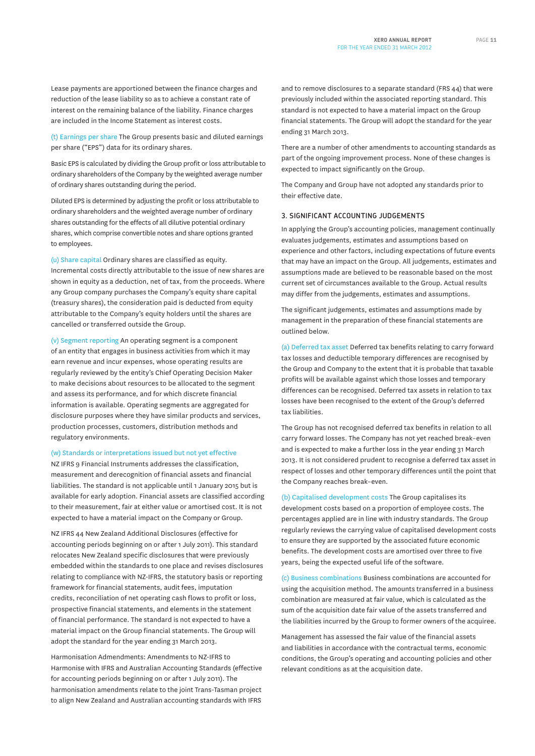Lease payments are apportioned between the finance charges and reduction of the lease liability so as to achieve a constant rate of interest on the remaining balance of the liability. Finance charges are included in the Income Statement as interest costs.

(t) Earnings per share The Group presents basic and diluted earnings per share ("EPS") data for its ordinary shares.

Basic EPS is calculated by dividing the Group profit or loss attributable to ordinary shareholders of the Company by the weighted average number of ordinary shares outstanding during the period.

Diluted EPS is determined by adjusting the profit or loss attributable to ordinary shareholders and the weighted average number of ordinary shares outstanding for the effects of all dilutive potential ordinary shares, which comprise convertible notes and share options granted to employees.

(u) Share capital Ordinary shares are classified as equity. Incremental costs directly attributable to the issue of new shares are shown in equity as a deduction, net of tax, from the proceeds. Where any Group company purchases the Company's equity share capital (treasury shares), the consideration paid is deducted from equity attributable to the Company's equity holders until the shares are cancelled or transferred outside the Group.

(v) Segment reporting An operating segment is a component of an entity that engages in business activities from which it may earn revenue and incur expenses, whose operating results are regularly reviewed by the entity's Chief Operating Decision Maker to make decisions about resources to be allocated to the segment and assess its performance, and for which discrete financial information is available. Operating segments are aggregated for disclosure purposes where they have similar products and services, production processes, customers, distribution methods and regulatory environments.

(w) Standards or interpretations issued but not yet effective NZ IFRS 9 Financial Instruments addresses the classification, measurement and derecognition of financial assets and financial liabilities. The standard is not applicable until 1 January 2015 but is available for early adoption. Financial assets are classified according to their measurement, fair at either value or amortised cost. It is not expected to have a material impact on the Company or Group.

NZ IFRS 44 New Zealand Additional Disclosures (effective for accounting periods beginning on or after 1 July 2011). This standard relocates New Zealand specific disclosures that were previously embedded within the standards to one place and revises disclosures relating to compliance with NZ-IFRS, the statutory basis or reporting framework for financial statements, audit fees, imputation credits, reconciliation of net operating cash flows to profit or loss, prospective financial statements, and elements in the statement of financial performance. The standard is not expected to have a material impact on the Group financial statements. The Group will adopt the standard for the year ending 31 March 2013.

Harmonisation Admendments: Amendments to NZ-IFRS to Harmonise with IFRS and Australian Accounting Standards (effective for accounting periods beginning on or after 1 July 2011). The harmonisation amendments relate to the joint Trans-Tasman project to align New Zealand and Australian accounting standards with IFRS and to remove disclosures to a separate standard (FRS 44) that were previously included within the associated reporting standard. This standard is not expected to have a material impact on the Group financial statements. The Group will adopt the standard for the year ending 31 March 2013.

There are a number of other amendments to accounting standards as part of the ongoing improvement process. None of these changes is expected to impact significantly on the Group.

The Company and Group have not adopted any standards prior to their effective date.

## 3. SIGNIFICANT ACCOUNTING JUDGEMENTS

In applying the Group's accounting policies, management continually evaluates judgements, estimates and assumptions based on experience and other factors, including expectations of future events that may have an impact on the Group. All judgements, estimates and assumptions made are believed to be reasonable based on the most current set of circumstances available to the Group. Actual results may differ from the judgements, estimates and assumptions.

The significant judgements, estimates and assumptions made by management in the preparation of these financial statements are outlined below.

(a) Deferred tax asset Deferred tax benefits relating to carry forward tax losses and deductible temporary differences are recognised by the Group and Company to the extent that it is probable that taxable profits will be available against which those losses and temporary differences can be recognised. Deferred tax assets in relation to tax losses have been recognised to the extent of the Group's deferred tax liabilities.

The Group has not recognised deferred tax benefits in relation to all carry forward losses. The Company has not yet reached break-even and is expected to make a further loss in the year ending 31 March 2013. It is not considered prudent to recognise a deferred tax asset in respect of losses and other temporary differences until the point that the Company reaches break-even.

(b) Capitalised development costs The Group capitalises its development costs based on a proportion of employee costs. The percentages applied are in line with industry standards. The Group regularly reviews the carrying value of capitalised development costs to ensure they are supported by the associated future economic benefits. The development costs are amortised over three to five years, being the expected useful life of the software.

(c) Business combinations Business combinations are accounted for using the acquisition method. The amounts transferred in a business combination are measured at fair value, which is calculated as the sum of the acquisition date fair value of the assets transferred and the liabilities incurred by the Group to former owners of the acquiree.

Management has assessed the fair value of the financial assets and liabilities in accordance with the contractual terms, economic conditions, the Group's operating and accounting policies and other relevant conditions as at the acquisition date.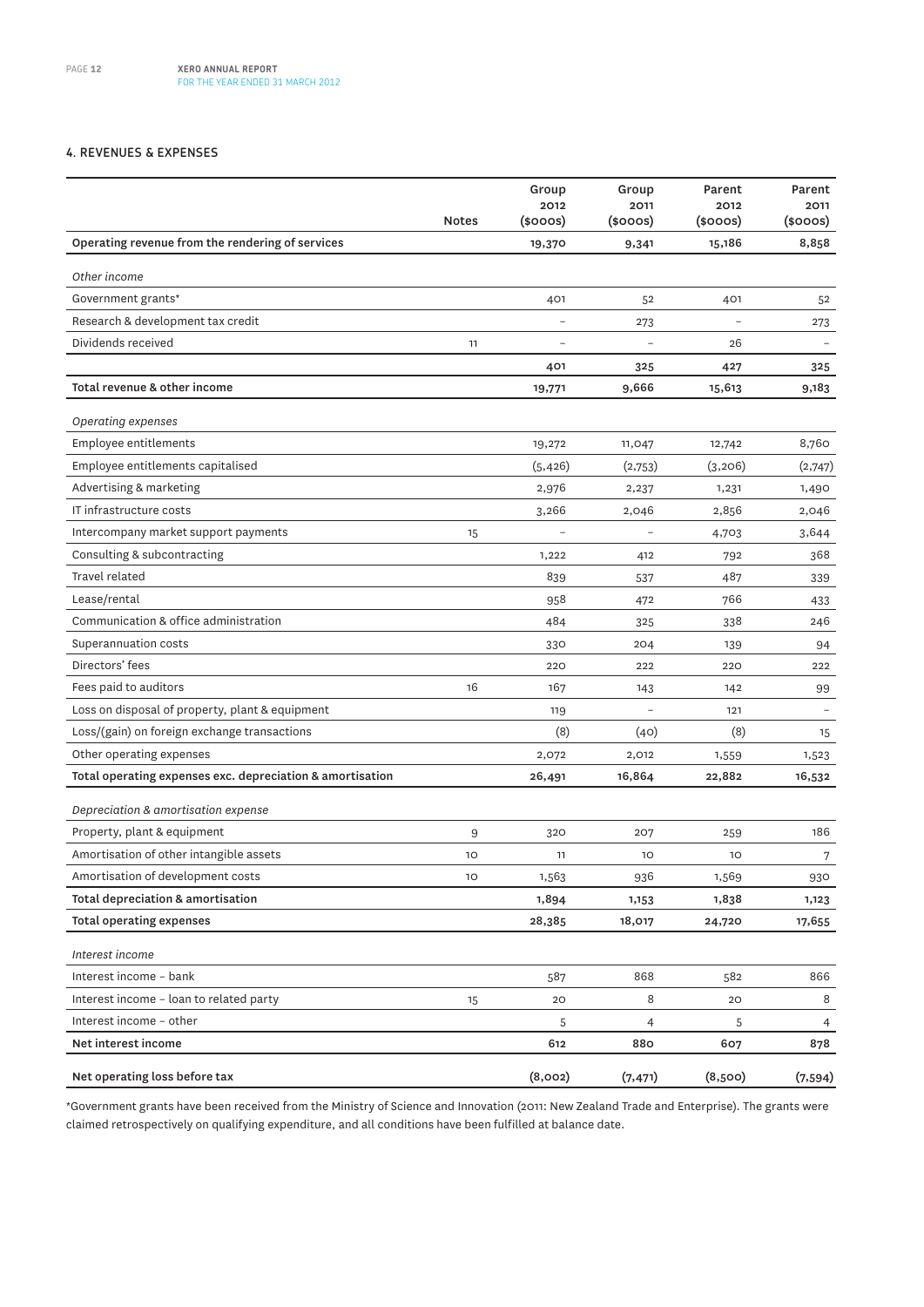## 4. REVENUES & EXPENSES

| | Notes | Group 2012 ($000s) | Group 2011 ($000s) | Parent 2012 ($000s) | Parent 2011 ($000s) |
|---|---|---|---|---|---|
| **Operating revenue from the rendering of services** | | **19,370** | **9,341** | **15,186** | **8,858** |
| *Other income* | | | | | |
| Government grants* | | 401 | 52 | 401 | 52 |
| Research & development tax credit | | – | 273 | – | 273 |
| Dividends received | 11 | – | – | 26 | – |
| | | **401** | **325** | **427** | **325** |
| **Total revenue & other income** | | **19,771** | **9,666** | **15,613** | **9,183** |
| *Operating expenses* | | | | | |
| Employee entitlements | | 19,272 | 11,047 | 12,742 | 8,760 |
| Employee entitlements capitalised | | (5,426) | (2,753) | (3,206) | (2,747) |
| Advertising & marketing | | 2,976 | 2,237 | 1,231 | 1,490 |
| IT infrastructure costs | | 3,266 | 2,046 | 2,856 | 2,046 |
| Intercompany market support payments | 15 | – | – | 4,703 | 3,644 |
| Consulting & subcontracting | | 1,222 | 412 | 792 | 368 |
| Travel related | | 839 | 537 | 487 | 339 |
| Lease/rental | | 958 | 472 | 766 | 433 |
| Communication & office administration | | 484 | 325 | 338 | 246 |
| Superannuation costs | | 330 | 204 | 139 | 94 |
| Directors' fees | | 220 | 222 | 220 | 222 |
| Fees paid to auditors | 16 | 167 | 143 | 142 | 99 |
| Loss on disposal of property, plant & equipment | | 119 | – | 121 | – |
| Loss/(gain) on foreign exchange transactions | | (8) | (40) | (8) | 15 |
| Other operating expenses | | 2,072 | 2,012 | 1,559 | 1,523 |
| **Total operating expenses exc. depreciation & amortisation** | | **26,491** | **16,864** | **22,882** | **16,532** |
| *Depreciation & amortisation expense* | | | | | |
| Property, plant & equipment | 9 | 320 | 207 | 259 | 186 |
| Amortisation of other intangible assets | 10 | 11 | 10 | 10 | 7 |
| Amortisation of development costs | 10 | 1,563 | 936 | 1,569 | 930 |
| **Total depreciation & amortisation** | | **1,894** | **1,153** | **1,838** | **1,123** |
| **Total operating expenses** | | **28,385** | **18,017** | **24,720** | **17,655** |
| *Interest income* | | | | | |
| Interest income – bank | | 587 | 868 | 582 | 866 |
| Interest income – loan to related party | 15 | 20 | 8 | 20 | 8 |
| Interest income – other | | 5 | 4 | 5 | 4 |
| **Net interest income** | | **612** | **880** | **607** | **878** |
| **Net operating loss before tax** | | **(8,002)** | **(7,471)** | **(8,500)** | **(7,594)** |

*Government grants have been received from the Ministry of Science and Innovation (2011: New Zealand Trade and Enterprise). The grants were claimed retrospectively on qualifying expenditure, and all conditions have been fulfilled at balance date.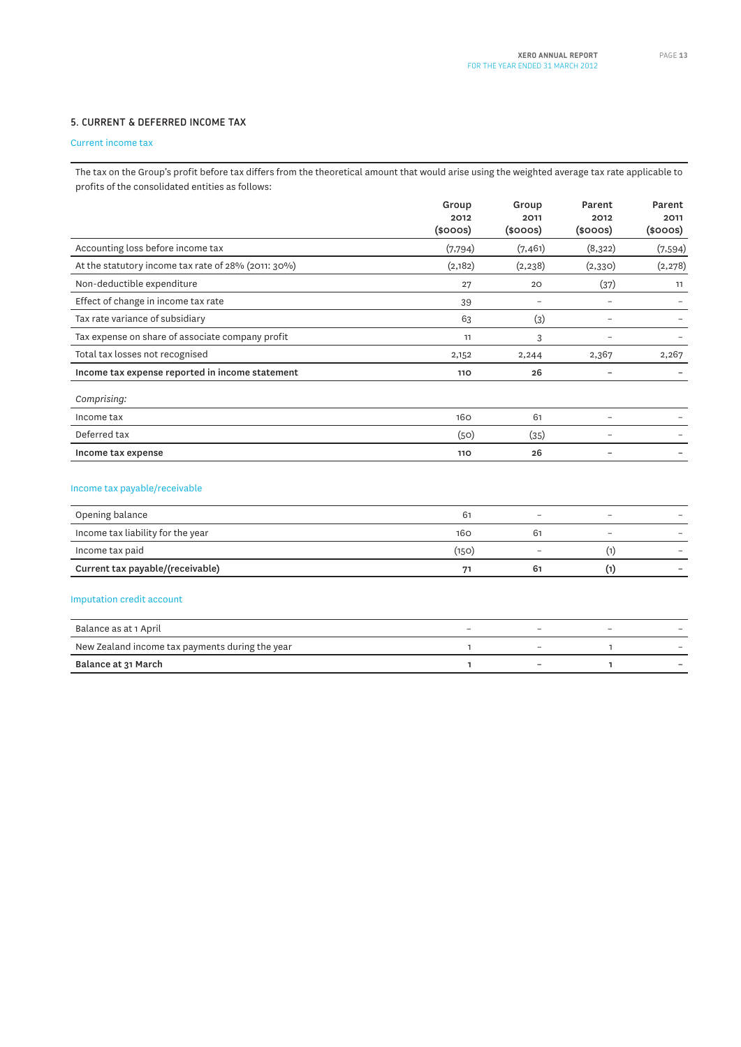## 5. CURRENT & DEFERRED INCOME TAX

### Current income tax

The tax on the Group's profit before tax differs from the theoretical amount that would arise using the weighted average tax rate applicable to profits of the consolidated entities as follows:

| | Group 2012 ($000s) | Group 2011 ($000s) | Parent 2012 ($000s) | Parent 2011 ($000s) |
|---|---|---|---|---|
| Accounting loss before income tax | (7,794) | (7,461) | (8,322) | (7,594) |
| At the statutory income tax rate of 28% (2011: 30%) | (2,182) | (2,238) | (2,330) | (2,278) |
| Non-deductible expenditure | 27 | 20 | (37) | 11 |
| Effect of change in income tax rate | 39 | – | – | – |
| Tax rate variance of subsidiary | 63 | (3) | – | – |
| Tax expense on share of associate company profit | 11 | 3 | – | – |
| Total tax losses not recognised | 2,152 | 2,244 | 2,367 | 2,267 |
| **Income tax expense reported in income statement** | **110** | **26** | **–** | **–** |
| *Comprising:* | | | | |
| Income tax | 160 | 61 | – | – |
| Deferred tax | (50) | (35) | – | – |
| **Income tax expense** | **110** | **26** | **–** | **–** |

### Income tax payable/receivable

| | Group 2012 ($000s) | Group 2011 ($000s) | Parent 2012 ($000s) | Parent 2011 ($000s) |
|---|---|---|---|---|
| Opening balance | 61 | – | – | – |
| Income tax liability for the year | 160 | 61 | – | – |
| Income tax paid | (150) | – | (1) | – |
| **Current tax payable/(receivable)** | **71** | **61** | **(1)** | **–** |

### Imputation credit account

| | Group 2012 ($000s) | Group 2011 ($000s) | Parent 2012 ($000s) | Parent 2011 ($000s) |
|---|---|---|---|---|
| Balance as at 1 April | – | – | – | – |
| New Zealand income tax payments during the year | 1 | – | 1 | – |
| **Balance at 31 March** | **1** | **–** | **1** | **–** |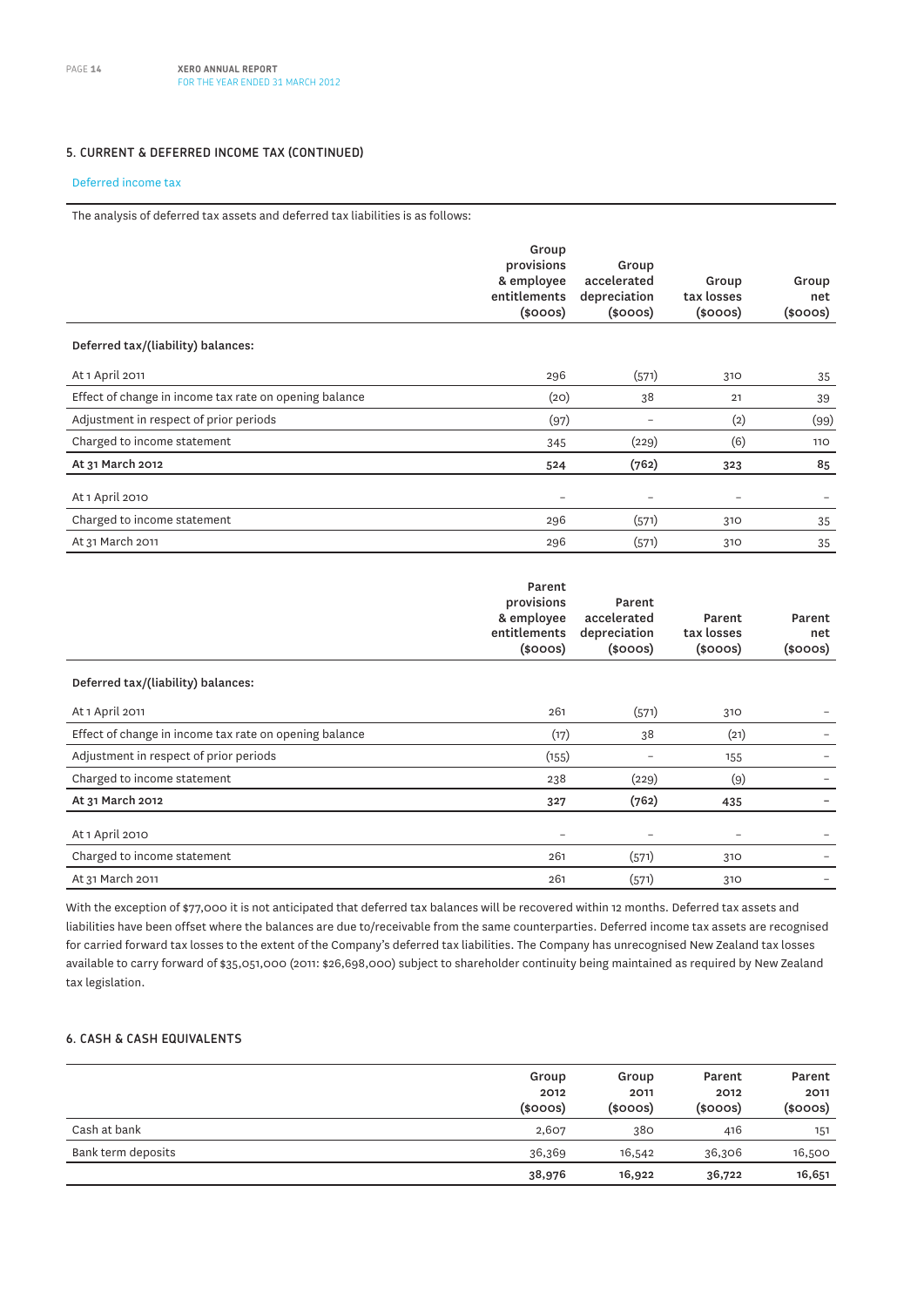## 5. CURRENT & DEFERRED INCOME TAX (CONTINUED)

### Deferred income tax

The analysis of deferred tax assets and deferred tax liabilities is as follows:

| | Group provisions & employee entitlements ($000s) | Group accelerated depreciation ($000s) | Group tax losses ($000s) | Group net ($000s) |
|---|---|---|---|---|
| **Deferred tax/(liability) balances:** | | | | |
| At 1 April 2011 | 296 | (571) | 310 | 35 |
| Effect of change in income tax rate on opening balance | (20) | 38 | 21 | 39 |
| Adjustment in respect of prior periods | (97) | – | (2) | (99) |
| Charged to income statement | 345 | (229) | (6) | 110 |
| **At 31 March 2012** | **524** | **(762)** | **323** | **85** |
| At 1 April 2010 | – | – | – | – |
| Charged to income statement | 296 | (571) | 310 | 35 |
| At 31 March 2011 | 296 | (571) | 310 | 35 |

| | Parent provisions & employee entitlements ($000s) | Parent accelerated depreciation ($000s) | Parent tax losses ($000s) | Parent net ($000s) |
|---|---|---|---|---|
| **Deferred tax/(liability) balances:** | | | | |
| At 1 April 2011 | 261 | (571) | 310 | – |
| Effect of change in income tax rate on opening balance | (17) | 38 | (21) | – |
| Adjustment in respect of prior periods | (155) | – | 155 | – |
| Charged to income statement | 238 | (229) | (9) | – |
| **At 31 March 2012** | **327** | **(762)** | **435** | **–** |
| At 1 April 2010 | – | – | – | – |
| Charged to income statement | 261 | (571) | 310 | – |
| At 31 March 2011 | 261 | (571) | 310 | – |

With the exception of $77,000 it is not anticipated that deferred tax balances will be recovered within 12 months. Deferred tax assets and liabilities have been offset where the balances are due to/receivable from the same counterparties. Deferred income tax assets are recognised for carried forward tax losses to the extent of the Company's deferred tax liabilities. The Company has unrecognised New Zealand tax losses available to carry forward of $35,051,000 (2011: $26,698,000) subject to shareholder continuity being maintained as required by New Zealand tax legislation.

## 6. CASH & CASH EQUIVALENTS

| | Group 2012 ($000s) | Group 2011 ($000s) | Parent 2012 ($000s) | Parent 2011 ($000s) |
|---|---|---|---|---|
| Cash at bank | 2,607 | 380 | 416 | 151 |
| Bank term deposits | 36,369 | 16,542 | 36,306 | 16,500 |
| | **38,976** | **16,922** | **36,722** | **16,651** |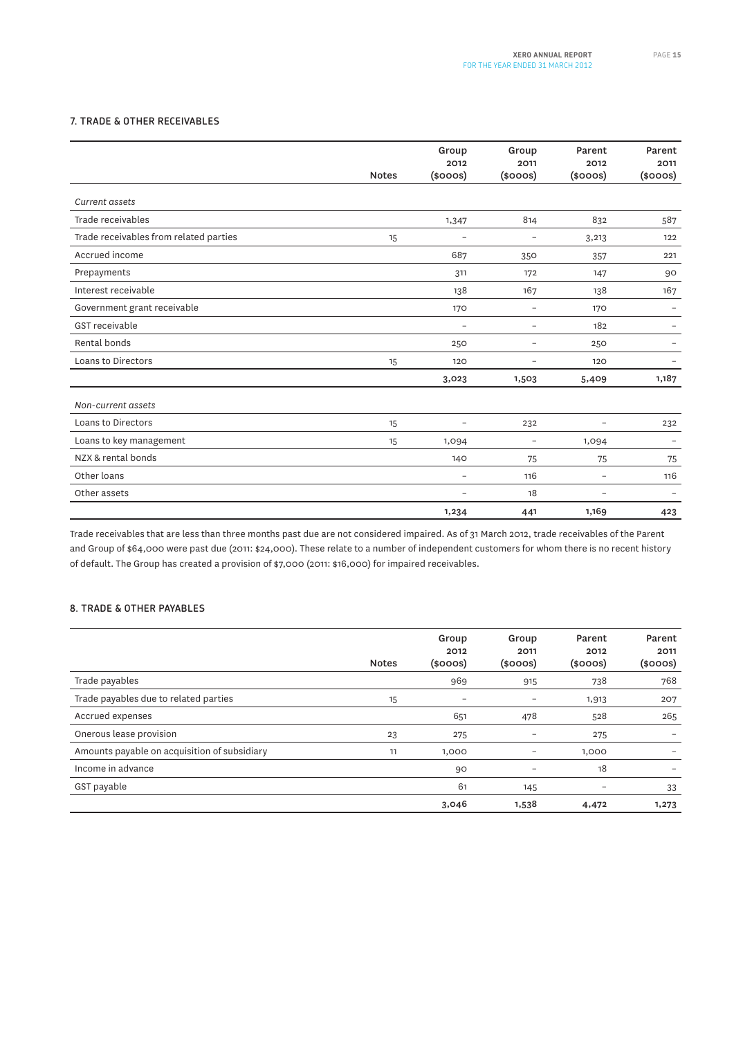## 7. TRADE & OTHER RECEIVABLES

| | Notes | Group 2012 ($000s) | Group 2011 ($000s) | Parent 2012 ($000s) | Parent 2011 ($000s) |
|---|---|---|---|---|---|
| *Current assets* | | | | | |
| Trade receivables | | 1,347 | 814 | 832 | 587 |
| Trade receivables from related parties | 15 | – | – | 3,213 | 122 |
| Accrued income | | 687 | 350 | 357 | 221 |
| Prepayments | | 311 | 172 | 147 | 90 |
| Interest receivable | | 138 | 167 | 138 | 167 |
| Government grant receivable | | 170 | – | 170 | – |
| GST receivable | | – | – | 182 | – |
| Rental bonds | | 250 | – | 250 | – |
| Loans to Directors | 15 | 120 | – | 120 | – |
| | | **3,023** | **1,503** | **5,409** | **1,187** |
| *Non-current assets* | | | | | |
| Loans to Directors | 15 | – | 232 | – | 232 |
| Loans to key management | 15 | 1,094 | – | 1,094 | – |
| NZX & rental bonds | | 140 | 75 | 75 | 75 |
| Other loans | | – | 116 | – | 116 |
| Other assets | | – | 18 | – | – |
| | | **1,234** | **441** | **1,169** | **423** |

Trade receivables that are less than three months past due are not considered impaired. As of 31 March 2012, trade receivables of the Parent and Group of $64,000 were past due (2011: $24,000). These relate to a number of independent customers for whom there is no recent history of default. The Group has created a provision of $7,000 (2011: $16,000) for impaired receivables.

## 8. TRADE & OTHER PAYABLES

| | Notes | Group 2012 ($000s) | Group 2011 ($000s) | Parent 2012 ($000s) | Parent 2011 ($000s) |
|---|---|---|---|---|---|
| Trade payables | | 969 | 915 | 738 | 768 |
| Trade payables due to related parties | 15 | – | – | 1,913 | 207 |
| Accrued expenses | | 651 | 478 | 528 | 265 |
| Onerous lease provision | 23 | 275 | – | 275 | – |
| Amounts payable on acquisition of subsidiary | 11 | 1,000 | – | 1,000 | – |
| Income in advance | | 90 | – | 18 | – |
| GST payable | | 61 | 145 | – | 33 |
| | | **3,046** | **1,538** | **4,472** | **1,273** |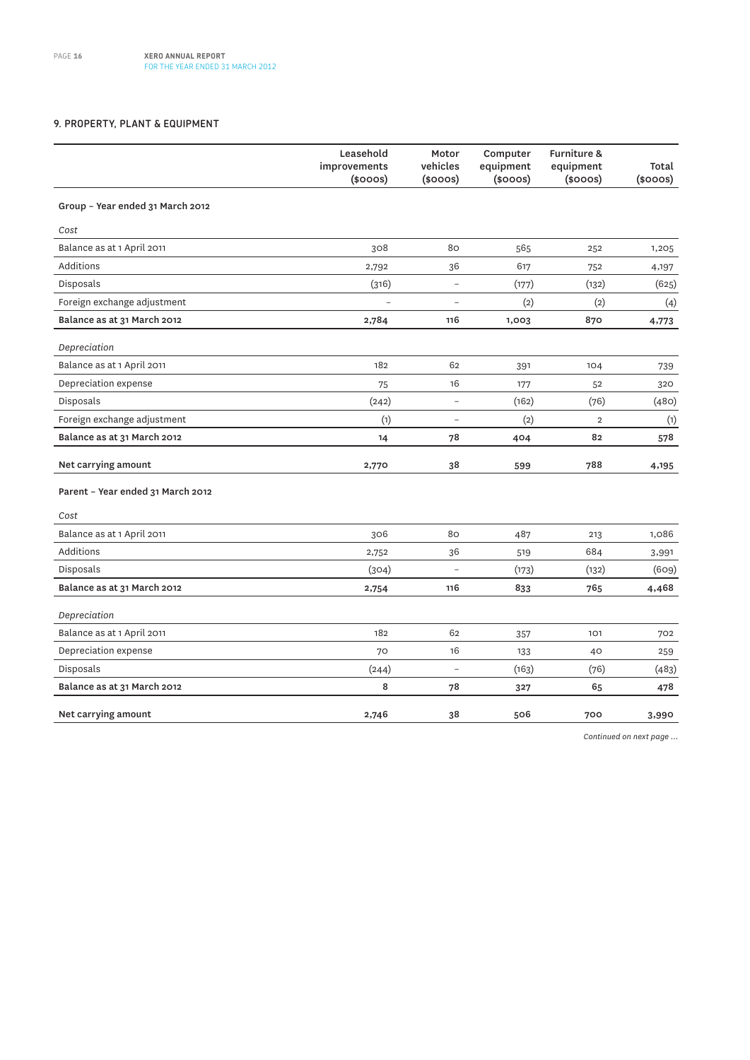## 9. PROPERTY, PLANT & EQUIPMENT

| | Leasehold improvements ($000s) | Motor vehicles ($000s) | Computer equipment ($000s) | Furniture & equipment ($000s) | Total ($000s) |
|---|---|---|---|---|---|
| **Group – Year ended 31 March 2012** | | | | | |
| *Cost* | | | | | |
| Balance as at 1 April 2011 | 308 | 80 | 565 | 252 | 1,205 |
| Additions | 2,792 | 36 | 617 | 752 | 4,197 |
| Disposals | (316) | – | (177) | (132) | (625) |
| Foreign exchange adjustment | – | – | (2) | (2) | (4) |
| **Balance as at 31 March 2012** | **2,784** | **116** | **1,003** | **870** | **4,773** |
| *Depreciation* | | | | | |
| Balance as at 1 April 2011 | 182 | 62 | 391 | 104 | 739 |
| Depreciation expense | 75 | 16 | 177 | 52 | 320 |
| Disposals | (242) | – | (162) | (76) | (480) |
| Foreign exchange adjustment | (1) | – | (2) | 2 | (1) |
| **Balance as at 31 March 2012** | **14** | **78** | **404** | **82** | **578** |
| **Net carrying amount** | **2,770** | **38** | **599** | **788** | **4,195** |
| **Parent – Year ended 31 March 2012** | | | | | |
| *Cost* | | | | | |
| Balance as at 1 April 2011 | 306 | 80 | 487 | 213 | 1,086 |
| Additions | 2,752 | 36 | 519 | 684 | 3,991 |
| Disposals | (304) | – | (173) | (132) | (609) |
| **Balance as at 31 March 2012** | **2,754** | **116** | **833** | **765** | **4,468** |
| *Depreciation* | | | | | |
| Balance as at 1 April 2011 | 182 | 62 | 357 | 101 | 702 |
| Depreciation expense | 70 | 16 | 133 | 40 | 259 |
| Disposals | (244) | – | (163) | (76) | (483) |
| **Balance as at 31 March 2012** | **8** | **78** | **327** | **65** | **478** |
| **Net carrying amount** | **2,746** | **38** | **506** | **700** | **3,990** |

*Continued on next page ...*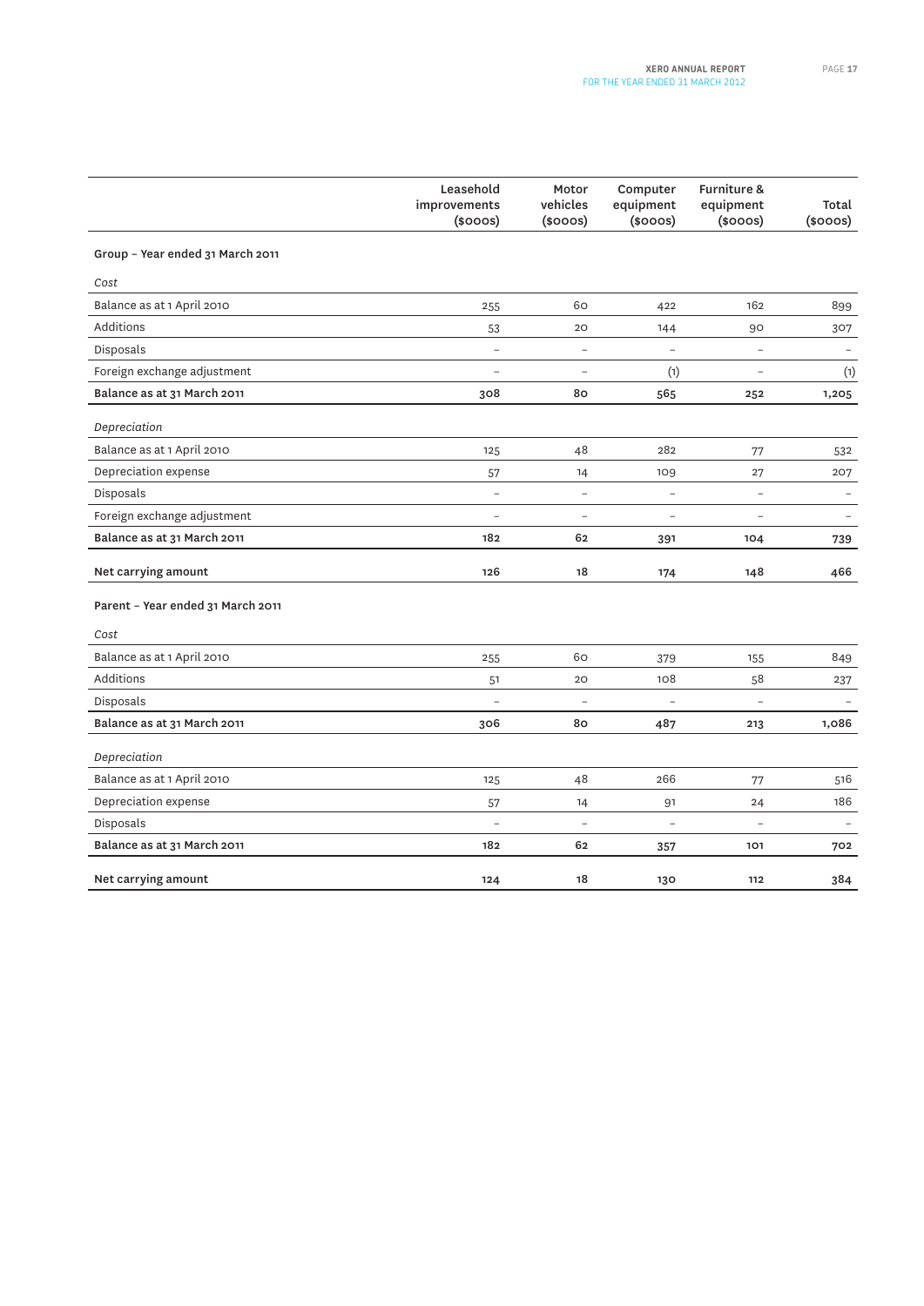| | Leasehold improvements ($000s) | Motor vehicles ($000s) | Computer equipment ($000s) | Furniture & equipment ($000s) | Total ($000s) |
|---|---|---|---|---|---|
| **Group – Year ended 31 March 2011** | | | | | |
| *Cost* | | | | | |
| Balance as at 1 April 2010 | 255 | 60 | 422 | 162 | 899 |
| Additions | 53 | 20 | 144 | 90 | 307 |
| Disposals | – | – | – | – | – |
| Foreign exchange adjustment | – | – | (1) | – | (1) |
| **Balance as at 31 March 2011** | **308** | **80** | **565** | **252** | **1,205** |
| *Depreciation* | | | | | |
| Balance as at 1 April 2010 | 125 | 48 | 282 | 77 | 532 |
| Depreciation expense | 57 | 14 | 109 | 27 | 207 |
| Disposals | – | – | – | – | – |
| Foreign exchange adjustment | – | – | – | – | – |
| **Balance as at 31 March 2011** | **182** | **62** | **391** | **104** | **739** |
| **Net carrying amount** | **126** | **18** | **174** | **148** | **466** |
| **Parent – Year ended 31 March 2011** | | | | | |
| *Cost* | | | | | |
| Balance as at 1 April 2010 | 255 | 60 | 379 | 155 | 849 |
| Additions | 51 | 20 | 108 | 58 | 237 |
| Disposals | – | – | – | – | – |
| **Balance as at 31 March 2011** | **306** | **80** | **487** | **213** | **1,086** |
| *Depreciation* | | | | | |
| Balance as at 1 April 2010 | 125 | 48 | 266 | 77 | 516 |
| Depreciation expense | 57 | 14 | 91 | 24 | 186 |
| Disposals | – | – | – | – | – |
| **Balance as at 31 March 2011** | **182** | **62** | **357** | **101** | **702** |
| **Net carrying amount** | **124** | **18** | **130** | **112** | **384** |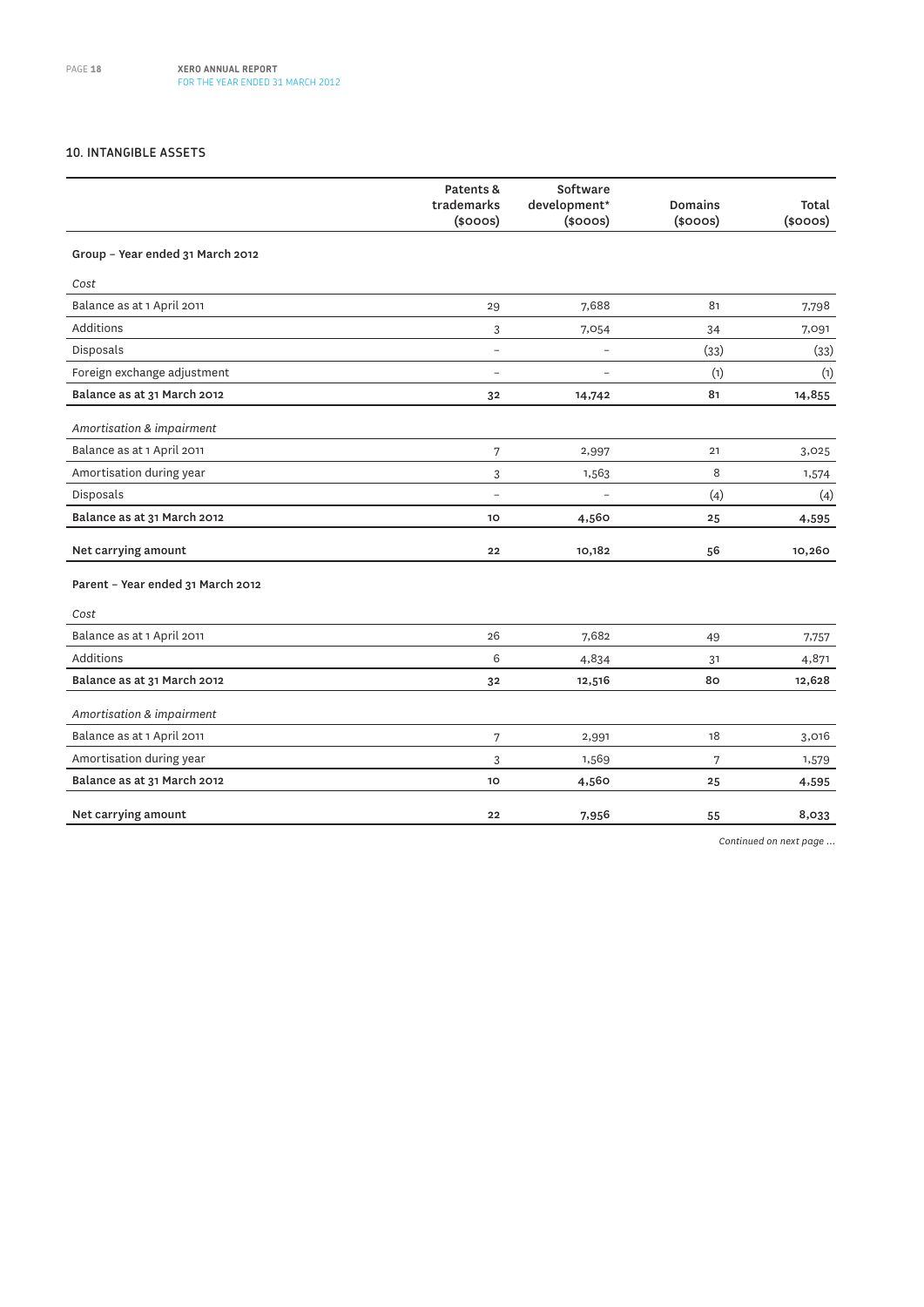## 10. INTANGIBLE ASSETS

| | Patents & trademarks ($000s) | Software development* ($000s) | Domains ($000s) | Total ($000s) |
|---|---|---|---|---|
| **Group – Year ended 31 March 2012** | | | | |
| *Cost* | | | | |
| Balance as at 1 April 2011 | 29 | 7,688 | 81 | 7,798 |
| Additions | 3 | 7,054 | 34 | 7,091 |
| Disposals | – | – | (33) | (33) |
| Foreign exchange adjustment | – | – | (1) | (1) |
| **Balance as at 31 March 2012** | **32** | **14,742** | **81** | **14,855** |
| *Amortisation & impairment* | | | | |
| Balance as at 1 April 2011 | 7 | 2,997 | 21 | 3,025 |
| Amortisation during year | 3 | 1,563 | 8 | 1,574 |
| Disposals | – | – | (4) | (4) |
| **Balance as at 31 March 2012** | **10** | **4,560** | **25** | **4,595** |
| **Net carrying amount** | **22** | **10,182** | **56** | **10,260** |
| **Parent – Year ended 31 March 2012** | | | | |
| *Cost* | | | | |
| Balance as at 1 April 2011 | 26 | 7,682 | 49 | 7,757 |
| Additions | 6 | 4,834 | 31 | 4,871 |
| **Balance as at 31 March 2012** | **32** | **12,516** | **80** | **12,628** |
| *Amortisation & impairment* | | | | |
| Balance as at 1 April 2011 | 7 | 2,991 | 18 | 3,016 |
| Amortisation during year | 3 | 1,569 | 7 | 1,579 |
| **Balance as at 31 March 2012** | **10** | **4,560** | **25** | **4,595** |
| **Net carrying amount** | **22** | **7,956** | **55** | **8,033** |

*Continued on next page ...*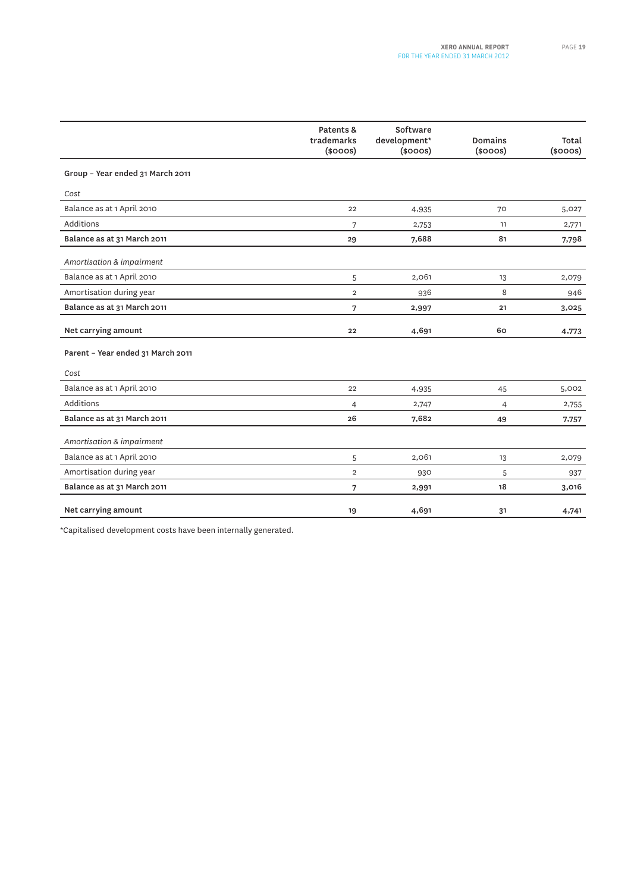| | Patents & trademarks ($000s) | Software development* ($000s) | Domains ($000s) | Total ($000s) |
|---|---|---|---|---|
| **Group – Year ended 31 March 2011** | | | | |
| *Cost* | | | | |
| Balance as at 1 April 2010 | 22 | 4,935 | 70 | 5,027 |
| Additions | 7 | 2,753 | 11 | 2,771 |
| **Balance as at 31 March 2011** | **29** | **7,688** | **81** | **7,798** |
| *Amortisation & impairment* | | | | |
| Balance as at 1 April 2010 | 5 | 2,061 | 13 | 2,079 |
| Amortisation during year | 2 | 936 | 8 | 946 |
| **Balance as at 31 March 2011** | **7** | **2,997** | **21** | **3,025** |
| **Net carrying amount** | **22** | **4,691** | **60** | **4,773** |
| **Parent – Year ended 31 March 2011** | | | | |
| *Cost* | | | | |
| Balance as at 1 April 2010 | 22 | 4,935 | 45 | 5,002 |
| Additions | 4 | 2,747 | 4 | 2,755 |
| **Balance as at 31 March 2011** | **26** | **7,682** | **49** | **7,757** |
| *Amortisation & impairment* | | | | |
| Balance as at 1 April 2010 | 5 | 2,061 | 13 | 2,079 |
| Amortisation during year | 2 | 930 | 5 | 937 |
| **Balance as at 31 March 2011** | **7** | **2,991** | **18** | **3,016** |
| **Net carrying amount** | **19** | **4,691** | **31** | **4,741** |

*Capitalised development costs have been internally generated.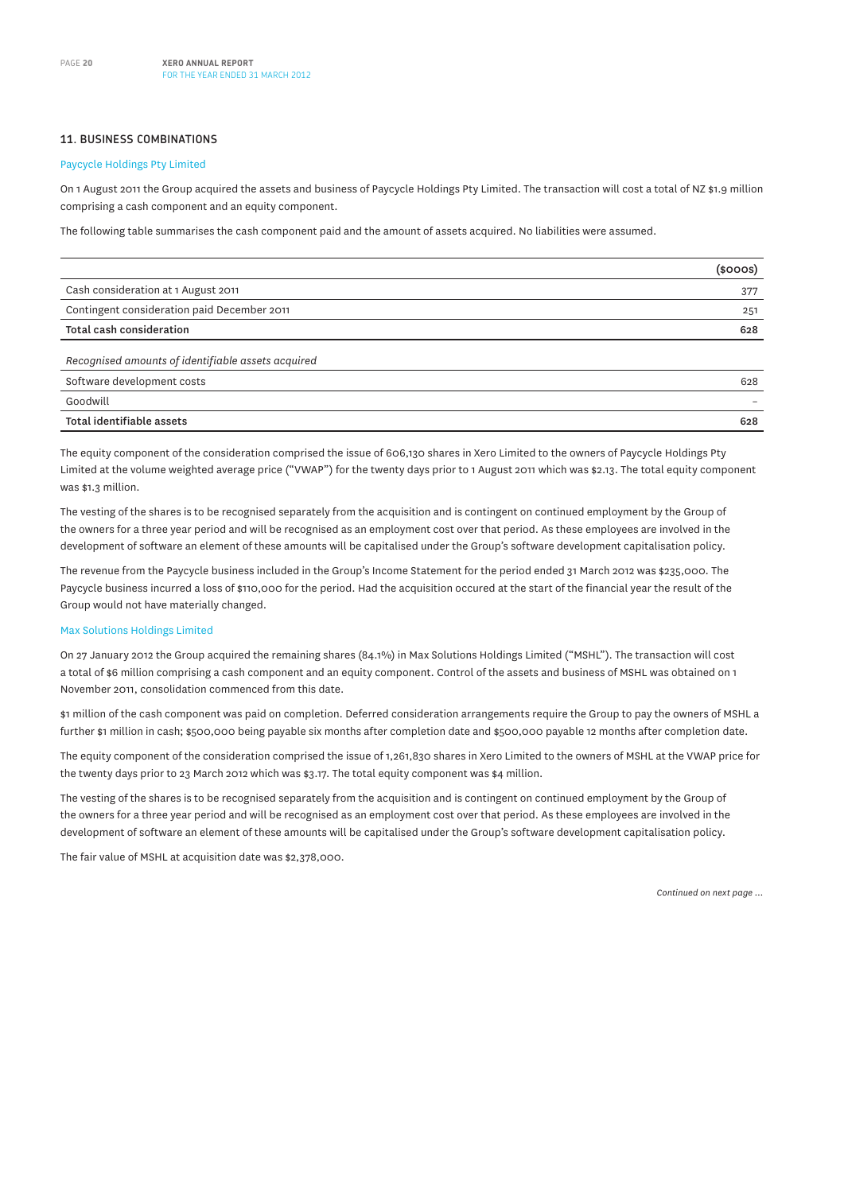## 11. BUSINESS COMBINATIONS

### Paycycle Holdings Pty Limited

On 1 August 2011 the Group acquired the assets and business of Paycycle Holdings Pty Limited. The transaction will cost a total of NZ $1.9 million comprising a cash component and an equity component.

The following table summarises the cash component paid and the amount of assets acquired. No liabilities were assumed.

| | ($000s) |
|---|---|
| Cash consideration at 1 August 2011 | 377 |
| Contingent consideration paid December 2011 | 251 |
| **Total cash consideration** | **628** |
| *Recognised amounts of identifiable assets acquired* | |
| Software development costs | 628 |
| Goodwill | – |
| **Total identifiable assets** | **628** |

The equity component of the consideration comprised the issue of 606,130 shares in Xero Limited to the owners of Paycycle Holdings Pty Limited at the volume weighted average price ("VWAP") for the twenty days prior to 1 August 2011 which was $2.13. The total equity component was $1.3 million.

The vesting of the shares is to be recognised separately from the acquisition and is contingent on continued employment by the Group of the owners for a three year period and will be recognised as an employment cost over that period. As these employees are involved in the development of software an element of these amounts will be capitalised under the Group's software development capitalisation policy.

The revenue from the Paycycle business included in the Group's Income Statement for the period ended 31 March 2012 was $235,000. The Paycycle business incurred a loss of $110,000 for the period. Had the acquisition occured at the start of the financial year the result of the Group would not have materially changed.

### Max Solutions Holdings Limited

On 27 January 2012 the Group acquired the remaining shares (84.1%) in Max Solutions Holdings Limited ("MSHL"). The transaction will cost a total of $6 million comprising a cash component and an equity component. Control of the assets and business of MSHL was obtained on 1 November 2011, consolidation commenced from this date.

$1 million of the cash component was paid on completion. Deferred consideration arrangements require the Group to pay the owners of MSHL a further $1 million in cash; $500,000 being payable six months after completion date and $500,000 payable 12 months after completion date.

The equity component of the consideration comprised the issue of 1,261,830 shares in Xero Limited to the owners of MSHL at the VWAP price for the twenty days prior to 23 March 2012 which was $3.17. The total equity component was $4 million.

The vesting of the shares is to be recognised separately from the acquisition and is contingent on continued employment by the Group of the owners for a three year period and will be recognised as an employment cost over that period. As these employees are involved in the development of software an element of these amounts will be capitalised under the Group's software development capitalisation policy.

The fair value of MSHL at acquisition date was $2,378,000.

*Continued on next page ...*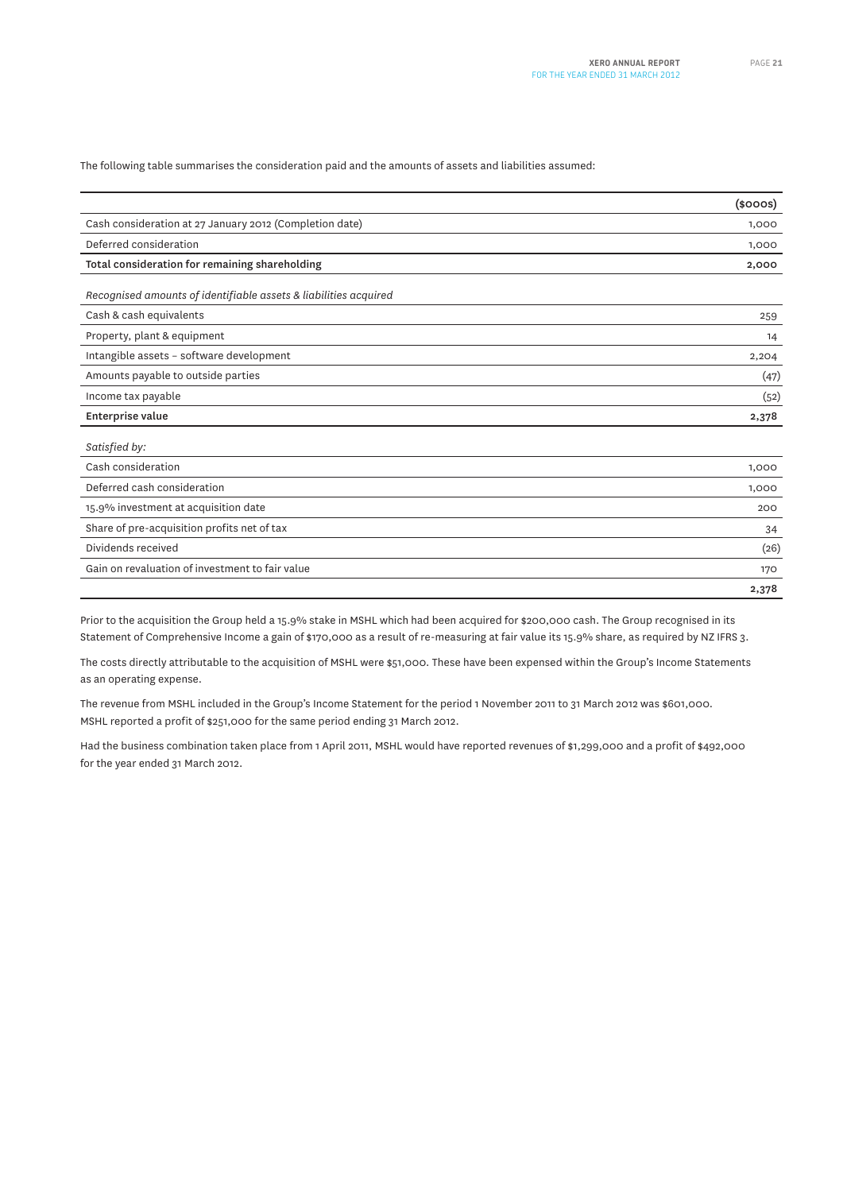The following table summarises the consideration paid and the amounts of assets and liabilities assumed:

| | ($000s) |
|---|---|
| Cash consideration at 27 January 2012 (Completion date) | 1,000 |
| Deferred consideration | 1,000 |
| **Total consideration for remaining shareholding** | **2,000** |
| | |
| *Recognised amounts of identifiable assets & liabilities acquired* | |
| Cash & cash equivalents | 259 |
| Property, plant & equipment | 14 |
| Intangible assets – software development | 2,204 |
| Amounts payable to outside parties | (47) |
| Income tax payable | (52) |
| **Enterprise value** | **2,378** |
| | |
| *Satisfied by:* | |
| Cash consideration | 1,000 |
| Deferred cash consideration | 1,000 |
| 15.9% investment at acquisition date | 200 |
| Share of pre-acquisition profits net of tax | 34 |
| Dividends received | (26) |
| Gain on revaluation of investment to fair value | 170 |
| | **2,378** |

Prior to the acquisition the Group held a 15.9% stake in MSHL which had been acquired for $200,000 cash. The Group recognised in its Statement of Comprehensive Income a gain of $170,000 as a result of re-measuring at fair value its 15.9% share, as required by NZ IFRS 3.

The costs directly attributable to the acquisition of MSHL were $51,000. These have been expensed within the Group's Income Statements as an operating expense.

The revenue from MSHL included in the Group's Income Statement for the period 1 November 2011 to 31 March 2012 was $601,000. MSHL reported a profit of $251,000 for the same period ending 31 March 2012.

Had the business combination taken place from 1 April 2011, MSHL would have reported revenues of $1,299,000 and a profit of $492,000 for the year ended 31 March 2012.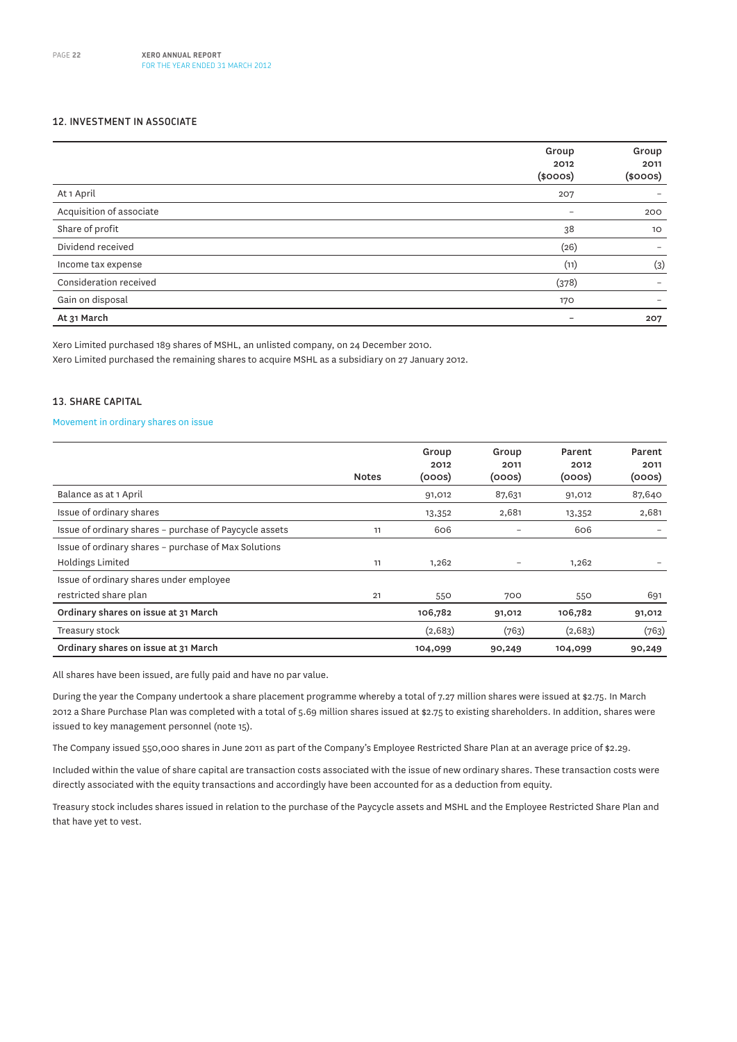## 12. INVESTMENT IN ASSOCIATE

| | Group 2012 ($000s) | Group 2011 ($000s) |
|---|---|---|
| At 1 April | 207 | – |
| Acquisition of associate | – | 200 |
| Share of profit | 38 | 10 |
| Dividend received | (26) | – |
| Income tax expense | (11) | (3) |
| Consideration received | (378) | – |
| Gain on disposal | 170 | – |
| **At 31 March** | **–** | **207** |

Xero Limited purchased 189 shares of MSHL, an unlisted company, on 24 December 2010.
Xero Limited purchased the remaining shares to acquire MSHL as a subsidiary on 27 January 2012.

## 13. SHARE CAPITAL

Movement in ordinary shares on issue

| | Notes | Group 2012 (000s) | Group 2011 (000s) | Parent 2012 (000s) | Parent 2011 (000s) |
|---|---|---|---|---|---|
| Balance as at 1 April | | 91,012 | 87,631 | 91,012 | 87,640 |
| Issue of ordinary shares | | 13,352 | 2,681 | 13,352 | 2,681 |
| Issue of ordinary shares – purchase of Paycycle assets | 11 | 606 | – | 606 | – |
| Issue of ordinary shares – purchase of Max Solutions Holdings Limited | 11 | 1,262 | – | 1,262 | – |
| Issue of ordinary shares under employee restricted share plan | 21 | 550 | 700 | 550 | 691 |
| **Ordinary shares on issue at 31 March** | | **106,782** | **91,012** | **106,782** | **91,012** |
| Treasury stock | | (2,683) | (763) | (2,683) | (763) |
| **Ordinary shares on issue at 31 March** | | **104,099** | **90,249** | **104,099** | **90,249** |

All shares have been issued, are fully paid and have no par value.

During the year the Company undertook a share placement programme whereby a total of 7.27 million shares were issued at $2.75. In March 2012 a Share Purchase Plan was completed with a total of 5.69 million shares issued at $2.75 to existing shareholders. In addition, shares were issued to key management personnel (note 15).

The Company issued 550,000 shares in June 2011 as part of the Company's Employee Restricted Share Plan at an average price of $2.29.

Included within the value of share capital are transaction costs associated with the issue of new ordinary shares. These transaction costs were directly associated with the equity transactions and accordingly have been accounted for as a deduction from equity.

Treasury stock includes shares issued in relation to the purchase of the Paycycle assets and MSHL and the Employee Restricted Share Plan and that have yet to vest.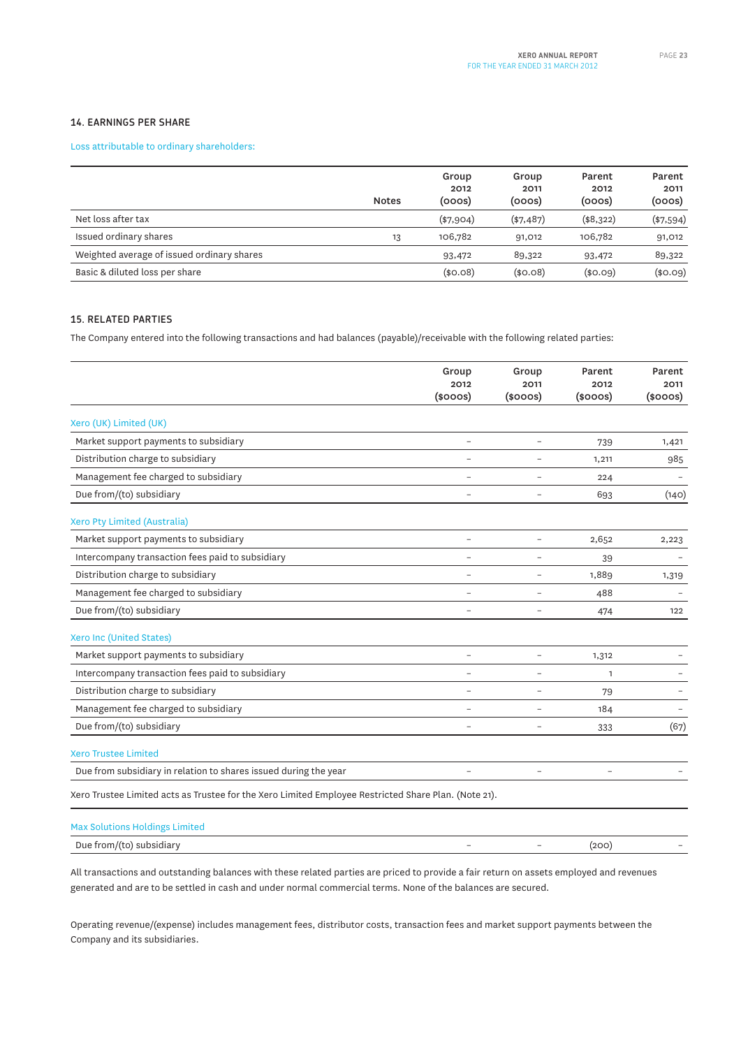### 14. EARNINGS PER SHARE

Loss attributable to ordinary shareholders:

| | Notes | Group 2012 (000s) | Group 2011 (000s) | Parent 2012 (000s) | Parent 2011 (000s) |
|---|---|---|---|---|---|
| Net loss after tax | | ($7,904) | ($7,487) | ($8,322) | ($7,594) |
| Issued ordinary shares | 13 | 106,782 | 91,012 | 106,782 | 91,012 |
| Weighted average of issued ordinary shares | | 93,472 | 89,322 | 93,472 | 89,322 |
| Basic & diluted loss per share | | ($0.08) | ($0.08) | ($0.09) | ($0.09) |

### 15. RELATED PARTIES

The Company entered into the following transactions and had balances (payable)/receivable with the following related parties:

| | Group 2012 ($000s) | Group 2011 ($000s) | Parent 2012 ($000s) | Parent 2011 ($000s) |
|---|---|---|---|---|
| **Xero (UK) Limited (UK)** | | | | |
| Market support payments to subsidiary | – | – | 739 | 1,421 |
| Distribution charge to subsidiary | – | – | 1,211 | 985 |
| Management fee charged to subsidiary | – | – | 224 | – |
| Due from/(to) subsidiary | – | – | 693 | (140) |
| **Xero Pty Limited (Australia)** | | | | |
| Market support payments to subsidiary | – | – | 2,652 | 2,223 |
| Intercompany transaction fees paid to subsidiary | – | – | 39 | – |
| Distribution charge to subsidiary | – | – | 1,889 | 1,319 |
| Management fee charged to subsidiary | – | – | 488 | – |
| Due from/(to) subsidiary | – | – | 474 | 122 |
| **Xero Inc (United States)** | | | | |
| Market support payments to subsidiary | – | – | 1,312 | – |
| Intercompany transaction fees paid to subsidiary | – | – | 1 | – |
| Distribution charge to subsidiary | – | – | 79 | – |
| Management fee charged to subsidiary | – | – | 184 | – |
| Due from/(to) subsidiary | – | – | 333 | (67) |
| **Xero Trustee Limited** | | | | |
| Due from subsidiary in relation to shares issued during the year | – | – | – | – |

Xero Trustee Limited acts as Trustee for the Xero Limited Employee Restricted Share Plan. (Note 21).

| | Group 2012 ($000s) | Group 2011 ($000s) | Parent 2012 ($000s) | Parent 2011 ($000s) |
|---|---|---|---|---|
| **Max Solutions Holdings Limited** | | | | |
| Due from/(to) subsidiary | – | – | (200) | – |

All transactions and outstanding balances with these related parties are priced to provide a fair return on assets employed and revenues generated and are to be settled in cash and under normal commercial terms. None of the balances are secured.

Operating revenue/(expense) includes management fees, distributor costs, transaction fees and market support payments between the Company and its subsidiaries.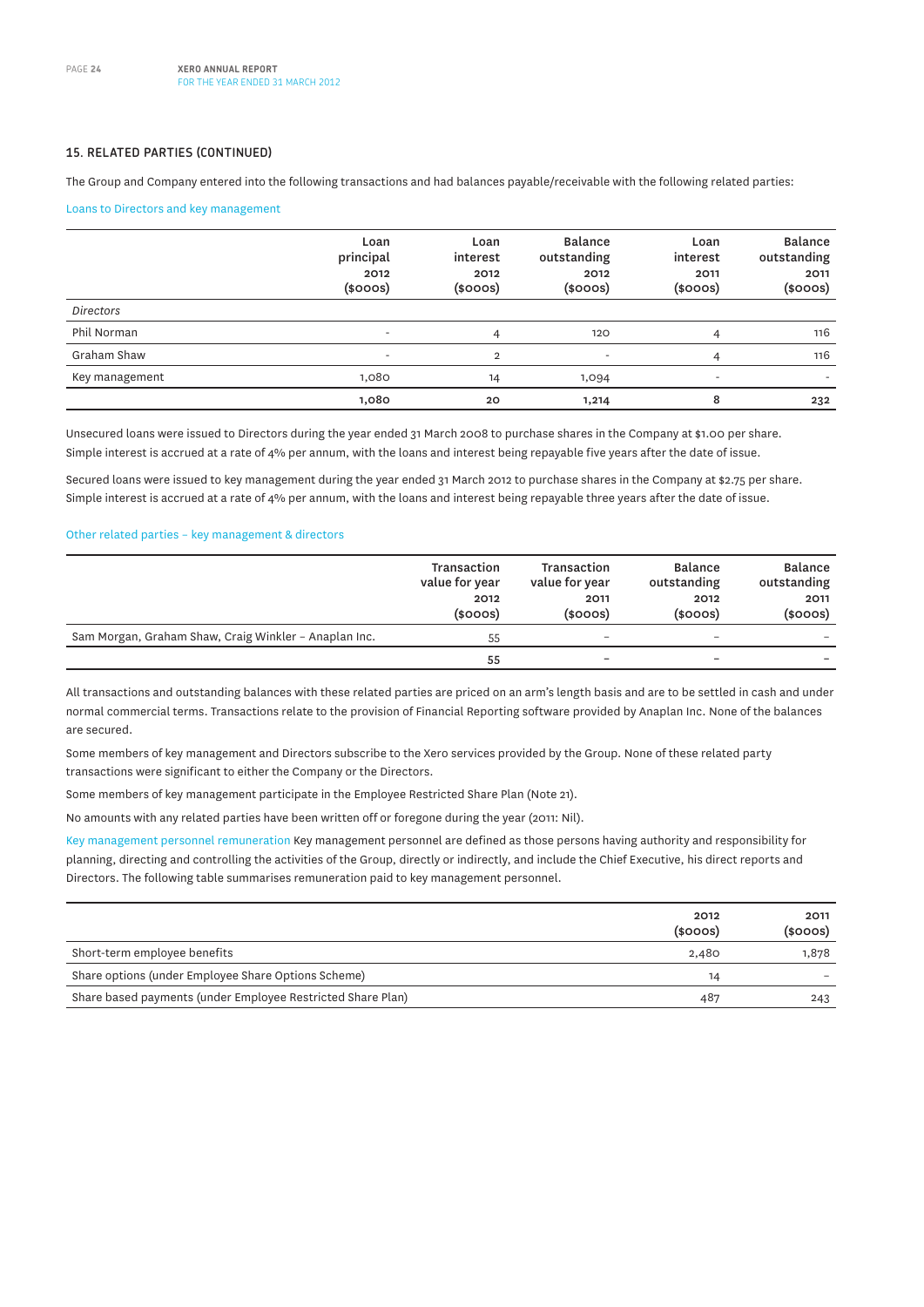## 15. RELATED PARTIES (CONTINUED)

The Group and Company entered into the following transactions and had balances payable/receivable with the following related parties:

### Loans to Directors and key management

| | Loan principal 2012 ($000s) | Loan interest 2012 ($000s) | Balance outstanding 2012 ($000s) | Loan interest 2011 ($000s) | Balance outstanding 2011 ($000s) |
|---|---|---|---|---|---|
| *Directors* | | | | | |
| Phil Norman | - | 4 | 120 | 4 | 116 |
| Graham Shaw | - | 2 | - | 4 | 116 |
| Key management | 1,080 | 14 | 1,094 | - | - |
| | **1,080** | **20** | **1,214** | **8** | **232** |

Unsecured loans were issued to Directors during the year ended 31 March 2008 to purchase shares in the Company at $1.00 per share. Simple interest is accrued at a rate of 4% per annum, with the loans and interest being repayable five years after the date of issue.

Secured loans were issued to key management during the year ended 31 March 2012 to purchase shares in the Company at $2.75 per share. Simple interest is accrued at a rate of 4% per annum, with the loans and interest being repayable three years after the date of issue.

### Other related parties – key management & directors

| | Transaction value for year 2012 ($000s) | Transaction value for year 2011 ($000s) | Balance outstanding 2012 ($000s) | Balance outstanding 2011 ($000s) |
|---|---|---|---|---|
| Sam Morgan, Graham Shaw, Craig Winkler – Anaplan Inc. | 55 | – | – | – |
| | **55** | – | – | – |

All transactions and outstanding balances with these related parties are priced on an arm's length basis and are to be settled in cash and under normal commercial terms. Transactions relate to the provision of Financial Reporting software provided by Anaplan Inc. None of the balances are secured.

Some members of key management and Directors subscribe to the Xero services provided by the Group. None of these related party transactions were significant to either the Company or the Directors.

Some members of key management participate in the Employee Restricted Share Plan (Note 21).

No amounts with any related parties have been written off or foregone during the year (2011: Nil).

**Key management personnel remuneration** Key management personnel are defined as those persons having authority and responsibility for planning, directing and controlling the activities of the Group, directly or indirectly, and include the Chief Executive, his direct reports and Directors. The following table summarises remuneration paid to key management personnel.

| | 2012 ($000s) | 2011 ($000s) |
|---|---|---|
| Short-term employee benefits | 2,480 | 1,878 |
| Share options (under Employee Share Options Scheme) | 14 | – |
| Share based payments (under Employee Restricted Share Plan) | 487 | 243 |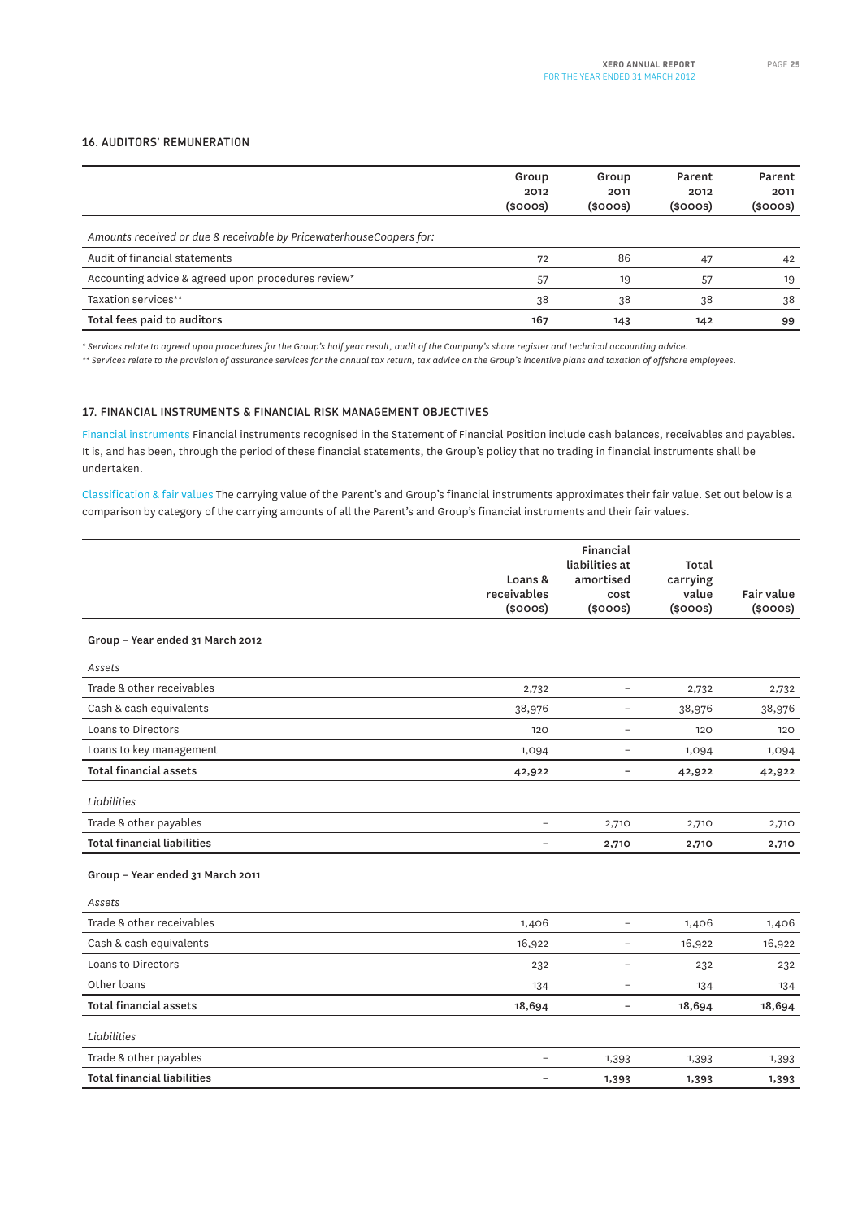## 16. AUDITORS' REMUNERATION

| | Group 2012 ($000s) | Group 2011 ($000s) | Parent 2012 ($000s) | Parent 2011 ($000s) |
|---|---|---|---|---|
| *Amounts received or due & receivable by PricewaterhouseCoopers for:* | | | | |
| Audit of financial statements | 72 | 86 | 47 | 42 |
| Accounting advice & agreed upon procedures review* | 57 | 19 | 57 | 19 |
| Taxation services** | 38 | 38 | 38 | 38 |
| **Total fees paid to auditors** | **167** | **143** | **142** | **99** |

*\* Services relate to agreed upon procedures for the Group's half year result, audit of the Company's share register and technical accounting advice.*

*\*\* Services relate to the provision of assurance services for the annual tax return, tax advice on the Group's incentive plans and taxation of offshore employees.*

## 17. FINANCIAL INSTRUMENTS & FINANCIAL RISK MANAGEMENT OBJECTIVES

Financial instruments Financial instruments recognised in the Statement of Financial Position include cash balances, receivables and payables. It is, and has been, through the period of these financial statements, the Group's policy that no trading in financial instruments shall be undertaken.

Classification & fair values The carrying value of the Parent's and Group's financial instruments approximates their fair value. Set out below is a comparison by category of the carrying amounts of all the Parent's and Group's financial instruments and their fair values.

| | Loans & receivables ($000s) | Financial liabilities at amortised cost ($000s) | Total carrying value ($000s) | Fair value ($000s) |
|---|---|---|---|---|
| **Group – Year ended 31 March 2012** | | | | |
| *Assets* | | | | |
| Trade & other receivables | 2,732 | – | 2,732 | 2,732 |
| Cash & cash equivalents | 38,976 | – | 38,976 | 38,976 |
| Loans to Directors | 120 | – | 120 | 120 |
| Loans to key management | 1,094 | – | 1,094 | 1,094 |
| **Total financial assets** | **42,922** | **–** | **42,922** | **42,922** |
| *Liabilities* | | | | |
| Trade & other payables | – | 2,710 | 2,710 | 2,710 |
| **Total financial liabilities** | **–** | **2,710** | **2,710** | **2,710** |
| **Group – Year ended 31 March 2011** | | | | |
| *Assets* | | | | |
| Trade & other receivables | 1,406 | – | 1,406 | 1,406 |
| Cash & cash equivalents | 16,922 | – | 16,922 | 16,922 |
| Loans to Directors | 232 | – | 232 | 232 |
| Other loans | 134 | – | 134 | 134 |
| **Total financial assets** | **18,694** | **–** | **18,694** | **18,694** |
| *Liabilities* | | | | |
| Trade & other payables | – | 1,393 | 1,393 | 1,393 |
| **Total financial liabilities** | **–** | **1,393** | **1,393** | **1,393** |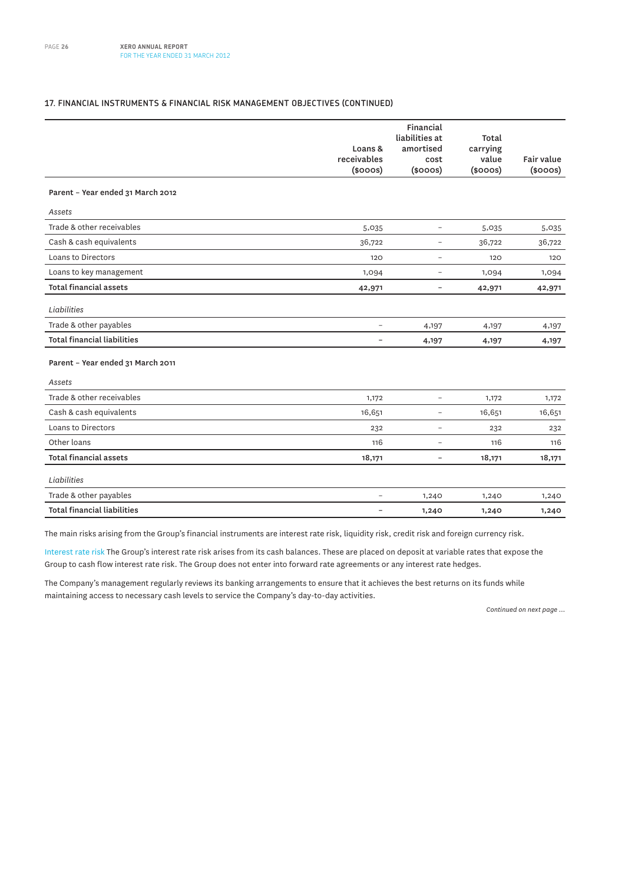## 17. FINANCIAL INSTRUMENTS & FINANCIAL RISK MANAGEMENT OBJECTIVES (CONTINUED)

| | Loans & receivables ($000s) | Financial liabilities at amortised cost ($000s) | Total carrying value ($000s) | Fair value ($000s) |
|---|---|---|---|---|
| **Parent – Year ended 31 March 2012** | | | | |
| *Assets* | | | | |
| Trade & other receivables | 5,035 | – | 5,035 | 5,035 |
| Cash & cash equivalents | 36,722 | – | 36,722 | 36,722 |
| Loans to Directors | 120 | – | 120 | 120 |
| Loans to key management | 1,094 | – | 1,094 | 1,094 |
| **Total financial assets** | **42,971** | **–** | **42,971** | **42,971** |
| *Liabilities* | | | | |
| Trade & other payables | – | 4,197 | 4,197 | 4,197 |
| **Total financial liabilities** | **–** | **4,197** | **4,197** | **4,197** |
| **Parent – Year ended 31 March 2011** | | | | |
| *Assets* | | | | |
| Trade & other receivables | 1,172 | – | 1,172 | 1,172 |
| Cash & cash equivalents | 16,651 | – | 16,651 | 16,651 |
| Loans to Directors | 232 | – | 232 | 232 |
| Other loans | 116 | – | 116 | 116 |
| **Total financial assets** | **18,171** | **–** | **18,171** | **18,171** |
| *Liabilities* | | | | |
| Trade & other payables | – | 1,240 | 1,240 | 1,240 |
| **Total financial liabilities** | **–** | **1,240** | **1,240** | **1,240** |

The main risks arising from the Group's financial instruments are interest rate risk, liquidity risk, credit risk and foreign currency risk.

Interest rate risk The Group's interest rate risk arises from its cash balances. These are placed on deposit at variable rates that expose the Group to cash flow interest rate risk. The Group does not enter into forward rate agreements or any interest rate hedges.

The Company's management regularly reviews its banking arrangements to ensure that it achieves the best returns on its funds while maintaining access to necessary cash levels to service the Company's day-to-day activities.

*Continued on next page ...*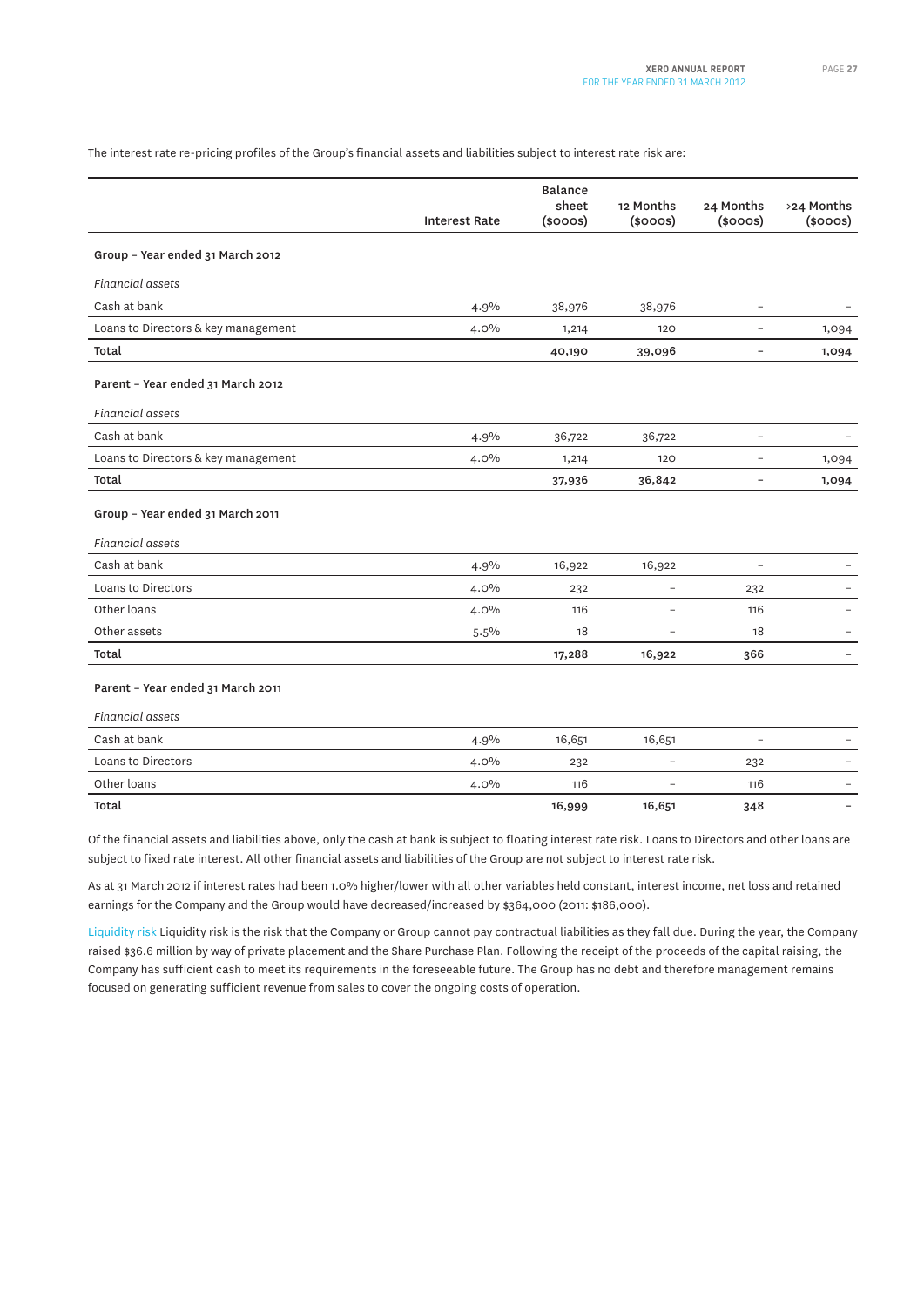The interest rate re-pricing profiles of the Group's financial assets and liabilities subject to interest rate risk are:

| | Interest Rate | Balance sheet ($000s) | 12 Months ($000s) | 24 Months ($000s) | >24 Months ($000s) |
|---|---|---|---|---|---|
| **Group – Year ended 31 March 2012** | | | | | |
| *Financial assets* | | | | | |
| Cash at bank | 4.9% | 38,976 | 38,976 | – | – |
| Loans to Directors & key management | 4.0% | 1,214 | 120 | – | 1,094 |
| **Total** | | **40,190** | **39,096** | **–** | **1,094** |
| **Parent – Year ended 31 March 2012** | | | | | |
| *Financial assets* | | | | | |
| Cash at bank | 4.9% | 36,722 | 36,722 | – | – |
| Loans to Directors & key management | 4.0% | 1,214 | 120 | – | 1,094 |
| **Total** | | **37,936** | **36,842** | **–** | **1,094** |
| **Group – Year ended 31 March 2011** | | | | | |
| *Financial assets* | | | | | |
| Cash at bank | 4.9% | 16,922 | 16,922 | – | – |
| Loans to Directors | 4.0% | 232 | – | 232 | – |
| Other loans | 4.0% | 116 | – | 116 | – |
| Other assets | 5.5% | 18 | – | 18 | – |
| **Total** | | **17,288** | **16,922** | **366** | **–** |
| **Parent – Year ended 31 March 2011** | | | | | |
| *Financial assets* | | | | | |
| Cash at bank | 4.9% | 16,651 | 16,651 | – | – |
| Loans to Directors | 4.0% | 232 | – | 232 | – |
| Other loans | 4.0% | 116 | – | 116 | – |
| **Total** | | **16,999** | **16,651** | **348** | **–** |

Of the financial assets and liabilities above, only the cash at bank is subject to floating interest rate risk. Loans to Directors and other loans are subject to fixed rate interest. All other financial assets and liabilities of the Group are not subject to interest rate risk.

As at 31 March 2012 if interest rates had been 1.0% higher/lower with all other variables held constant, interest income, net loss and retained earnings for the Company and the Group would have decreased/increased by $364,000 (2011: $186,000).

Liquidity risk Liquidity risk is the risk that the Company or Group cannot pay contractual liabilities as they fall due. During the year, the Company raised $36.6 million by way of private placement and the Share Purchase Plan. Following the receipt of the proceeds of the capital raising, the Company has sufficient cash to meet its requirements in the foreseeable future. The Group has no debt and therefore management remains focused on generating sufficient revenue from sales to cover the ongoing costs of operation.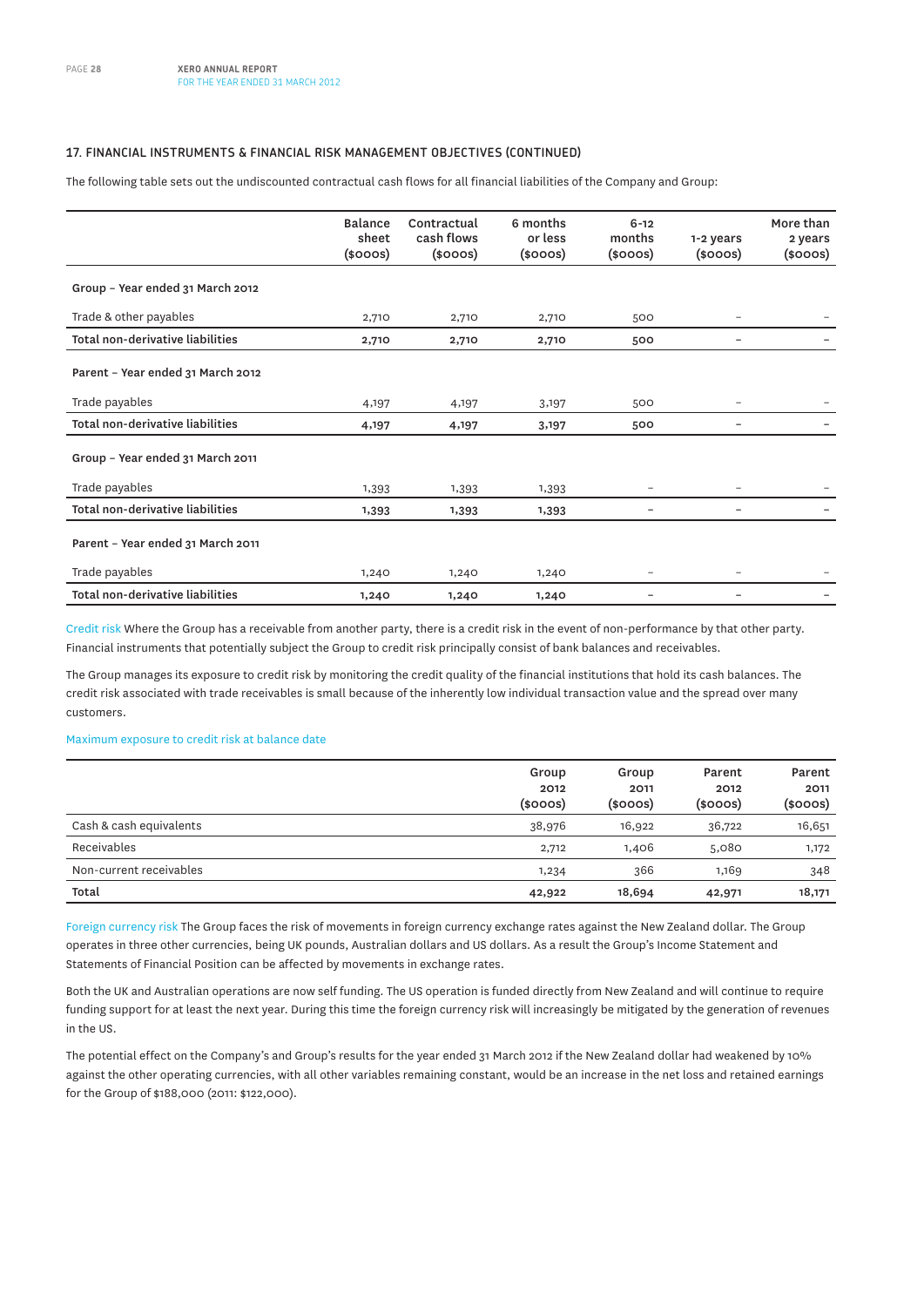## 17. FINANCIAL INSTRUMENTS & FINANCIAL RISK MANAGEMENT OBJECTIVES (CONTINUED)

The following table sets out the undiscounted contractual cash flows for all financial liabilities of the Company and Group:

| | Balance sheet ($000s) | Contractual cash flows ($000s) | 6 months or less ($000s) | 6-12 months ($000s) | 1-2 years ($000s) | More than 2 years ($000s) |
|---|---|---|---|---|---|---|
| **Group – Year ended 31 March 2012** | | | | | | |
| Trade & other payables | 2,710 | 2,710 | 2,710 | 500 | – | – |
| **Total non-derivative liabilities** | **2,710** | **2,710** | **2,710** | **500** | **–** | **–** |
| **Parent – Year ended 31 March 2012** | | | | | | |
| Trade payables | 4,197 | 4,197 | 3,197 | 500 | – | – |
| **Total non-derivative liabilities** | **4,197** | **4,197** | **3,197** | **500** | **–** | **–** |
| **Group – Year ended 31 March 2011** | | | | | | |
| Trade payables | 1,393 | 1,393 | 1,393 | – | – | – |
| **Total non-derivative liabilities** | **1,393** | **1,393** | **1,393** | **–** | **–** | **–** |
| **Parent – Year ended 31 March 2011** | | | | | | |
| Trade payables | 1,240 | 1,240 | 1,240 | – | – | – |
| **Total non-derivative liabilities** | **1,240** | **1,240** | **1,240** | **–** | **–** | **–** |

Credit risk Where the Group has a receivable from another party, there is a credit risk in the event of non-performance by that other party. Financial instruments that potentially subject the Group to credit risk principally consist of bank balances and receivables.

The Group manages its exposure to credit risk by monitoring the credit quality of the financial institutions that hold its cash balances. The credit risk associated with trade receivables is small because of the inherently low individual transaction value and the spread over many customers.

Maximum exposure to credit risk at balance date

| | Group 2012 ($000s) | Group 2011 ($000s) | Parent 2012 ($000s) | Parent 2011 ($000s) |
|---|---|---|---|---|
| Cash & cash equivalents | 38,976 | 16,922 | 36,722 | 16,651 |
| Receivables | 2,712 | 1,406 | 5,080 | 1,172 |
| Non-current receivables | 1,234 | 366 | 1,169 | 348 |
| **Total** | **42,922** | **18,694** | **42,971** | **18,171** |

Foreign currency risk The Group faces the risk of movements in foreign currency exchange rates against the New Zealand dollar. The Group operates in three other currencies, being UK pounds, Australian dollars and US dollars. As a result the Group's Income Statement and Statements of Financial Position can be affected by movements in exchange rates.

Both the UK and Australian operations are now self funding. The US operation is funded directly from New Zealand and will continue to require funding support for at least the next year. During this time the foreign currency risk will increasingly be mitigated by the generation of revenues in the US.

The potential effect on the Company's and Group's results for the year ended 31 March 2012 if the New Zealand dollar had weakened by 10% against the other operating currencies, with all other variables remaining constant, would be an increase in the net loss and retained earnings for the Group of $188,000 (2011: $122,000).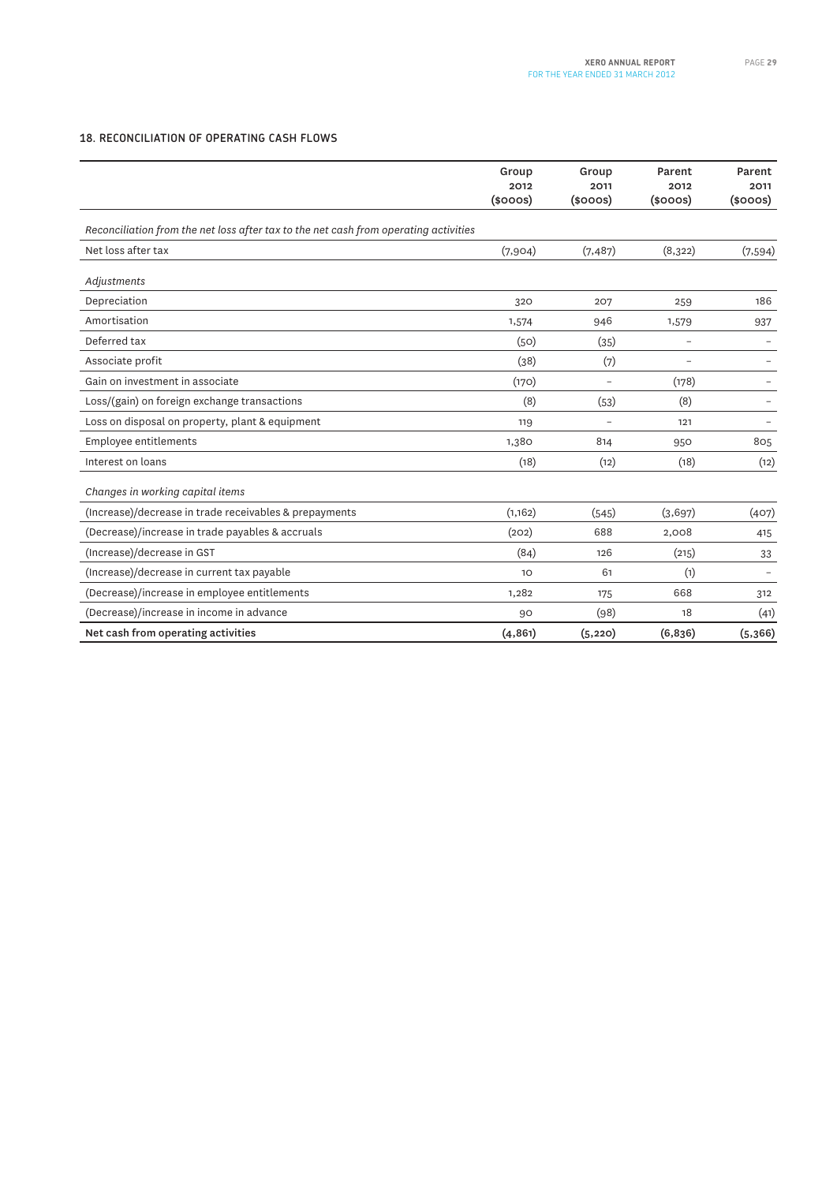## 18. RECONCILIATION OF OPERATING CASH FLOWS

| | Group 2012 ($000s) | Group 2011 ($000s) | Parent 2012 ($000s) | Parent 2011 ($000s) |
|---|---|---|---|---|
| *Reconciliation from the net loss after tax to the net cash from operating activities* | | | | |
| Net loss after tax | (7,904) | (7,487) | (8,322) | (7,594) |
| *Adjustments* | | | | |
| Depreciation | 320 | 207 | 259 | 186 |
| Amortisation | 1,574 | 946 | 1,579 | 937 |
| Deferred tax | (50) | (35) | – | – |
| Associate profit | (38) | (7) | – | – |
| Gain on investment in associate | (170) | – | (178) | – |
| Loss/(gain) on foreign exchange transactions | (8) | (53) | (8) | – |
| Loss on disposal on property, plant & equipment | 119 | – | 121 | – |
| Employee entitlements | 1,380 | 814 | 950 | 805 |
| Interest on loans | (18) | (12) | (18) | (12) |
| *Changes in working capital items* | | | | |
| (Increase)/decrease in trade receivables & prepayments | (1,162) | (545) | (3,697) | (407) |
| (Decrease)/increase in trade payables & accruals | (202) | 688 | 2,008 | 415 |
| (Increase)/decrease in GST | (84) | 126 | (215) | 33 |
| (Increase)/decrease in current tax payable | 10 | 61 | (1) | – |
| (Decrease)/increase in employee entitlements | 1,282 | 175 | 668 | 312 |
| (Decrease)/increase in income in advance | 90 | (98) | 18 | (41) |
| **Net cash from operating activities** | **(4,861)** | **(5,220)** | **(6,836)** | **(5,366)** |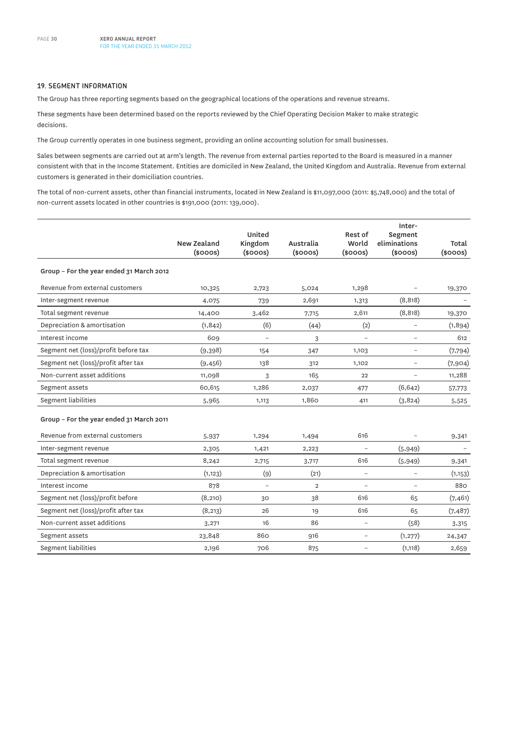## 19. SEGMENT INFORMATION

The Group has three reporting segments based on the geographical locations of the operations and revenue streams.

These segments have been determined based on the reports reviewed by the Chief Operating Decision Maker to make strategic decisions.

The Group currently operates in one business segment, providing an online accounting solution for small businesses.

Sales between segments are carried out at arm's length. The revenue from external parties reported to the Board is measured in a manner consistent with that in the Income Statement. Entities are domiciled in New Zealand, the United Kingdom and Australia. Revenue from external customers is generated in their domiciliation countries.

The total of non-current assets, other than financial instruments, located in New Zealand is $11,097,000 (2011: $5,748,000) and the total of non-current assets located in other countries is $191,000 (2011: 139,000).

| | New Zealand ($000s) | United Kingdom ($000s) | Australia ($000s) | Rest of World ($000s) | Inter-Segment eliminations ($000s) | Total ($000s) |
|---|---|---|---|---|---|---|
| **Group – For the year ended 31 March 2012** | | | | | | |
| Revenue from external customers | 10,325 | 2,723 | 5,024 | 1,298 | – | 19,370 |
| Inter-segment revenue | 4,075 | 739 | 2,691 | 1,313 | (8,818) | – |
| Total segment revenue | 14,400 | 3,462 | 7,715 | 2,611 | (8,818) | 19,370 |
| Depreciation & amortisation | (1,842) | (6) | (44) | (2) | – | (1,894) |
| Interest income | 609 | – | 3 | – | – | 612 |
| Segment net (loss)/profit before tax | (9,398) | 154 | 347 | 1,103 | – | (7,794) |
| Segment net (loss)/profit after tax | (9,456) | 138 | 312 | 1,102 | – | (7,904) |
| Non-current asset additions | 11,098 | 3 | 165 | 22 | – | 11,288 |
| Segment assets | 60,615 | 1,286 | 2,037 | 477 | (6,642) | 57,773 |
| Segment liabilities | 5,965 | 1,113 | 1,860 | 411 | (3,824) | 5,525 |
| **Group – For the year ended 31 March 2011** | | | | | | |
| Revenue from external customers | 5,937 | 1,294 | 1,494 | 616 | – | 9,341 |
| Inter-segment revenue | 2,305 | 1,421 | 2,223 | – | (5,949) | – |
| Total segment revenue | 8,242 | 2,715 | 3,717 | 616 | (5,949) | 9,341 |
| Depreciation & amortisation | (1,123) | (9) | (21) | – | – | (1,153) |
| Interest income | 878 | – | 2 | – | – | 880 |
| Segment net (loss)/profit before | (8,210) | 30 | 38 | 616 | 65 | (7,461) |
| Segment net (loss)/profit after tax | (8,213) | 26 | 19 | 616 | 65 | (7,487) |
| Non-current asset additions | 3,271 | 16 | 86 | – | (58) | 3,315 |
| Segment assets | 23,848 | 860 | 916 | – | (1,277) | 24,347 |
| Segment liabilities | 2,196 | 706 | 875 | – | (1,118) | 2,659 |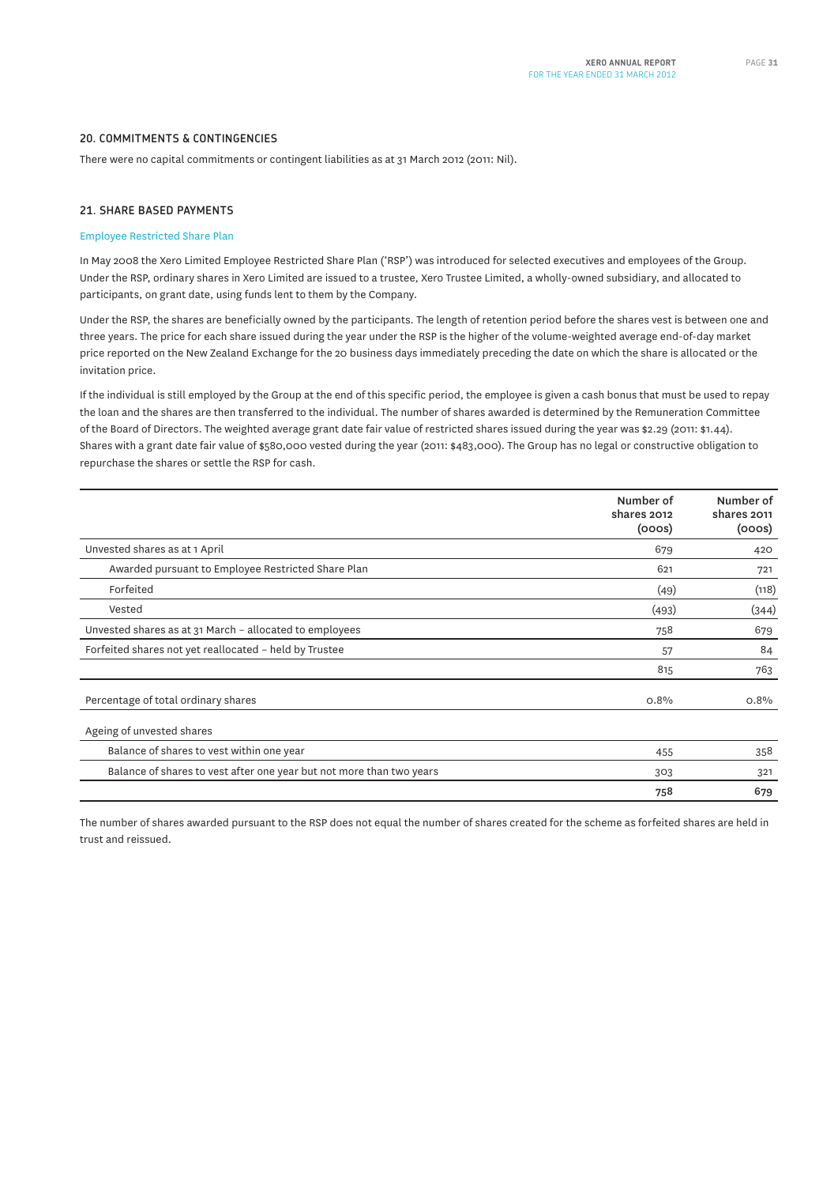## 20. COMMITMENTS & CONTINGENCIES

There were no capital commitments or contingent liabilities as at 31 March 2012 (2011: Nil).

## 21. SHARE BASED PAYMENTS

### Employee Restricted Share Plan

In May 2008 the Xero Limited Employee Restricted Share Plan ('RSP') was introduced for selected executives and employees of the Group. Under the RSP, ordinary shares in Xero Limited are issued to a trustee, Xero Trustee Limited, a wholly-owned subsidiary, and allocated to participants, on grant date, using funds lent to them by the Company.

Under the RSP, the shares are beneficially owned by the participants. The length of retention period before the shares vest is between one and three years. The price for each share issued during the year under the RSP is the higher of the volume-weighted average end-of-day market price reported on the New Zealand Exchange for the 20 business days immediately preceding the date on which the share is allocated or the invitation price.

If the individual is still employed by the Group at the end of this specific period, the employee is given a cash bonus that must be used to repay the loan and the shares are then transferred to the individual. The number of shares awarded is determined by the Remuneration Committee of the Board of Directors. The weighted average grant date fair value of restricted shares issued during the year was $2.29 (2011: $1.44). Shares with a grant date fair value of $580,000 vested during the year (2011: $483,000). The Group has no legal or constructive obligation to repurchase the shares or settle the RSP for cash.

| | Number of shares 2012 (000s) | Number of shares 2011 (000s) |
|---|---|---|
| Unvested shares as at 1 April | 679 | 420 |
| Awarded pursuant to Employee Restricted Share Plan | 621 | 721 |
| Forfeited | (49) | (118) |
| Vested | (493) | (344) |
| Unvested shares as at 31 March – allocated to employees | 758 | 679 |
| Forfeited shares not yet reallocated – held by Trustee | 57 | 84 |
| | 815 | 763 |
| Percentage of total ordinary shares | 0.8% | 0.8% |
| Ageing of unvested shares | | |
| Balance of shares to vest within one year | 455 | 358 |
| Balance of shares to vest after one year but not more than two years | 303 | 321 |
| | **758** | **679** |

The number of shares awarded pursuant to the RSP does not equal the number of shares created for the scheme as forfeited shares are held in trust and reissued.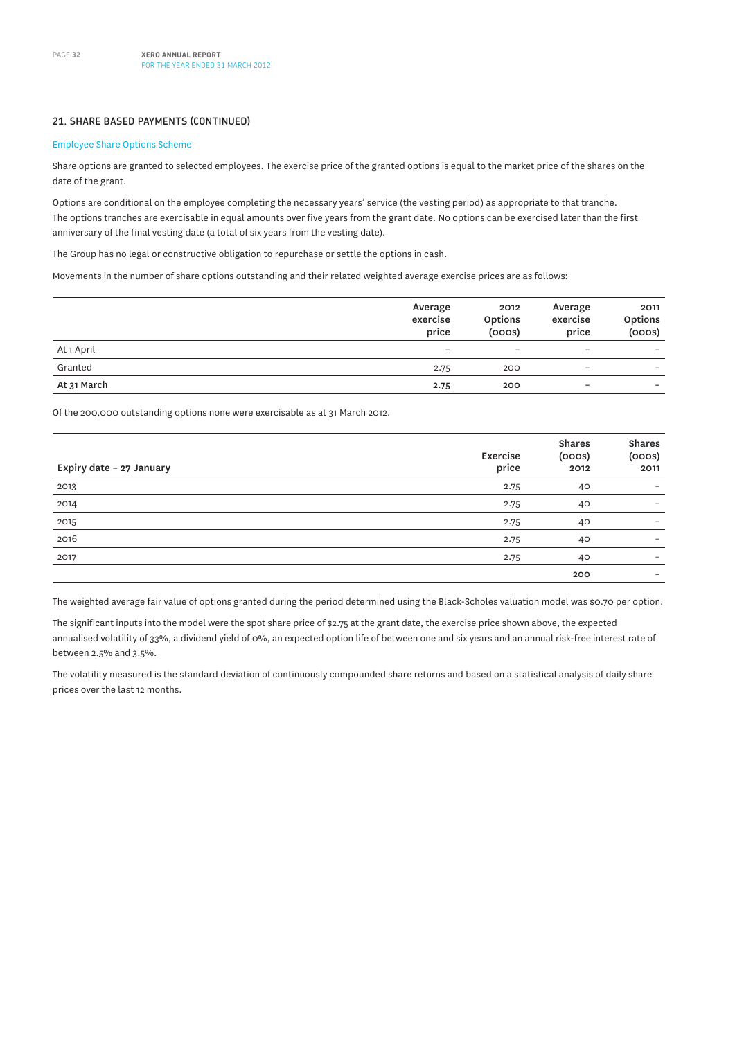## 21. SHARE BASED PAYMENTS (CONTINUED)

### Employee Share Options Scheme

Share options are granted to selected employees. The exercise price of the granted options is equal to the market price of the shares on the date of the grant.

Options are conditional on the employee completing the necessary years' service (the vesting period) as appropriate to that tranche. The options tranches are exercisable in equal amounts over five years from the grant date. No options can be exercised later than the first anniversary of the final vesting date (a total of six years from the vesting date).

The Group has no legal or constructive obligation to repurchase or settle the options in cash.

Movements in the number of share options outstanding and their related weighted average exercise prices are as follows:

| | Average exercise price | 2012 Options (000s) | Average exercise price | 2011 Options (000s) |
|---|---|---|---|---|
| At 1 April | – | – | – | – |
| Granted | 2.75 | 200 | – | – |
| **At 31 March** | **2.75** | **200** | – | – |

Of the 200,000 outstanding options none were exercisable as at 31 March 2012.

| Expiry date – 27 January | Exercise price | Shares (000s) 2012 | Shares (000s) 2011 |
|---|---|---|---|
| 2013 | 2.75 | 40 | – |
| 2014 | 2.75 | 40 | – |
| 2015 | 2.75 | 40 | – |
| 2016 | 2.75 | 40 | – |
| 2017 | 2.75 | 40 | – |
| | | **200** | – |

The weighted average fair value of options granted during the period determined using the Black-Scholes valuation model was $0.70 per option.

The significant inputs into the model were the spot share price of $2.75 at the grant date, the exercise price shown above, the expected annualised volatility of 33%, a dividend yield of 0%, an expected option life of between one and six years and an annual risk-free interest rate of between 2.5% and 3.5%.

The volatility measured is the standard deviation of continuously compounded share returns and based on a statistical analysis of daily share prices over the last 12 months.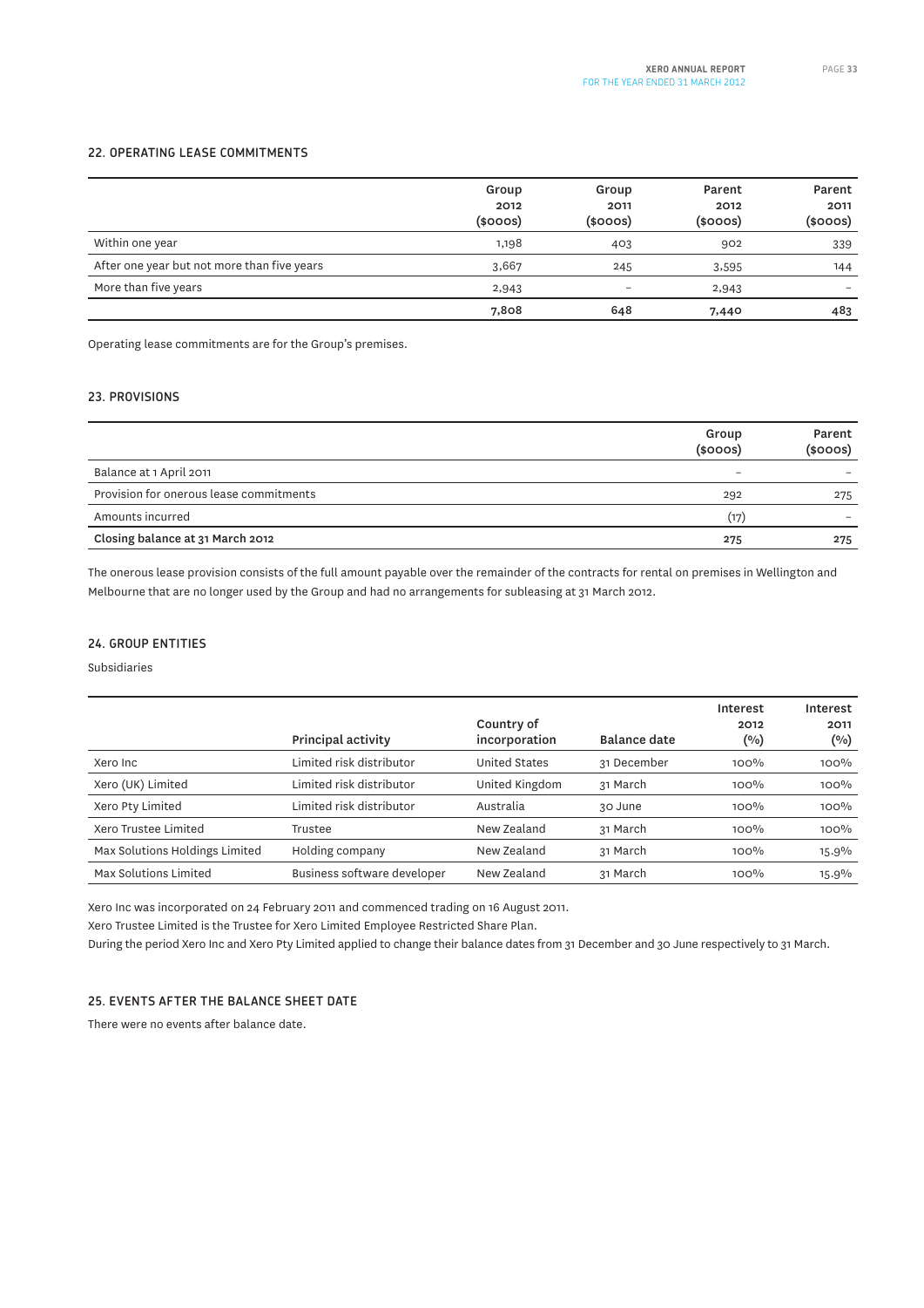## 22. OPERATING LEASE COMMITMENTS

| | Group 2012 ($000s) | Group 2011 ($000s) | Parent 2012 ($000s) | Parent 2011 ($000s) |
|---|---|---|---|---|
| Within one year | 1,198 | 403 | 902 | 339 |
| After one year but not more than five years | 3,667 | 245 | 3,595 | 144 |
| More than five years | 2,943 | – | 2,943 | – |
| | **7,808** | **648** | **7,440** | **483** |

Operating lease commitments are for the Group's premises.

## 23. PROVISIONS

| | Group ($000s) | Parent ($000s) |
|---|---|---|
| Balance at 1 April 2011 | – | – |
| Provision for onerous lease commitments | 292 | 275 |
| Amounts incurred | (17) | – |
| **Closing balance at 31 March 2012** | **275** | **275** |

The onerous lease provision consists of the full amount payable over the remainder of the contracts for rental on premises in Wellington and Melbourne that are no longer used by the Group and had no arrangements for subleasing at 31 March 2012.

## 24. GROUP ENTITIES

Subsidiaries

| | Principal activity | Country of incorporation | Balance date | Interest 2012 (%) | Interest 2011 (%) |
|---|---|---|---|---|---|
| Xero Inc | Limited risk distributor | United States | 31 December | 100% | 100% |
| Xero (UK) Limited | Limited risk distributor | United Kingdom | 31 March | 100% | 100% |
| Xero Pty Limited | Limited risk distributor | Australia | 30 June | 100% | 100% |
| Xero Trustee Limited | Trustee | New Zealand | 31 March | 100% | 100% |
| Max Solutions Holdings Limited | Holding company | New Zealand | 31 March | 100% | 15.9% |
| Max Solutions Limited | Business software developer | New Zealand | 31 March | 100% | 15.9% |

Xero Inc was incorporated on 24 February 2011 and commenced trading on 16 August 2011.

Xero Trustee Limited is the Trustee for Xero Limited Employee Restricted Share Plan.

During the period Xero Inc and Xero Pty Limited applied to change their balance dates from 31 December and 30 June respectively to 31 March.

## 25. EVENTS AFTER THE BALANCE SHEET DATE

There were no events after balance date.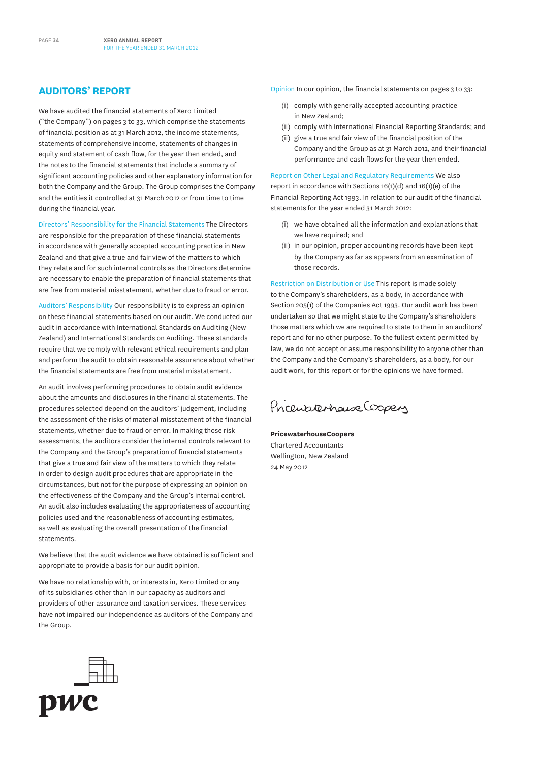## AUDITORS' REPORT

We have audited the financial statements of Xero Limited ("the Company") on pages 3 to 33, which comprise the statements of financial position as at 31 March 2012, the income statements, statements of comprehensive income, statements of changes in equity and statement of cash flow, for the year then ended, and the notes to the financial statements that include a summary of significant accounting policies and other explanatory information for both the Company and the Group. The Group comprises the Company and the entities it controlled at 31 March 2012 or from time to time during the financial year.

Directors' Responsibility for the Financial Statements The Directors are responsible for the preparation of these financial statements in accordance with generally accepted accounting practice in New Zealand and that give a true and fair view of the matters to which they relate and for such internal controls as the Directors determine are necessary to enable the preparation of financial statements that are free from material misstatement, whether due to fraud or error.

Auditors' Responsibility Our responsibility is to express an opinion on these financial statements based on our audit. We conducted our audit in accordance with International Standards on Auditing (New Zealand) and International Standards on Auditing. These standards require that we comply with relevant ethical requirements and plan and perform the audit to obtain reasonable assurance about whether the financial statements are free from material misstatement.

An audit involves performing procedures to obtain audit evidence about the amounts and disclosures in the financial statements. The procedures selected depend on the auditors' judgement, including the assessment of the risks of material misstatement of the financial statements, whether due to fraud or error. In making those risk assessments, the auditors consider the internal controls relevant to the Company and the Group's preparation of financial statements that give a true and fair view of the matters to which they relate in order to design audit procedures that are appropriate in the circumstances, but not for the purpose of expressing an opinion on the effectiveness of the Company and the Group's internal control. An audit also includes evaluating the appropriateness of accounting policies used and the reasonableness of accounting estimates, as well as evaluating the overall presentation of the financial statements.

We believe that the audit evidence we have obtained is sufficient and appropriate to provide a basis for our audit opinion.

We have no relationship with, or interests in, Xero Limited or any of its subsidiaries other than in our capacity as auditors and providers of other assurance and taxation services. These services have not impaired our independence as auditors of the Company and the Group.

Opinion In our opinion, the financial statements on pages 3 to 33:

- (i) comply with generally accepted accounting practice in New Zealand;
- (ii) comply with International Financial Reporting Standards; and
- (ii) give a true and fair view of the financial position of the Company and the Group as at 31 March 2012, and their financial performance and cash flows for the year then ended.

Report on Other Legal and Regulatory Requirements We also report in accordance with Sections 16(1)(d) and 16(1)(e) of the Financial Reporting Act 1993. In relation to our audit of the financial statements for the year ended 31 March 2012:

- (i) we have obtained all the information and explanations that we have required; and
- (ii) in our opinion, proper accounting records have been kept by the Company as far as appears from an examination of those records.

Restriction on Distribution or Use This report is made solely to the Company's shareholders, as a body, in accordance with Section 205(1) of the Companies Act 1993. Our audit work has been undertaken so that we might state to the Company's shareholders those matters which we are required to state to them in an auditors' report and for no other purpose. To the fullest extent permitted by law, we do not accept or assume responsibility to anyone other than the Company and the Company's shareholders, as a body, for our audit work, for this report or for the opinions we have formed.

PricewaterhouseCoopers

**PricewaterhouseCoopers**
Chartered Accountants
Wellington, New Zealand
24 May 2012

pwc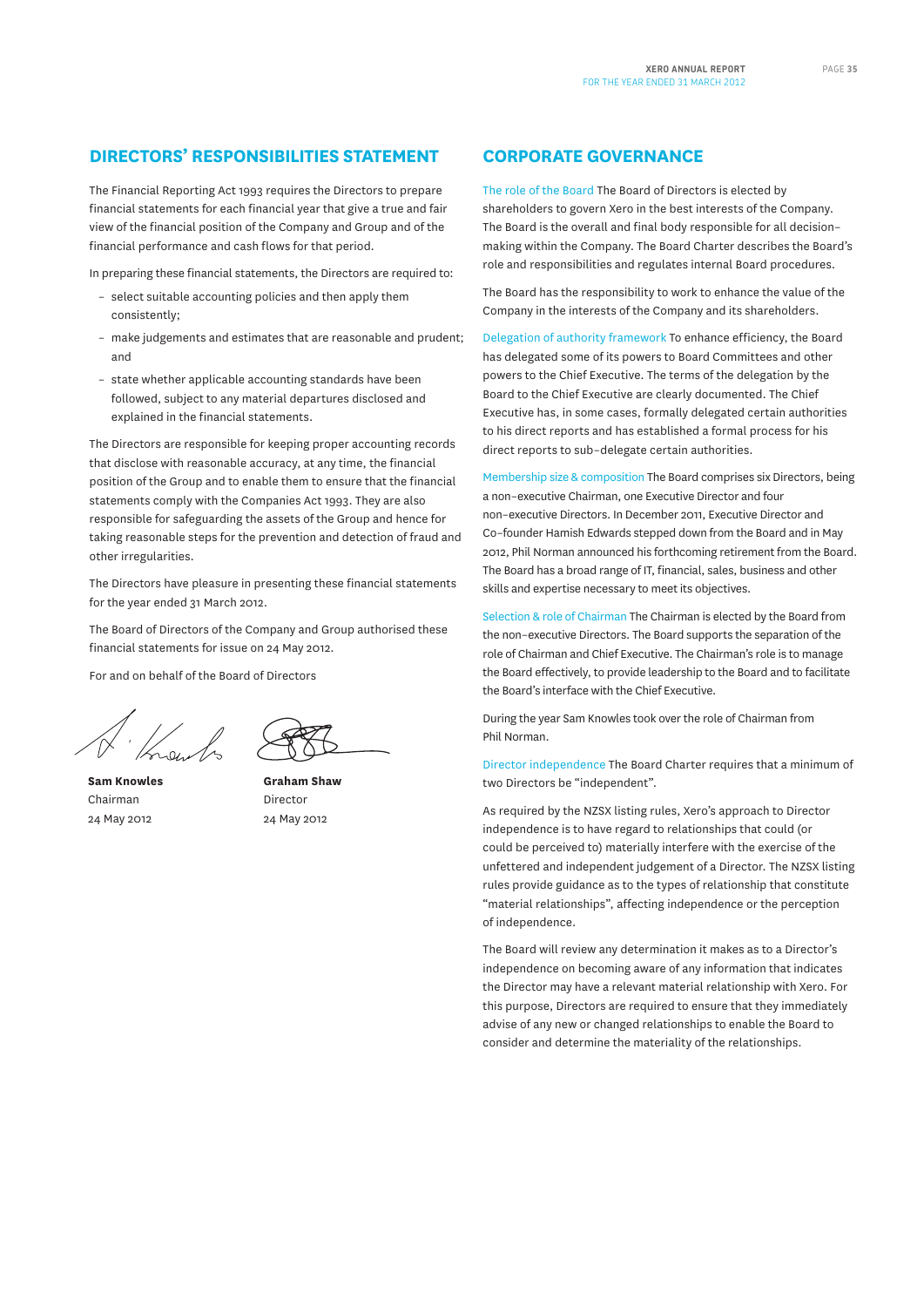## DIRECTORS' RESPONSIBILITIES STATEMENT

The Financial Reporting Act 1993 requires the Directors to prepare financial statements for each financial year that give a true and fair view of the financial position of the Company and Group and of the financial performance and cash flows for that period.

In preparing these financial statements, the Directors are required to:

- select suitable accounting policies and then apply them consistently;
- make judgements and estimates that are reasonable and prudent; and
- state whether applicable accounting standards have been followed, subject to any material departures disclosed and explained in the financial statements.

The Directors are responsible for keeping proper accounting records that disclose with reasonable accuracy, at any time, the financial position of the Group and to enable them to ensure that the financial statements comply with the Companies Act 1993. They are also responsible for safeguarding the assets of the Group and hence for taking reasonable steps for the prevention and detection of fraud and other irregularities.

The Directors have pleasure in presenting these financial statements for the year ended 31 March 2012.

The Board of Directors of the Company and Group authorised these financial statements for issue on 24 May 2012.

For and on behalf of the Board of Directors

**Sam Knowles**
Chairman
24 May 2012

**Graham Shaw**
Director
24 May 2012

## CORPORATE GOVERNANCE

The role of the Board The Board of Directors is elected by shareholders to govern Xero in the best interests of the Company. The Board is the overall and final body responsible for all decision-making within the Company. The Board Charter describes the Board's role and responsibilities and regulates internal Board procedures.

The Board has the responsibility to work to enhance the value of the Company in the interests of the Company and its shareholders.

Delegation of authority framework To enhance efficiency, the Board has delegated some of its powers to Board Committees and other powers to the Chief Executive. The terms of the delegation by the Board to the Chief Executive are clearly documented. The Chief Executive has, in some cases, formally delegated certain authorities to his direct reports and has established a formal process for his direct reports to sub-delegate certain authorities.

Membership size & composition The Board comprises six Directors, being a non-executive Chairman, one Executive Director and four non-executive Directors. In December 2011, Executive Director and Co-founder Hamish Edwards stepped down from the Board and in May 2012, Phil Norman announced his forthcoming retirement from the Board. The Board has a broad range of IT, financial, sales, business and other skills and expertise necessary to meet its objectives.

Selection & role of Chairman The Chairman is elected by the Board from the non-executive Directors. The Board supports the separation of the role of Chairman and Chief Executive. The Chairman's role is to manage the Board effectively, to provide leadership to the Board and to facilitate the Board's interface with the Chief Executive.

During the year Sam Knowles took over the role of Chairman from Phil Norman.

Director independence The Board Charter requires that a minimum of two Directors be "independent".

As required by the NZSX listing rules, Xero's approach to Director independence is to have regard to relationships that could (or could be perceived to) materially interfere with the exercise of the unfettered and independent judgement of a Director. The NZSX listing rules provide guidance as to the types of relationship that constitute "material relationships", affecting independence or the perception of independence.

The Board will review any determination it makes as to a Director's independence on becoming aware of any information that indicates the Director may have a relevant material relationship with Xero. For this purpose, Directors are required to ensure that they immediately advise of any new or changed relationships to enable the Board to consider and determine the materiality of the relationships.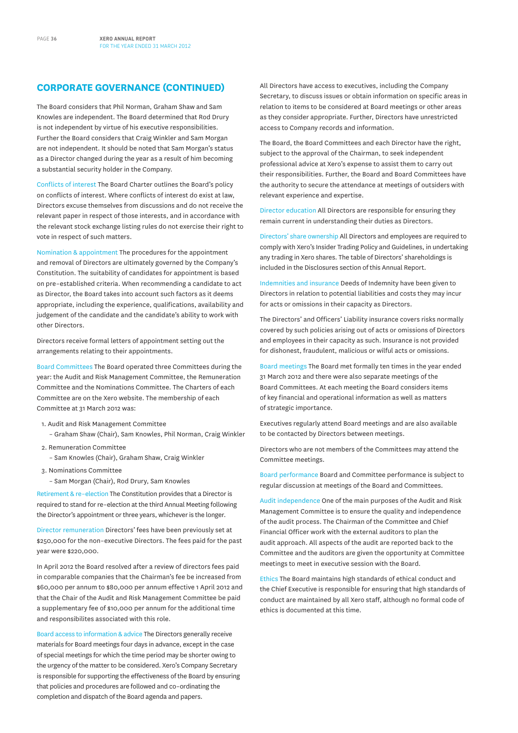## CORPORATE GOVERNANCE (CONTINUED)

The Board considers that Phil Norman, Graham Shaw and Sam Knowles are independent. The Board determined that Rod Drury is not independent by virtue of his executive responsibilities. Further the Board considers that Craig Winkler and Sam Morgan are not independent. It should be noted that Sam Morgan's status as a Director changed during the year as a result of him becoming a substantial security holder in the Company.

**Conflicts of interest** The Board Charter outlines the Board's policy on conflicts of interest. Where conflicts of interest do exist at law, Directors excuse themselves from discussions and do not receive the relevant paper in respect of those interests, and in accordance with the relevant stock exchange listing rules do not exercise their right to vote in respect of such matters.

**Nomination & appointment** The procedures for the appointment and removal of Directors are ultimately governed by the Company's Constitution. The suitability of candidates for appointment is based on pre-established criteria. When recommending a candidate to act as Director, the Board takes into account such factors as it deems appropriate, including the experience, qualifications, availability and judgement of the candidate and the candidate's ability to work with other Directors.

Directors receive formal letters of appointment setting out the arrangements relating to their appointments.

**Board Committees** The Board operated three Committees during the year: the Audit and Risk Management Committee, the Remuneration Committee and the Nominations Committee. The Charters of each Committee are on the Xero website. The membership of each Committee at 31 March 2012 was:

1. Audit and Risk Management Committee
   – Graham Shaw (Chair), Sam Knowles, Phil Norman, Craig Winkler
2. Remuneration Committee
   – Sam Knowles (Chair), Graham Shaw, Craig Winkler
3. Nominations Committee
   – Sam Morgan (Chair), Rod Drury, Sam Knowles

**Retirement & re-election** The Constitution provides that a Director is required to stand for re-election at the third Annual Meeting following the Director's appointment or three years, whichever is the longer.

**Director remuneration** Directors' fees have been previously set at $250,000 for the non-executive Directors. The fees paid for the past year were $220,000.

In April 2012 the Board resolved after a review of directors fees paid in comparable companies that the Chairman's fee be increased from $60,000 per annum to $80,000 per annum effective 1 April 2012 and that the Chair of the Audit and Risk Management Committee be paid a supplementary fee of $10,000 per annum for the additional time and responsibilites associated with this role.

**Board access to information & advice** The Directors generally receive materials for Board meetings four days in advance, except in the case of special meetings for which the time period may be shorter owing to the urgency of the matter to be considered. Xero's Company Secretary is responsible for supporting the effectiveness of the Board by ensuring that policies and procedures are followed and co-ordinating the completion and dispatch of the Board agenda and papers.

All Directors have access to executives, including the Company Secretary, to discuss issues or obtain information on specific areas in relation to items to be considered at Board meetings or other areas as they consider appropriate. Further, Directors have unrestricted access to Company records and information.

The Board, the Board Committees and each Director have the right, subject to the approval of the Chairman, to seek independent professional advice at Xero's expense to assist them to carry out their responsibilities. Further, the Board and Board Committees have the authority to secure the attendance at meetings of outsiders with relevant experience and expertise.

**Director education** All Directors are responsible for ensuring they remain current in understanding their duties as Directors.

**Directors' share ownership** All Directors and employees are required to comply with Xero's Insider Trading Policy and Guidelines, in undertaking any trading in Xero shares. The table of Directors' shareholdings is included in the Disclosures section of this Annual Report.

**Indemnities and insurance** Deeds of Indemnity have been given to Directors in relation to potential liabilities and costs they may incur for acts or omissions in their capacity as Directors.

The Directors' and Officers' Liability insurance covers risks normally covered by such policies arising out of acts or omissions of Directors and employees in their capacity as such. Insurance is not provided for dishonest, fraudulent, malicious or wilful acts or omissions.

**Board meetings** The Board met formally ten times in the year ended 31 March 2012 and there were also separate meetings of the Board Committees. At each meeting the Board considers items of key financial and operational information as well as matters of strategic importance.

Executives regularly attend Board meetings and are also available to be contacted by Directors between meetings.

Directors who are not members of the Committees may attend the Committee meetings.

**Board performance** Board and Committee performance is subject to regular discussion at meetings of the Board and Committees.

**Audit independence** One of the main purposes of the Audit and Risk Management Committee is to ensure the quality and independence of the audit process. The Chairman of the Committee and Chief Financial Officer work with the external auditors to plan the audit approach. All aspects of the audit are reported back to the Committee and the auditors are given the opportunity at Committee meetings to meet in executive session with the Board.

**Ethics** The Board maintains high standards of ethical conduct and the Chief Executive is responsible for ensuring that high standards of conduct are maintained by all Xero staff, although no formal code of ethics is documented at this time.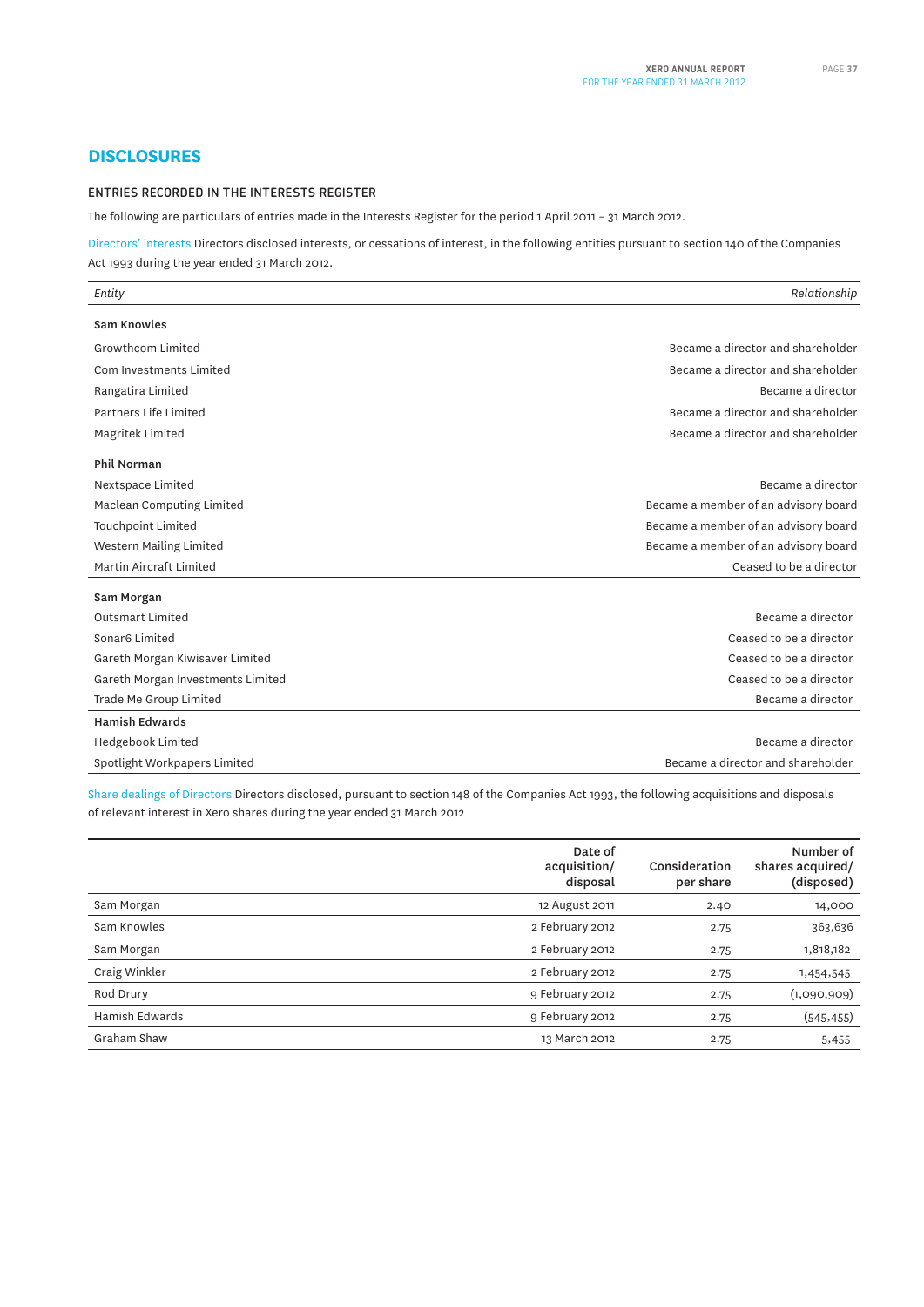# DISCLOSURES

## ENTRIES RECORDED IN THE INTERESTS REGISTER

The following are particulars of entries made in the Interests Register for the period 1 April 2011 – 31 March 2012.

Directors' interests Directors disclosed interests, or cessations of interest, in the following entities pursuant to section 140 of the Companies Act 1993 during the year ended 31 March 2012.

| *Entity* | *Relationship* |
|---|---|
| **Sam Knowles** | |
| Growthcom Limited | Became a director and shareholder |
| Com Investments Limited | Became a director and shareholder |
| Rangatira Limited | Became a director |
| Partners Life Limited | Became a director and shareholder |
| Magritek Limited | Became a director and shareholder |
| **Phil Norman** | |
| Nextspace Limited | Became a director |
| Maclean Computing Limited | Became a member of an advisory board |
| Touchpoint Limited | Became a member of an advisory board |
| Western Mailing Limited | Became a member of an advisory board |
| Martin Aircraft Limited | Ceased to be a director |
| **Sam Morgan** | |
| Outsmart Limited | Became a director |
| Sonar6 Limited | Ceased to be a director |
| Gareth Morgan Kiwisaver Limited | Ceased to be a director |
| Gareth Morgan Investments Limited | Ceased to be a director |
| Trade Me Group Limited | Became a director |
| **Hamish Edwards** | |
| Hedgebook Limited | Became a director |
| Spotlight Workpapers Limited | Became a director and shareholder |

Share dealings of Directors Directors disclosed, pursuant to section 148 of the Companies Act 1993, the following acquisitions and disposals of relevant interest in Xero shares during the year ended 31 March 2012

| | Date of acquisition/ disposal | Consideration per share | Number of shares acquired/ (disposed) |
|---|---|---|---|
| Sam Morgan | 12 August 2011 | 2.40 | 14,000 |
| Sam Knowles | 2 February 2012 | 2.75 | 363,636 |
| Sam Morgan | 2 February 2012 | 2.75 | 1,818,182 |
| Craig Winkler | 2 February 2012 | 2.75 | 1,454,545 |
| Rod Drury | 9 February 2012 | 2.75 | (1,090,909) |
| Hamish Edwards | 9 February 2012 | 2.75 | (545,455) |
| Graham Shaw | 13 March 2012 | 2.75 | 5,455 |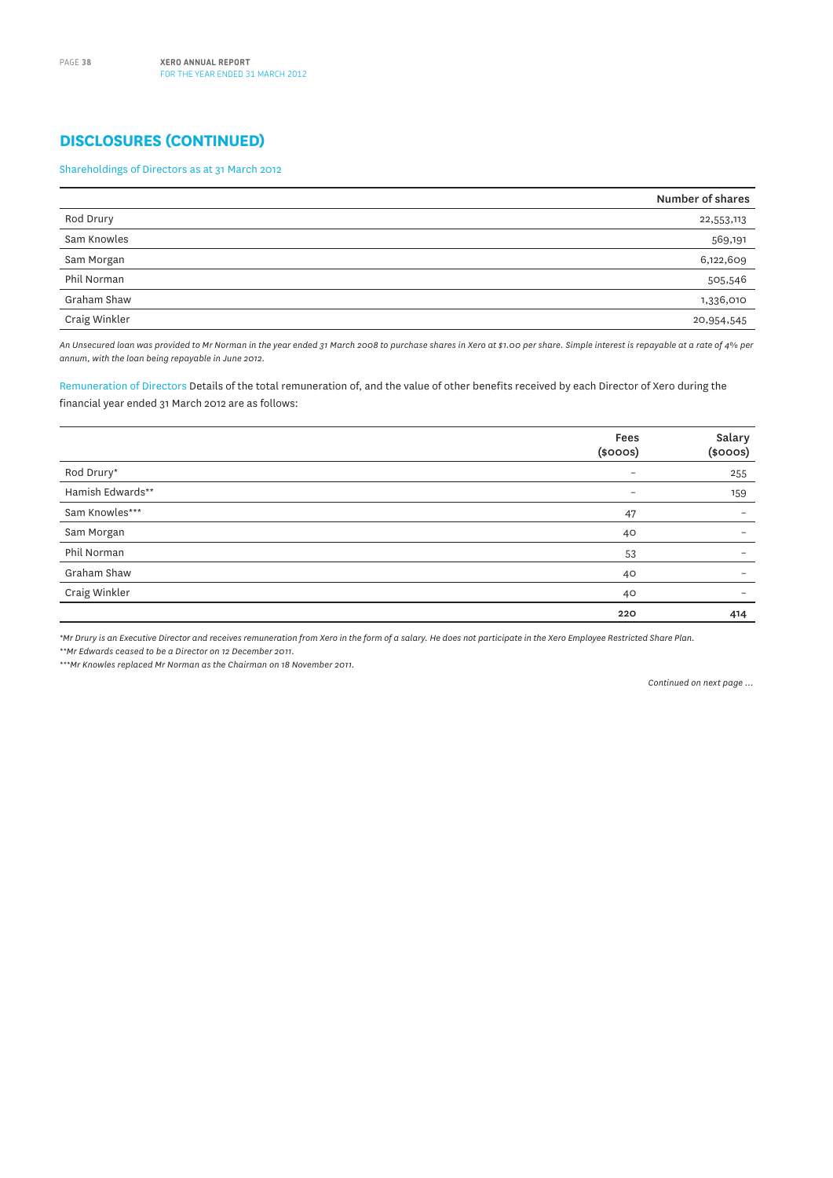## DISCLOSURES (CONTINUED)

Shareholdings of Directors as at 31 March 2012

| | Number of shares |
|---|---|
| Rod Drury | 22,553,113 |
| Sam Knowles | 569,191 |
| Sam Morgan | 6,122,609 |
| Phil Norman | 505,546 |
| Graham Shaw | 1,336,010 |
| Craig Winkler | 20,954,545 |

*An Unsecured loan was provided to Mr Norman in the year ended 31 March 2008 to purchase shares in Xero at $1.00 per share. Simple interest is repayable at a rate of 4% per annum, with the loan being repayable in June 2012.*

Remuneration of Directors Details of the total remuneration of, and the value of other benefits received by each Director of Xero during the financial year ended 31 March 2012 are as follows:

| | Fees ($000s) | Salary ($000s) |
|---|---|---|
| Rod Drury* | – | 255 |
| Hamish Edwards** | – | 159 |
| Sam Knowles*** | 47 | – |
| Sam Morgan | 40 | – |
| Phil Norman | 53 | – |
| Graham Shaw | 40 | – |
| Craig Winkler | 40 | – |
| | **220** | **414** |

*\*Mr Drury is an Executive Director and receives remuneration from Xero in the form of a salary. He does not participate in the Xero Employee Restricted Share Plan.*

*\*\*Mr Edwards ceased to be a Director on 12 December 2011.*

*\*\*\*Mr Knowles replaced Mr Norman as the Chairman on 18 November 2011.*

*Continued on next page ...*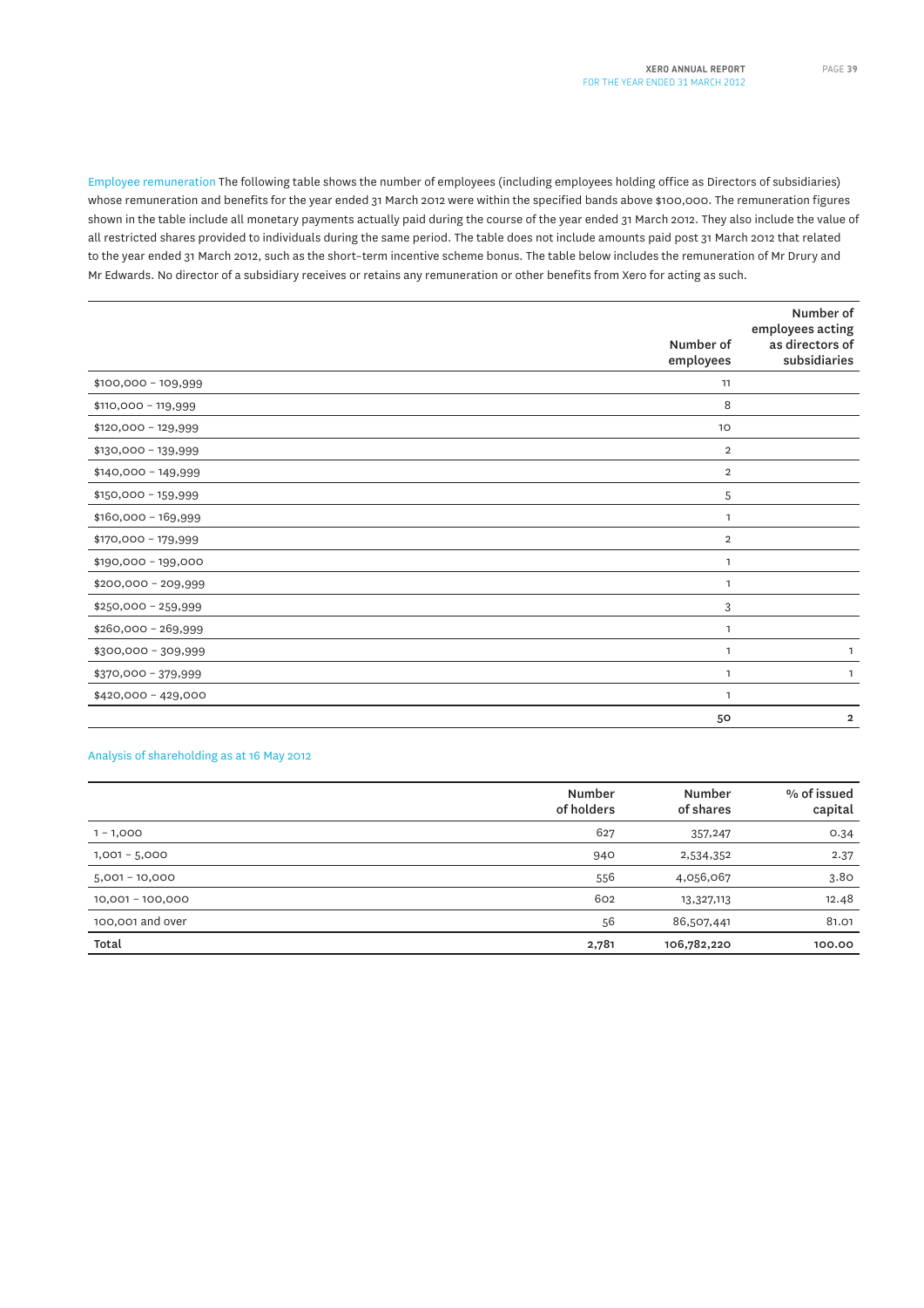**Employee remuneration** The following table shows the number of employees (including employees holding office as Directors of subsidiaries) whose remuneration and benefits for the year ended 31 March 2012 were within the specified bands above $100,000. The remuneration figures shown in the table include all monetary payments actually paid during the course of the year ended 31 March 2012. They also include the value of all restricted shares provided to individuals during the same period. The table does not include amounts paid post 31 March 2012 that related to the year ended 31 March 2012, such as the short-term incentive scheme bonus. The table below includes the remuneration of Mr Drury and Mr Edwards. No director of a subsidiary receives or retains any remuneration or other benefits from Xero for acting as such.

| | Number of employees | Number of employees acting as directors of subsidiaries |
|---|---|---|
| $100,000 – 109,999 | 11 | |
| $110,000 – 119,999 | 8 | |
| $120,000 – 129,999 | 10 | |
| $130,000 – 139,999 | 2 | |
| $140,000 – 149,999 | 2 | |
| $150,000 – 159,999 | 5 | |
| $160,000 – 169,999 | 1 | |
| $170,000 – 179,999 | 2 | |
| $190,000 – 199,000 | 1 | |
| $200,000 – 209,999 | 1 | |
| $250,000 – 259,999 | 3 | |
| $260,000 – 269,999 | 1 | |
| $300,000 – 309,999 | 1 | 1 |
| $370,000 – 379,999 | 1 | 1 |
| $420,000 – 429,000 | 1 | |
| | **50** | **2** |

**Analysis of shareholding as at 16 May 2012**

| | Number of holders | Number of shares | % of issued capital |
|---|---|---|---|
| 1 – 1,000 | 627 | 357,247 | 0.34 |
| 1,001 – 5,000 | 940 | 2,534,352 | 2.37 |
| 5,001 – 10,000 | 556 | 4,056,067 | 3.80 |
| 10,001 – 100,000 | 602 | 13,327,113 | 12.48 |
| 100,001 and over | 56 | 86,507,441 | 81.01 |
| **Total** | **2,781** | **106,782,220** | **100.00** |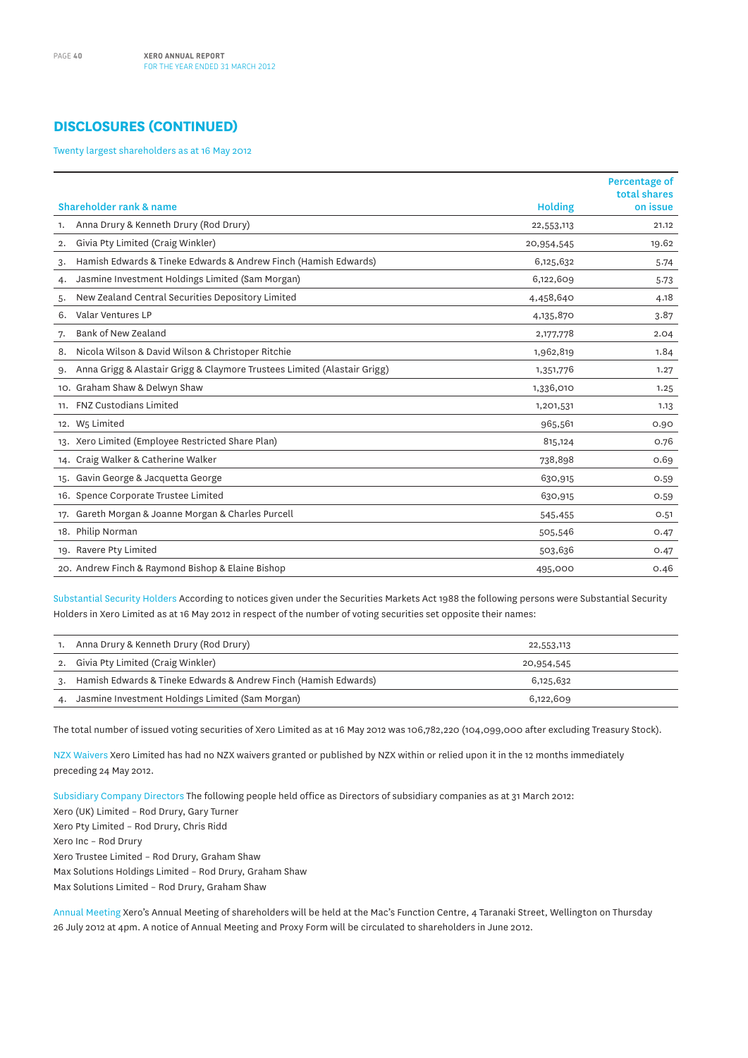## DISCLOSURES (CONTINUED)

Twenty largest shareholders as at 16 May 2012

| Shareholder rank & name | Holding | Percentage of total shares on issue |
|---|---|---|
| 1. Anna Drury & Kenneth Drury (Rod Drury) | 22,553,113 | 21.12 |
| 2. Givia Pty Limited (Craig Winkler) | 20,954,545 | 19.62 |
| 3. Hamish Edwards & Tineke Edwards & Andrew Finch (Hamish Edwards) | 6,125,632 | 5.74 |
| 4. Jasmine Investment Holdings Limited (Sam Morgan) | 6,122,609 | 5.73 |
| 5. New Zealand Central Securities Depository Limited | 4,458,640 | 4.18 |
| 6. Valar Ventures LP | 4,135,870 | 3.87 |
| 7. Bank of New Zealand | 2,177,778 | 2.04 |
| 8. Nicola Wilson & David Wilson & Christoper Ritchie | 1,962,819 | 1.84 |
| 9. Anna Grigg & Alastair Grigg & Claymore Trustees Limited (Alastair Grigg) | 1,351,776 | 1.27 |
| 10. Graham Shaw & Delwyn Shaw | 1,336,010 | 1.25 |
| 11. FNZ Custodians Limited | 1,201,531 | 1.13 |
| 12. W5 Limited | 965,561 | 0.90 |
| 13. Xero Limited (Employee Restricted Share Plan) | 815,124 | 0.76 |
| 14. Craig Walker & Catherine Walker | 738,898 | 0.69 |
| 15. Gavin George & Jacquetta George | 630,915 | 0.59 |
| 16. Spence Corporate Trustee Limited | 630,915 | 0.59 |
| 17. Gareth Morgan & Joanne Morgan & Charles Purcell | 545,455 | 0.51 |
| 18. Philip Norman | 505,546 | 0.47 |
| 19. Ravere Pty Limited | 503,636 | 0.47 |
| 20. Andrew Finch & Raymond Bishop & Elaine Bishop | 495,000 | 0.46 |

Substantial Security Holders According to notices given under the Securities Markets Act 1988 the following persons were Substantial Security Holders in Xero Limited as at 16 May 2012 in respect of the number of voting securities set opposite their names:

| | |
|---|---|
| 1. Anna Drury & Kenneth Drury (Rod Drury) | 22,553,113 |
| 2. Givia Pty Limited (Craig Winkler) | 20,954,545 |
| 3. Hamish Edwards & Tineke Edwards & Andrew Finch (Hamish Edwards) | 6,125,632 |
| 4. Jasmine Investment Holdings Limited (Sam Morgan) | 6,122,609 |

The total number of issued voting securities of Xero Limited as at 16 May 2012 was 106,782,220 (104,099,000 after excluding Treasury Stock).

NZX Waivers Xero Limited has had no NZX waivers granted or published by NZX within or relied upon it in the 12 months immediately preceding 24 May 2012.

Subsidiary Company Directors The following people held office as Directors of subsidiary companies as at 31 March 2012:
Xero (UK) Limited – Rod Drury, Gary Turner
Xero Pty Limited – Rod Drury, Chris Ridd
Xero Inc – Rod Drury
Xero Trustee Limited – Rod Drury, Graham Shaw
Max Solutions Holdings Limited – Rod Drury, Graham Shaw
Max Solutions Limited – Rod Drury, Graham Shaw

Annual Meeting Xero's Annual Meeting of shareholders will be held at the Mac's Function Centre, 4 Taranaki Street, Wellington on Thursday 26 July 2012 at 4pm. A notice of Annual Meeting and Proxy Form will be circulated to shareholders in June 2012.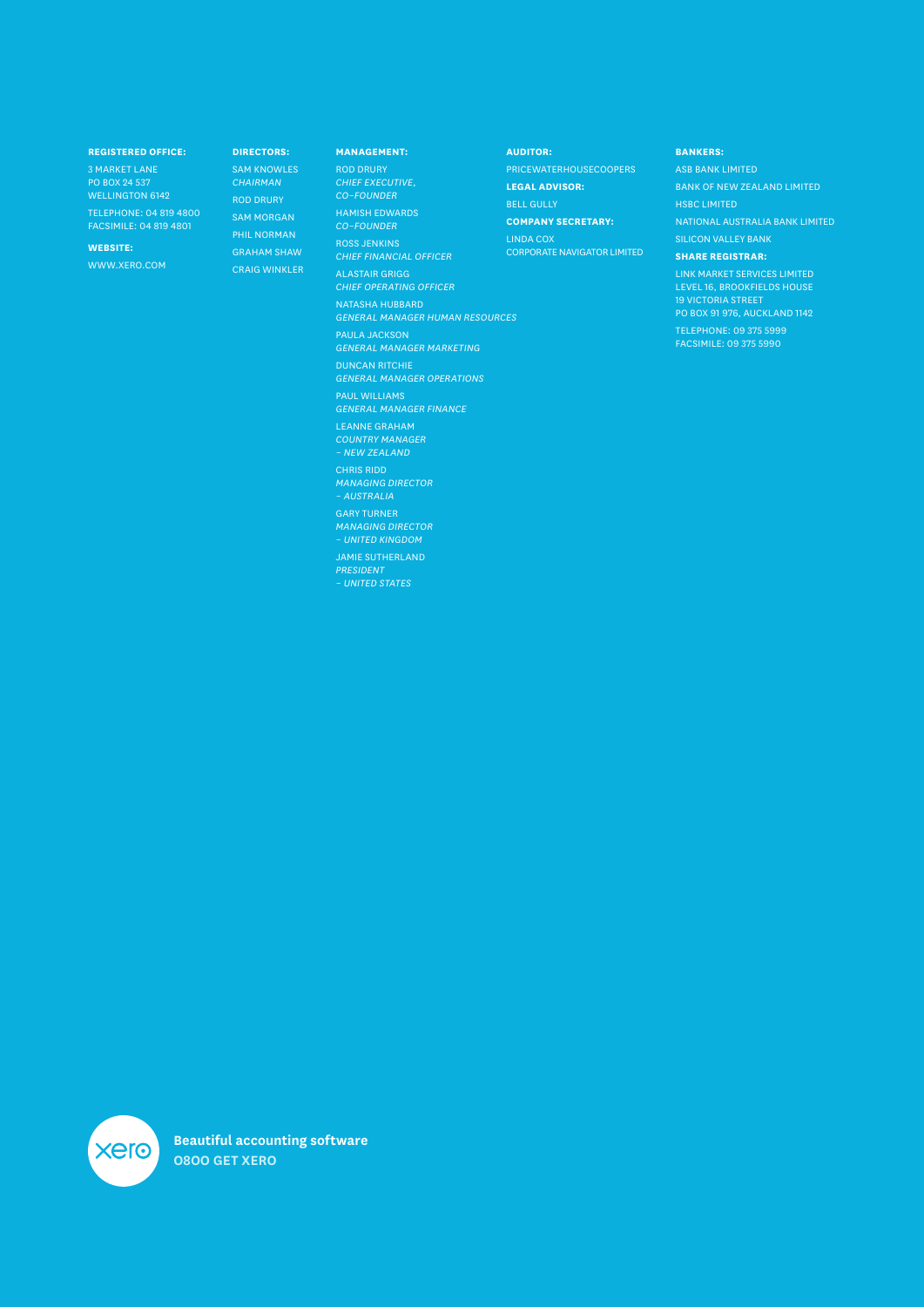**REGISTERED OFFICE:**

3 MARKET LANE
PO BOX 24 537
WELLINGTON 6142

TELEPHONE: 04 819 4800
FACSIMILE: 04 819 4801

**WEBSITE:**

WWW.XERO.COM

**DIRECTORS:**

SAM KNOWLES
*CHAIRMAN*

ROD DRURY

SAM MORGAN

PHIL NORMAN

GRAHAM SHAW

CRAIG WINKLER

**MANAGEMENT:**

ROD DRURY
*CHIEF EXECUTIVE, CO-FOUNDER*

HAMISH EDWARDS
*CO-FOUNDER*

ROSS JENKINS
*CHIEF FINANCIAL OFFICER*

ALASTAIR GRIGG
*CHIEF OPERATING OFFICER*

NATASHA HUBBARD
*GENERAL MANAGER HUMAN RESOURCES*

PAULA JACKSON
*GENERAL MANAGER MARKETING*

DUNCAN RITCHIE
*GENERAL MANAGER OPERATIONS*

PAUL WILLIAMS
*GENERAL MANAGER FINANCE*

LEANNE GRAHAM
*COUNTRY MANAGER – NEW ZEALAND*

CHRIS RIDD
*MANAGING DIRECTOR – AUSTRALIA*

GARY TURNER
*MANAGING DIRECTOR – UNITED KINGDOM*

JAMIE SUTHERLAND
*PRESIDENT – UNITED STATES*

**AUDITOR:**

PRICEWATERHOUSECOOPERS

**LEGAL ADVISOR:**

BELL GULLY

**COMPANY SECRETARY:**

LINDA COX
CORPORATE NAVIGATOR LIMITED

**BANKERS:**

ASB BANK LIMITED

BANK OF NEW ZEALAND LIMITED

HSBC LIMITED

NATIONAL AUSTRALIA BANK LIMITED

SILICON VALLEY BANK

**SHARE REGISTRAR:**

LINK MARKET SERVICES LIMITED
LEVEL 16, BROOKFIELDS HOUSE
19 VICTORIA STREET
PO BOX 91 976, AUCKLAND 1142

TELEPHONE: 09 375 5999
FACSIMILE: 09 375 5990

xero

**Beautiful accounting software**
**0800 GET XERO**